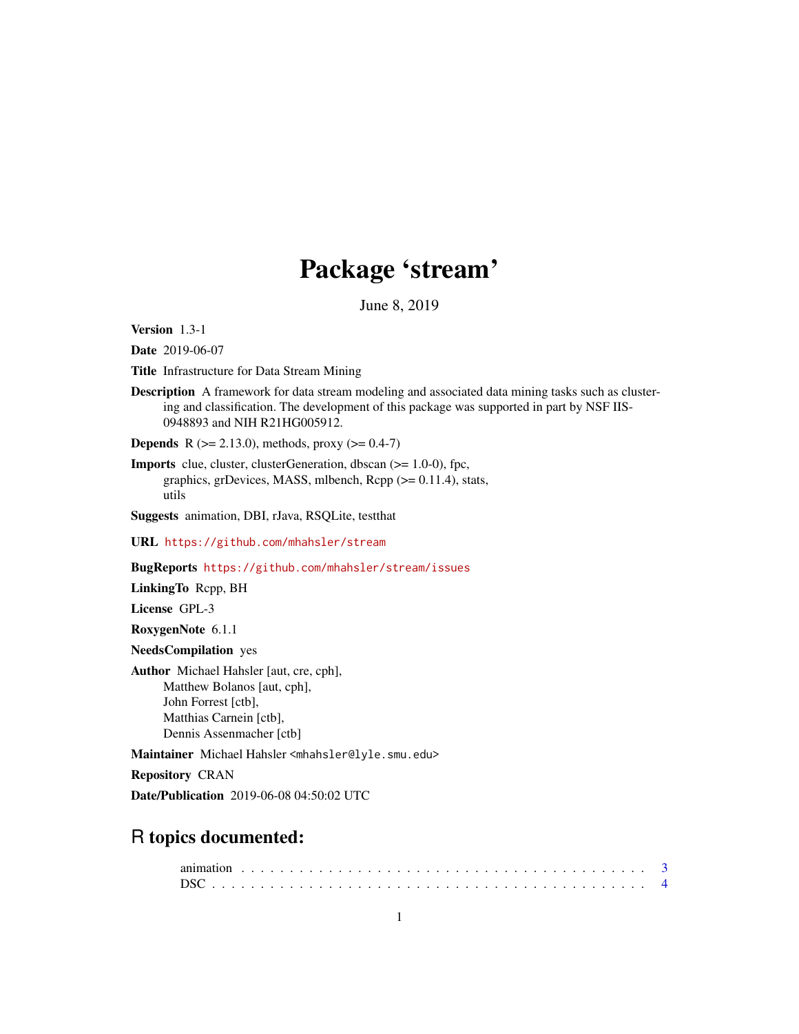# Package 'stream'

June 8, 2019

**Version** 1.3-1

**Date** 2019-06-07

**Title** Infrastructure for Data Stream Mining

**Description** A framework for data stream modeling and associated data mining tasks such as clustering and classification. The development of this package was supported in part by NSF IIS-0948893 and NIH R21HG005912.

**Depends** R (>= 2.13.0), methods, proxy (>= 0.4-7)

**Imports** clue, cluster, clusterGeneration, dbscan (>= 1.0-0), fpc, graphics, grDevices, MASS, mlbench, Rcpp (>= 0.11.4), stats, utils

**Suggests** animation, DBI, rJava, RSQLite, testthat

**URL** https://github.com/mhahsler/stream

**BugReports** https://github.com/mhahsler/stream/issues

**LinkingTo** Rcpp, BH

**License** GPL-3

**RoxygenNote** 6.1.1

**NeedsCompilation** yes

**Author** Michael Hahsler [aut, cre, cph],
Matthew Bolanos [aut, cph],
John Forrest [ctb],
Matthias Carnein [ctb],
Dennis Assenmacher [ctb]

**Maintainer** Michael Hahsler <mhahsler@lyle.smu.edu>

**Repository** CRAN

**Date/Publication** 2019-06-08 04:50:02 UTC

## R topics documented:

animation . . . . . . . . . . . . . . . . . . . . . . . . . . . . . . . . . . . . . . . . 3
DSC . . . . . . . . . . . . . . . . . . . . . . . . . . . . . . . . . . . . . . . . . . . 4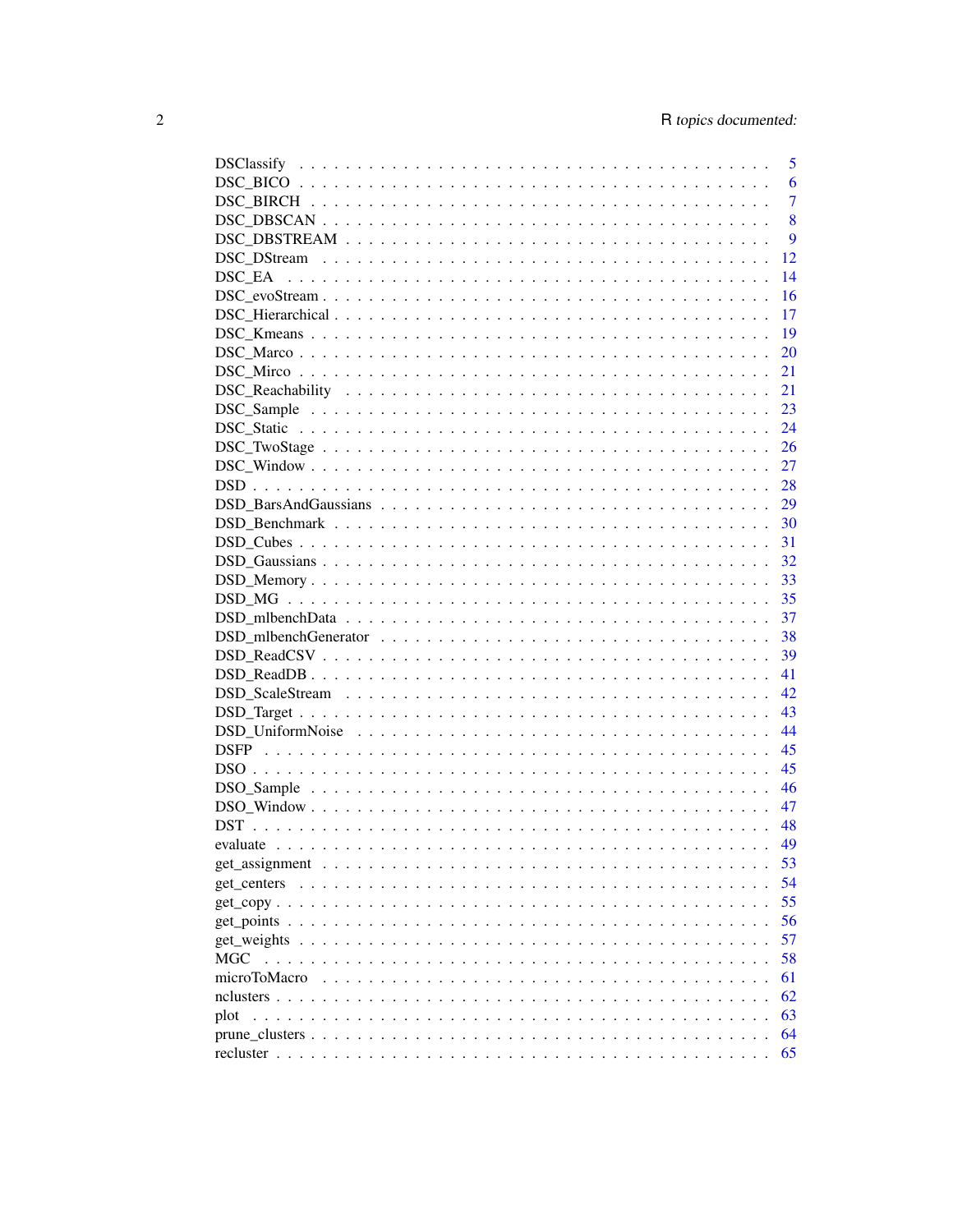| | |
|---|---|
| DSClassify | 5 |
| DSC_BICO | 6 |
| DSC_BIRCH | 7 |
| DSC_DBSCAN | 8 |
| DSC_DBSTREAM | 9 |
| DSC_DStream | 12 |
| DSC_EA | 14 |
| DSC_evoStream | 16 |
| DSC_Hierarchical | 17 |
| DSC_Kmeans | 19 |
| DSC_Marco | 20 |
| DSC_Mirco | 21 |
| DSC_Reachability | 21 |
| DSC_Sample | 23 |
| DSC_Static | 24 |
| DSC_TwoStage | 26 |
| DSC_Window | 27 |
| DSD | 28 |
| DSD_BarsAndGaussians | 29 |
| DSD_Benchmark | 30 |
| DSD_Cubes | 31 |
| DSD_Gaussians | 32 |
| DSD_Memory | 33 |
| DSD_MG | 35 |
| DSD_mlbenchData | 37 |
| DSD_mlbenchGenerator | 38 |
| DSD_ReadCSV | 39 |
| DSD_ReadDB | 41 |
| DSD_ScaleStream | 42 |
| DSD_Target | 43 |
| DSD_UniformNoise | 44 |
| DSFP | 45 |
| DSO | 45 |
| DSO_Sample | 46 |
| DSO_Window | 47 |
| DST | 48 |
| evaluate | 49 |
| get_assignment | 53 |
| get_centers | 54 |
| get_copy | 55 |
| get_points | 56 |
| get_weights | 57 |
| MGC | 58 |
| microToMacro | 61 |
| nclusters | 62 |
| plot | 63 |
| prune_clusters | 64 |
| recluster | 65 |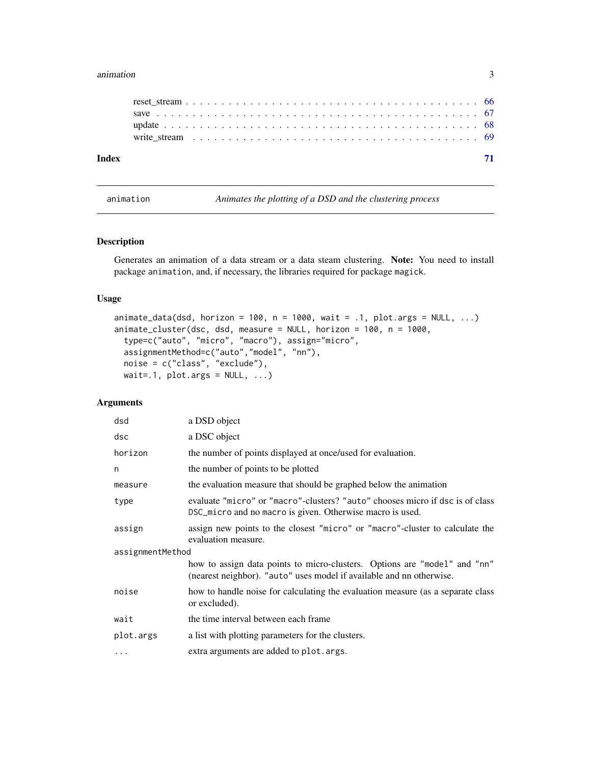reset_stream . . . . . . . . . . . . . . . . . . . . . . . . . . . . . . . . . . . . . . . . 66
save . . . . . . . . . . . . . . . . . . . . . . . . . . . . . . . . . . . . . . . . . . . . 67
update . . . . . . . . . . . . . . . . . . . . . . . . . . . . . . . . . . . . . . . . . . . 68
write_stream . . . . . . . . . . . . . . . . . . . . . . . . . . . . . . . . . . . . . . . . 69

**Index** **71**

---

`animation` *Animates the plotting of a DSD and the clustering process*

---

## Description

Generates an animation of a data stream or a data steam clustering. **Note:** You need to install package `animation`, and, if necessary, the libraries required for package `magick`.

## Usage

```
animate_data(dsd, horizon = 100, n = 1000, wait = .1, plot.args = NULL, ...)
animate_cluster(dsc, dsd, measure = NULL, horizon = 100, n = 1000,
  type=c("auto", "micro", "macro"), assign="micro",
  assignmentMethod=c("auto","model", "nn"),
  noise = c("class", "exclude"),
  wait=.1, plot.args = NULL, ...)
```

## Arguments

| | |
|---|---|
| `dsd` | a DSD object |
| `dsc` | a DSC object |
| `horizon` | the number of points displayed at once/used for evaluation. |
| `n` | the number of points to be plotted |
| `measure` | the evaluation measure that should be graphed below the animation |
| `type` | evaluate `"micro"` or `"macro"`-clusters? `"auto"` chooses micro if `dsc` is of class `DSC_micro` and no `macro` is given. Otherwise macro is used. |
| `assign` | assign new points to the closest `"micro"` or `"macro"`-cluster to calculate the evaluation measure. |
| `assignmentMethod` | how to assign data points to micro-clusters. Options are `"model"` and `"nn"` (nearest neighbor). `"auto"` uses model if available and nn otherwise. |
| `noise` | how to handle noise for calculating the evaluation measure (as a separate class or excluded). |
| `wait` | the time interval between each frame |
| `plot.args` | a list with plotting parameters for the clusters. |
| `...` | extra arguments are added to `plot.args`. |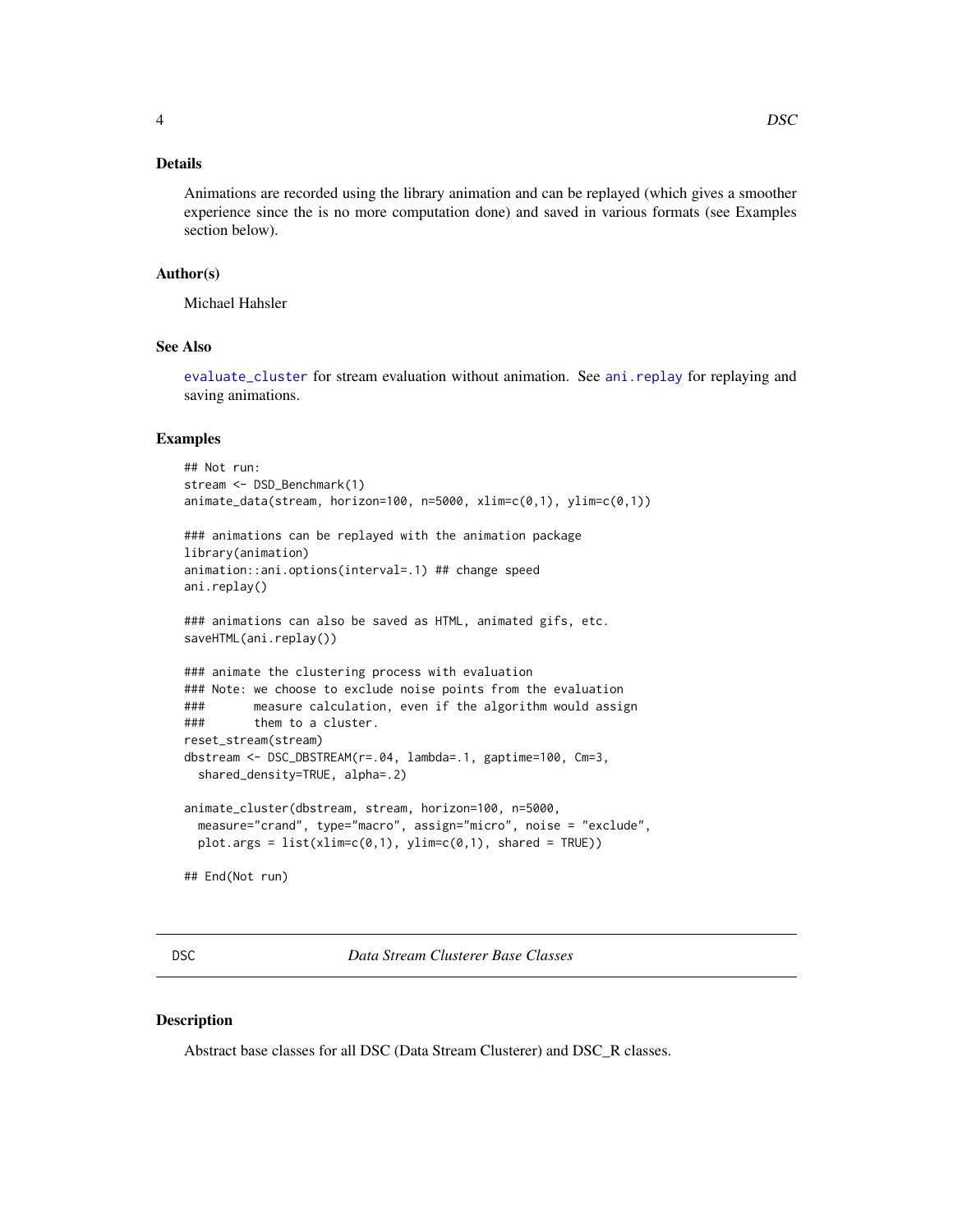## Details

Animations are recorded using the library animation and can be replayed (which gives a smoother experience since the is no more computation done) and saved in various formats (see Examples section below).

## Author(s)

Michael Hahsler

## See Also

`evaluate_cluster` for stream evaluation without animation. See `ani.replay` for replaying and saving animations.

## Examples

```
## Not run:
stream <- DSD_Benchmark(1)
animate_data(stream, horizon=100, n=5000, xlim=c(0,1), ylim=c(0,1))

### animations can be replayed with the animation package
library(animation)
animation::ani.options(interval=.1) ## change speed
ani.replay()

### animations can also be saved as HTML, animated gifs, etc.
saveHTML(ani.replay())

### animate the clustering process with evaluation
### Note: we choose to exclude noise points from the evaluation
###       measure calculation, even if the algorithm would assign
###       them to a cluster.
reset_stream(stream)
dbstream <- DSC_DBSTREAM(r=.04, lambda=.1, gaptime=100, Cm=3,
  shared_density=TRUE, alpha=.2)

animate_cluster(dbstream, stream, horizon=100, n=5000,
  measure="crand", type="macro", assign="micro", noise = "exclude",
  plot.args = list(xlim=c(0,1), ylim=c(0,1), shared = TRUE))

## End(Not run)
```

---

# DSC — *Data Stream Clusterer Base Classes*

## Description

Abstract base classes for all DSC (Data Stream Clusterer) and DSC_R classes.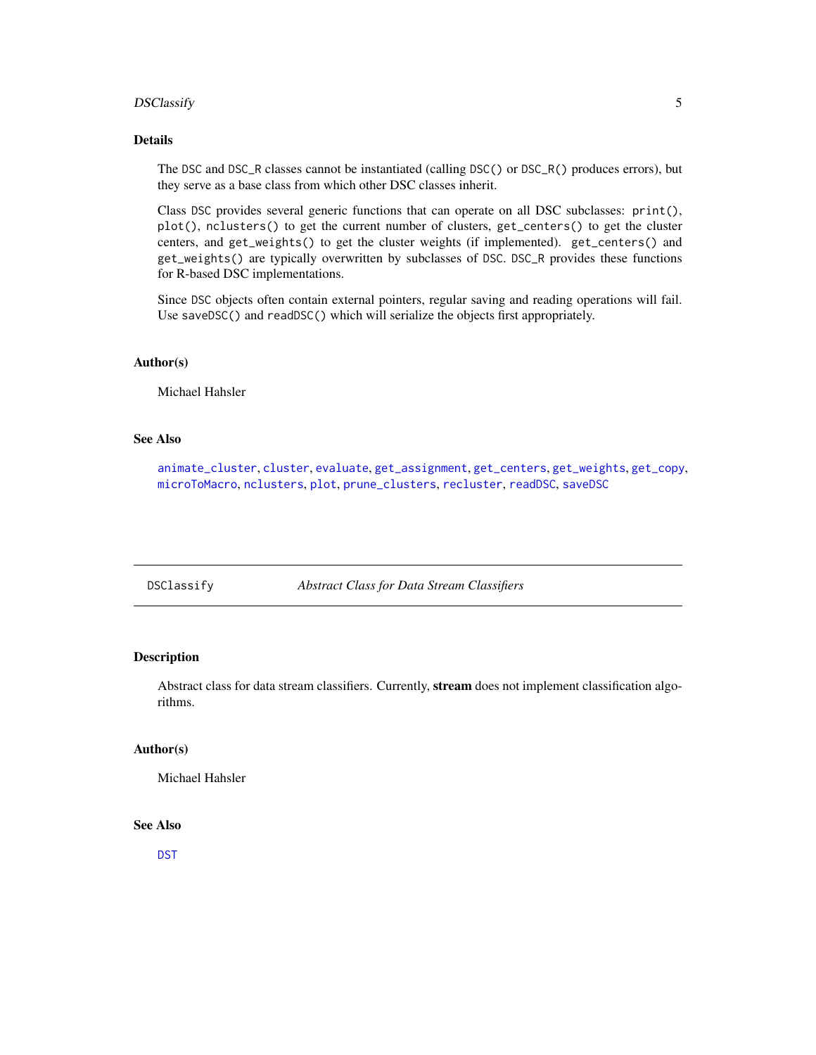### Details

The DSC and DSC_R classes cannot be instantiated (calling DSC() or DSC_R() produces errors), but they serve as a base class from which other DSC classes inherit.

Class DSC provides several generic functions that can operate on all DSC subclasses: print(), plot(), nclusters() to get the current number of clusters, get_centers() to get the cluster centers, and get_weights() to get the cluster weights (if implemented). get_centers() and get_weights() are typically overwritten by subclasses of DSC. DSC_R provides these functions for R-based DSC implementations.

Since DSC objects often contain external pointers, regular saving and reading operations will fail. Use saveDSC() and readDSC() which will serialize the objects first appropriately.

### Author(s)

Michael Hahsler

### See Also

animate_cluster, cluster, evaluate, get_assignment, get_centers, get_weights, get_copy, microToMacro, nclusters, plot, prune_clusters, recluster, readDSC, saveDSC

---

## DSClassify — *Abstract Class for Data Stream Classifiers*

---

### Description

Abstract class for data stream classifiers. Currently, **stream** does not implement classification algorithms.

### Author(s)

Michael Hahsler

### See Also

DST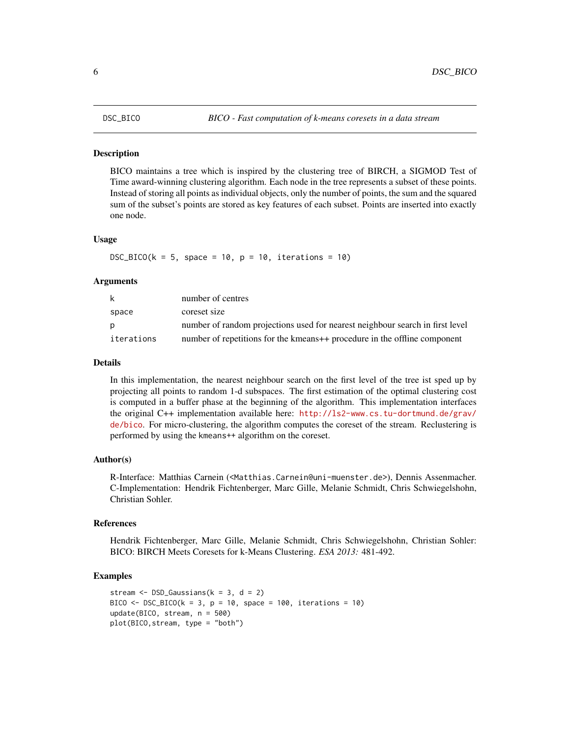DSC_BICO *BICO - Fast computation of k-means coresets in a data stream*

## Description

BICO maintains a tree which is inspired by the clustering tree of BIRCH, a SIGMOD Test of Time award-winning clustering algorithm. Each node in the tree represents a subset of these points. Instead of storing all points as individual objects, only the number of points, the sum and the squared sum of the subset's points are stored as key features of each subset. Points are inserted into exactly one node.

## Usage

```
DSC_BICO(k = 5, space = 10, p = 10, iterations = 10)
```

## Arguments

| | |
|---|---|
| k | number of centres |
| space | coreset size |
| p | number of random projections used for nearest neighbour search in first level |
| iterations | number of repetitions for the kmeans++ procedure in the offline component |

## Details

In this implementation, the nearest neighbour search on the first level of the tree ist sped up by projecting all points to random 1-d subspaces. The first estimation of the optimal clustering cost is computed in a buffer phase at the beginning of the algorithm. This implementation interfaces the original C++ implementation available here: http://ls2-www.cs.tu-dortmund.de/grav/de/bico. For micro-clustering, the algorithm computes the coreset of the stream. Reclustering is performed by using the kmeans++ algorithm on the coreset.

## Author(s)

R-Interface: Matthias Carnein (<Matthias.Carnein@uni-muenster.de>), Dennis Assenmacher. C-Implementation: Hendrik Fichtenberger, Marc Gille, Melanie Schmidt, Chris Schwiegelshohn, Christian Sohler.

## References

Hendrik Fichtenberger, Marc Gille, Melanie Schmidt, Chris Schwiegelshohn, Christian Sohler: BICO: BIRCH Meets Coresets for k-Means Clustering. *ESA 2013:* 481-492.

## Examples

```
stream <- DSD_Gaussians(k = 3, d = 2)
BICO <- DSC_BICO(k = 3, p = 10, space = 100, iterations = 10)
update(BICO, stream, n = 500)
plot(BICO,stream, type = "both")
```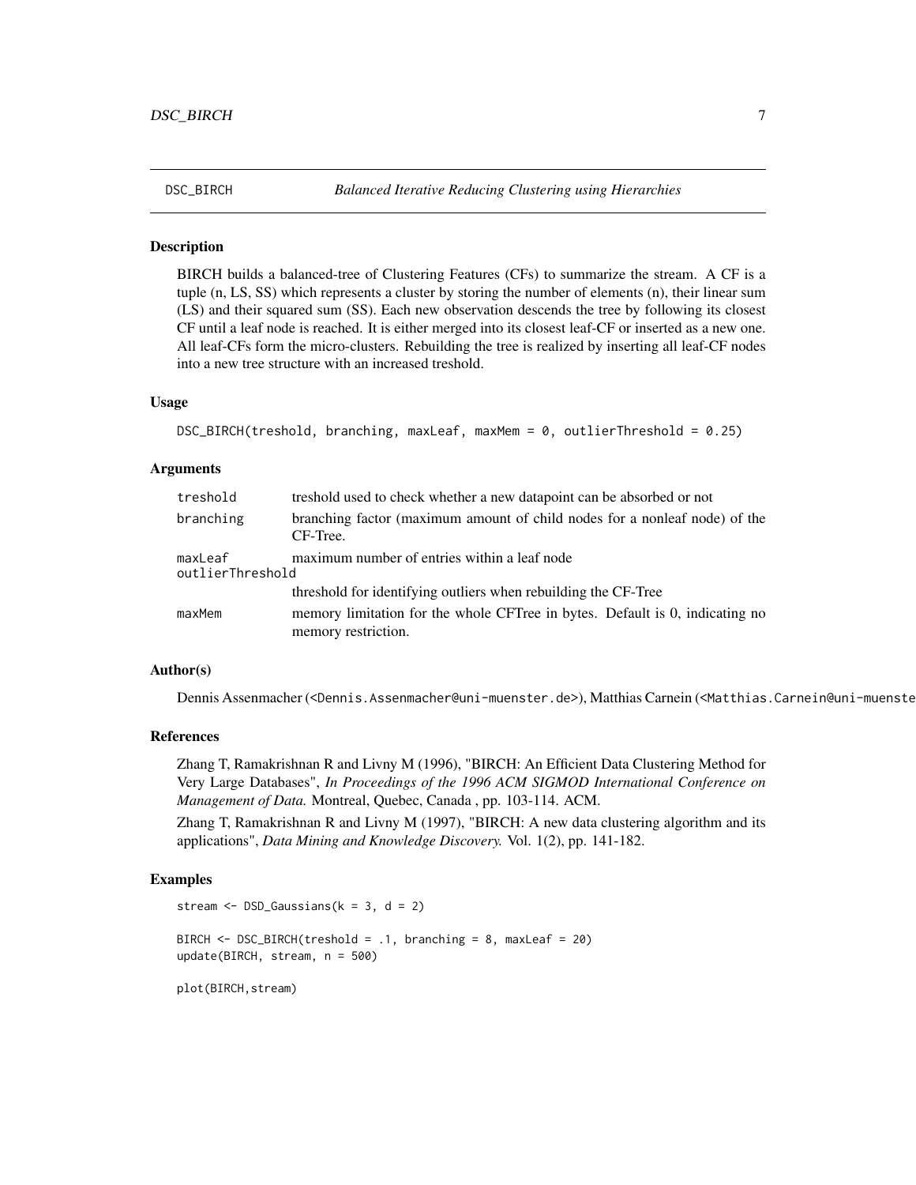# DSC_BIRCH

*Balanced Iterative Reducing Clustering using Hierarchies*

## Description

BIRCH builds a balanced-tree of Clustering Features (CFs) to summarize the stream. A CF is a tuple (n, LS, SS) which represents a cluster by storing the number of elements (n), their linear sum (LS) and their squared sum (SS). Each new observation descends the tree by following its closest CF until a leaf node is reached. It is either merged into its closest leaf-CF or inserted as a new one. All leaf-CFs form the micro-clusters. Rebuilding the tree is realized by inserting all leaf-CF nodes into a new tree structure with an increased treshold.

## Usage

```
DSC_BIRCH(treshold, branching, maxLeaf, maxMem = 0, outlierThreshold = 0.25)
```

## Arguments

| | |
|---|---|
| treshold | treshold used to check whether a new datapoint can be absorbed or not |
| branching | branching factor (maximum amount of child nodes for a nonleaf node) of the CF-Tree. |
| maxLeaf | maximum number of entries within a leaf node |
| outlierThreshold | threshold for identifying outliers when rebuilding the CF-Tree |
| maxMem | memory limitation for the whole CFTree in bytes. Default is 0, indicating no memory restriction. |

## Author(s)

Dennis Assenmacher (<Dennis.Assenmacher@uni-muenster.de>), Matthias Carnein (<Matthias.Carnein@uni-muenste

## References

Zhang T, Ramakrishnan R and Livny M (1996), "BIRCH: An Efficient Data Clustering Method for Very Large Databases", *In Proceedings of the 1996 ACM SIGMOD International Conference on Management of Data.* Montreal, Quebec, Canada , pp. 103-114. ACM.

Zhang T, Ramakrishnan R and Livny M (1997), "BIRCH: A new data clustering algorithm and its applications", *Data Mining and Knowledge Discovery.* Vol. 1(2), pp. 141-182.

## Examples

```
stream <- DSD_Gaussians(k = 3, d = 2)

BIRCH <- DSC_BIRCH(treshold = .1, branching = 8, maxLeaf = 20)
update(BIRCH, stream, n = 500)

plot(BIRCH,stream)
```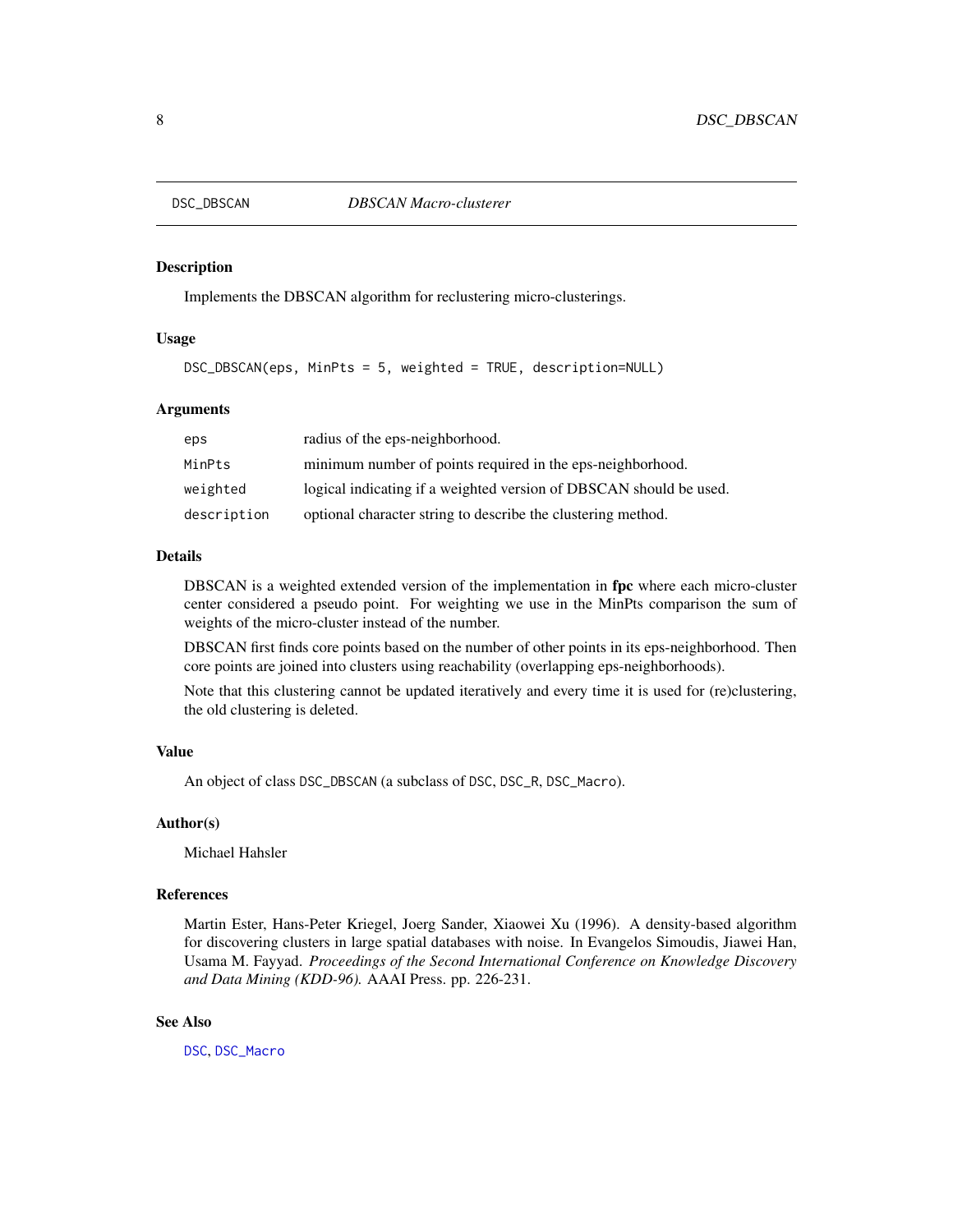DSC_DBSCAN *DBSCAN Macro-clusterer*

## Description

Implements the DBSCAN algorithm for reclustering micro-clusterings.

## Usage

```
DSC_DBSCAN(eps, MinPts = 5, weighted = TRUE, description=NULL)
```

## Arguments

| | |
|---|---|
| `eps` | radius of the eps-neighborhood. |
| `MinPts` | minimum number of points required in the eps-neighborhood. |
| `weighted` | logical indicating if a weighted version of DBSCAN should be used. |
| `description` | optional character string to describe the clustering method. |

## Details

DBSCAN is a weighted extended version of the implementation in **fpc** where each micro-cluster center considered a pseudo point. For weighting we use in the MinPts comparison the sum of weights of the micro-cluster instead of the number.

DBSCAN first finds core points based on the number of other points in its eps-neighborhood. Then core points are joined into clusters using reachability (overlapping eps-neighborhoods).

Note that this clustering cannot be updated iteratively and every time it is used for (re)clustering, the old clustering is deleted.

## Value

An object of class `DSC_DBSCAN` (a subclass of `DSC`, `DSC_R`, `DSC_Macro`).

## Author(s)

Michael Hahsler

## References

Martin Ester, Hans-Peter Kriegel, Joerg Sander, Xiaowei Xu (1996). A density-based algorithm for discovering clusters in large spatial databases with noise. In Evangelos Simoudis, Jiawei Han, Usama M. Fayyad. *Proceedings of the Second International Conference on Knowledge Discovery and Data Mining (KDD-96).* AAAI Press. pp. 226-231.

## See Also

`DSC`, `DSC_Macro`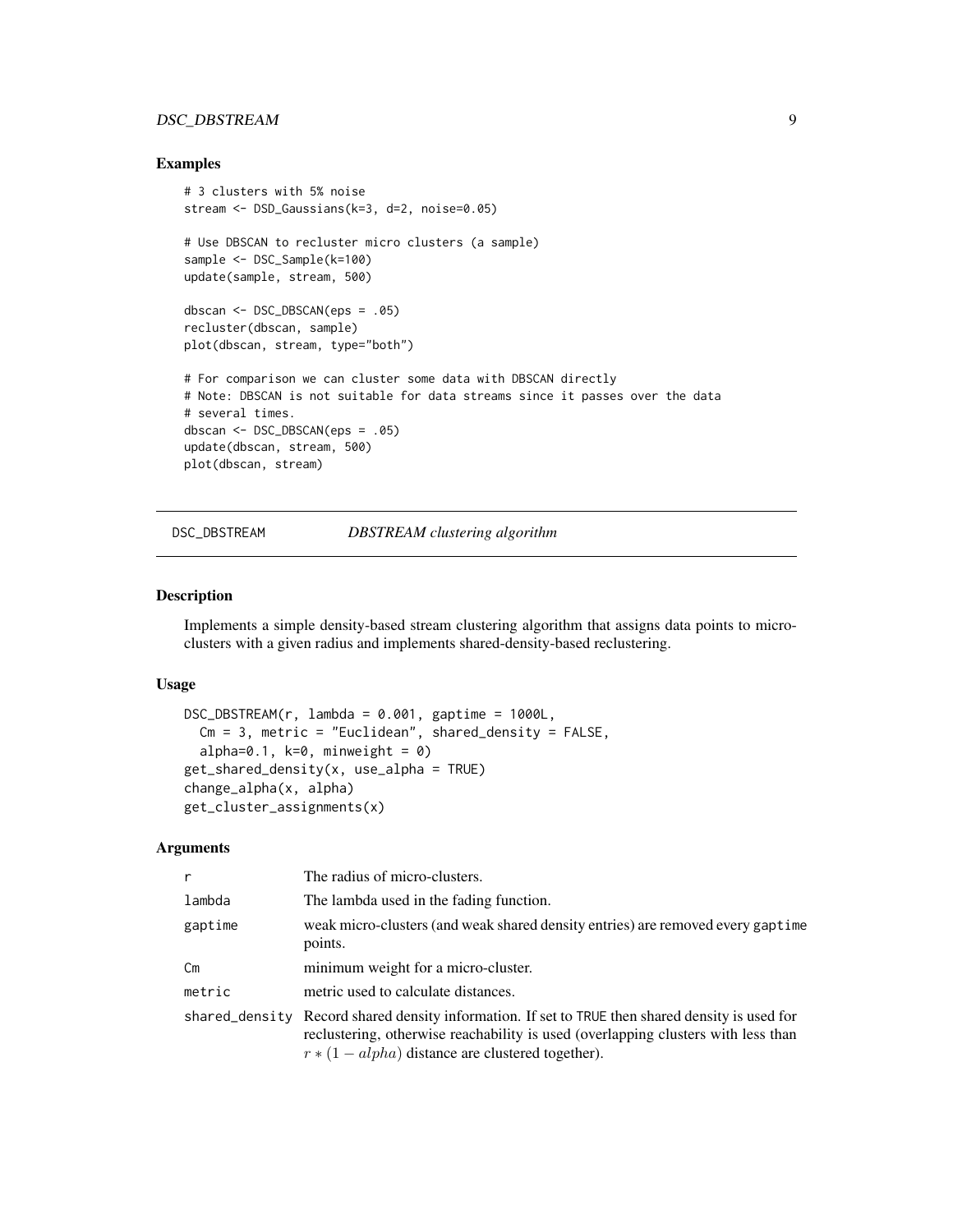## Examples

```
# 3 clusters with 5% noise
stream <- DSD_Gaussians(k=3, d=2, noise=0.05)

# Use DBSCAN to recluster micro clusters (a sample)
sample <- DSC_Sample(k=100)
update(sample, stream, 500)

dbscan <- DSC_DBSCAN(eps = .05)
recluster(dbscan, sample)
plot(dbscan, stream, type="both")

# For comparison we can cluster some data with DBSCAN directly
# Note: DBSCAN is not suitable for data streams since it passes over the data
# several times.
dbscan <- DSC_DBSCAN(eps = .05)
update(dbscan, stream, 500)
plot(dbscan, stream)
```

---

# DSC_DBSTREAM — *DBSTREAM clustering algorithm*

---

## Description

Implements a simple density-based stream clustering algorithm that assigns data points to micro-clusters with a given radius and implements shared-density-based reclustering.

## Usage

```
DSC_DBSTREAM(r, lambda = 0.001, gaptime = 1000L,
  Cm = 3, metric = "Euclidean", shared_density = FALSE,
  alpha=0.1, k=0, minweight = 0)
get_shared_density(x, use_alpha = TRUE)
change_alpha(x, alpha)
get_cluster_assignments(x)
```

## Arguments

| | |
|---|---|
| r | The radius of micro-clusters. |
| lambda | The lambda used in the fading function. |
| gaptime | weak micro-clusters (and weak shared density entries) are removed every gaptime points. |
| Cm | minimum weight for a micro-cluster. |
| metric | metric used to calculate distances. |
| shared_density | Record shared density information. If set to TRUE then shared density is used for reclustering, otherwise reachability is used (overlapping clusters with less than $r * (1 - alpha)$ distance are clustered together). |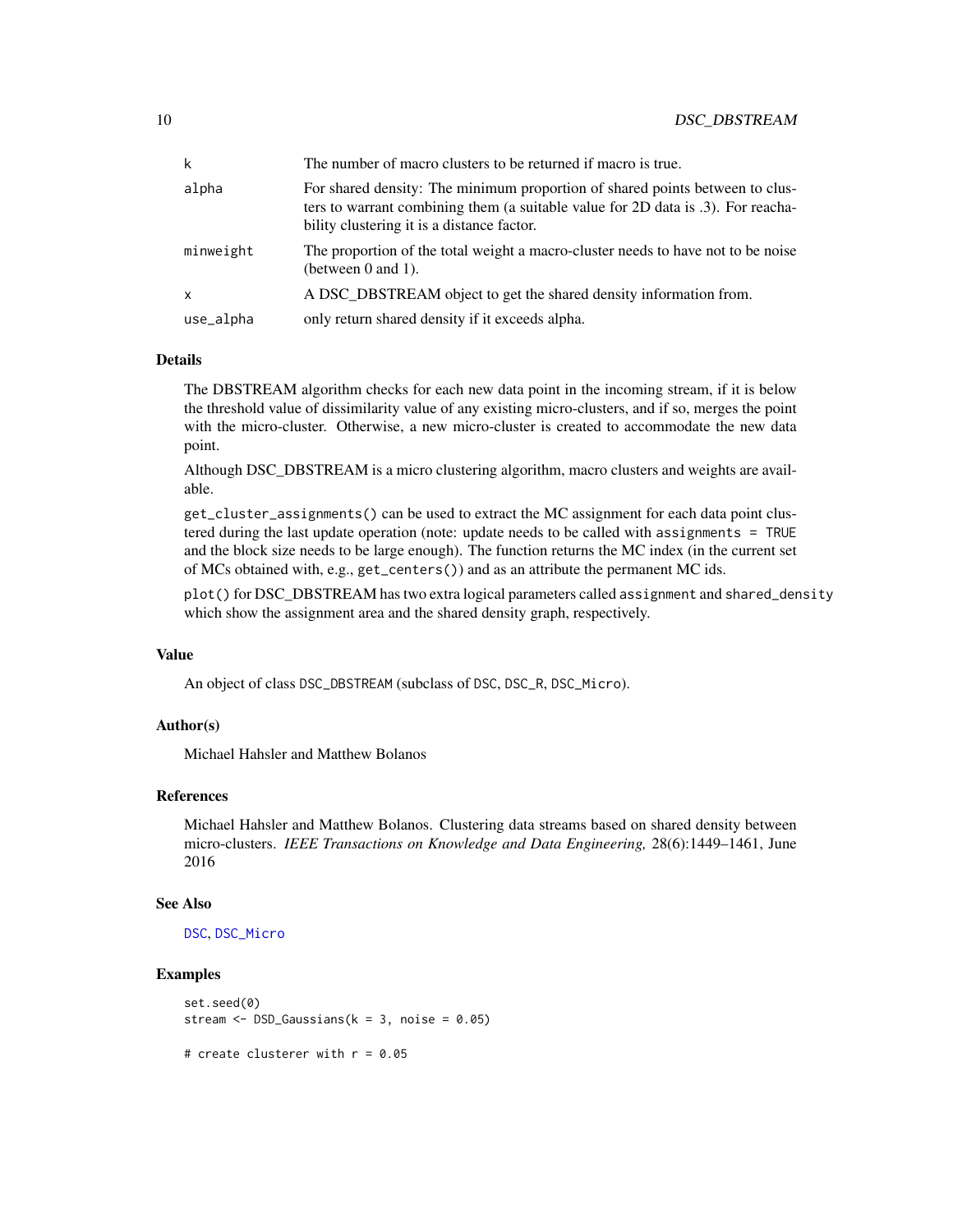| | |
|---|---|
| k | The number of macro clusters to be returned if macro is true. |
| alpha | For shared density: The minimum proportion of shared points between to clusters to warrant combining them (a suitable value for 2D data is .3). For reachability clustering it is a distance factor. |
| minweight | The proportion of the total weight a macro-cluster needs to have not to be noise (between 0 and 1). |
| x | A DSC_DBSTREAM object to get the shared density information from. |
| use_alpha | only return shared density if it exceeds alpha. |

## Details

The DBSTREAM algorithm checks for each new data point in the incoming stream, if it is below the threshold value of dissimilarity value of any existing micro-clusters, and if so, merges the point with the micro-cluster. Otherwise, a new micro-cluster is created to accommodate the new data point.

Although DSC_DBSTREAM is a micro clustering algorithm, macro clusters and weights are available.

`get_cluster_assignments()` can be used to extract the MC assignment for each data point clustered during the last update operation (note: update needs to be called with `assignments = TRUE` and the block size needs to be large enough). The function returns the MC index (in the current set of MCs obtained with, e.g., `get_centers()`) and as an attribute the permanent MC ids.

`plot()` for DSC_DBSTREAM has two extra logical parameters called `assignment` and `shared_density` which show the assignment area and the shared density graph, respectively.

## Value

An object of class `DSC_DBSTREAM` (subclass of `DSC`, `DSC_R`, `DSC_Micro`).

## Author(s)

Michael Hahsler and Matthew Bolanos

## References

Michael Hahsler and Matthew Bolanos. Clustering data streams based on shared density between micro-clusters. *IEEE Transactions on Knowledge and Data Engineering,* 28(6):1449–1461, June 2016

## See Also

DSC, DSC_Micro

## Examples

```
set.seed(0)
stream <- DSD_Gaussians(k = 3, noise = 0.05)

# create clusterer with r = 0.05
```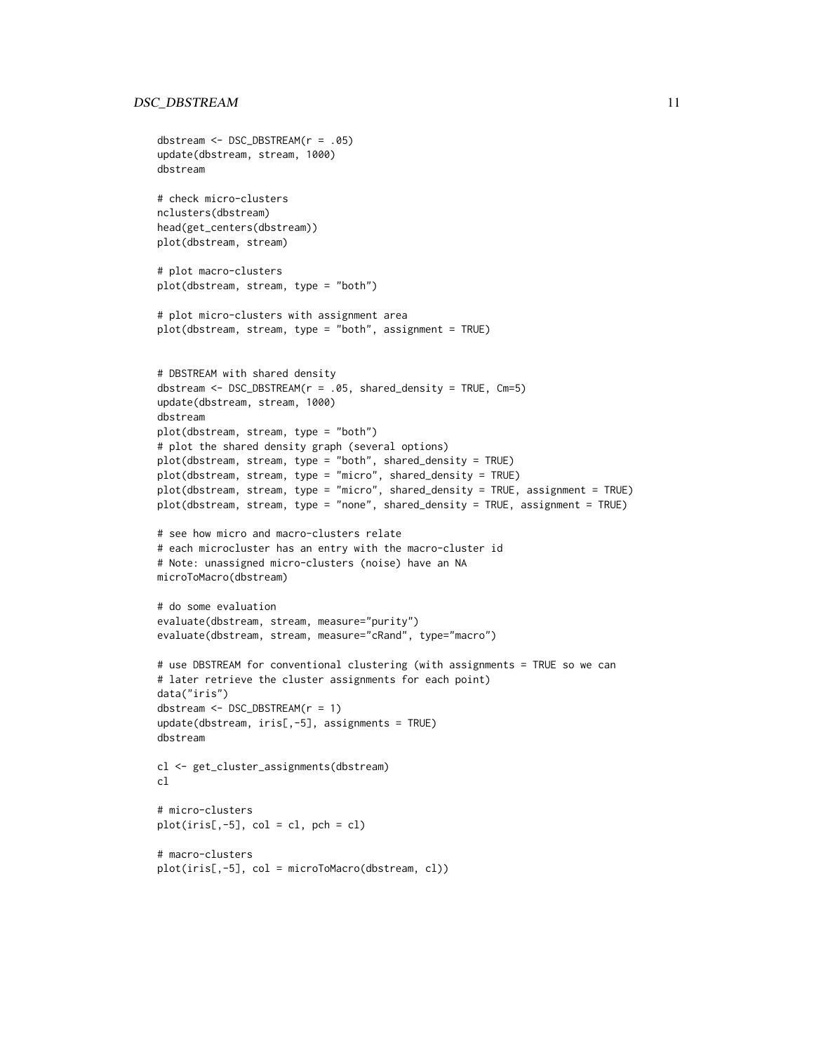```
dbstream <- DSC_DBSTREAM(r = .05)
update(dbstream, stream, 1000)
dbstream

# check micro-clusters
nclusters(dbstream)
head(get_centers(dbstream))
plot(dbstream, stream)

# plot macro-clusters
plot(dbstream, stream, type = "both")

# plot micro-clusters with assignment area
plot(dbstream, stream, type = "both", assignment = TRUE)


# DBSTREAM with shared density
dbstream <- DSC_DBSTREAM(r = .05, shared_density = TRUE, Cm=5)
update(dbstream, stream, 1000)
dbstream
plot(dbstream, stream, type = "both")
# plot the shared density graph (several options)
plot(dbstream, stream, type = "both", shared_density = TRUE)
plot(dbstream, stream, type = "micro", shared_density = TRUE)
plot(dbstream, stream, type = "micro", shared_density = TRUE, assignment = TRUE)
plot(dbstream, stream, type = "none", shared_density = TRUE, assignment = TRUE)

# see how micro and macro-clusters relate
# each microcluster has an entry with the macro-cluster id
# Note: unassigned micro-clusters (noise) have an NA
microToMacro(dbstream)

# do some evaluation
evaluate(dbstream, stream, measure="purity")
evaluate(dbstream, stream, measure="cRand", type="macro")

# use DBSTREAM for conventional clustering (with assignments = TRUE so we can
# later retrieve the cluster assignments for each point)
data("iris")
dbstream <- DSC_DBSTREAM(r = 1)
update(dbstream, iris[,-5], assignments = TRUE)
dbstream

cl <- get_cluster_assignments(dbstream)
cl

# micro-clusters
plot(iris[,-5], col = cl, pch = cl)

# macro-clusters
plot(iris[,-5], col = microToMacro(dbstream, cl))
```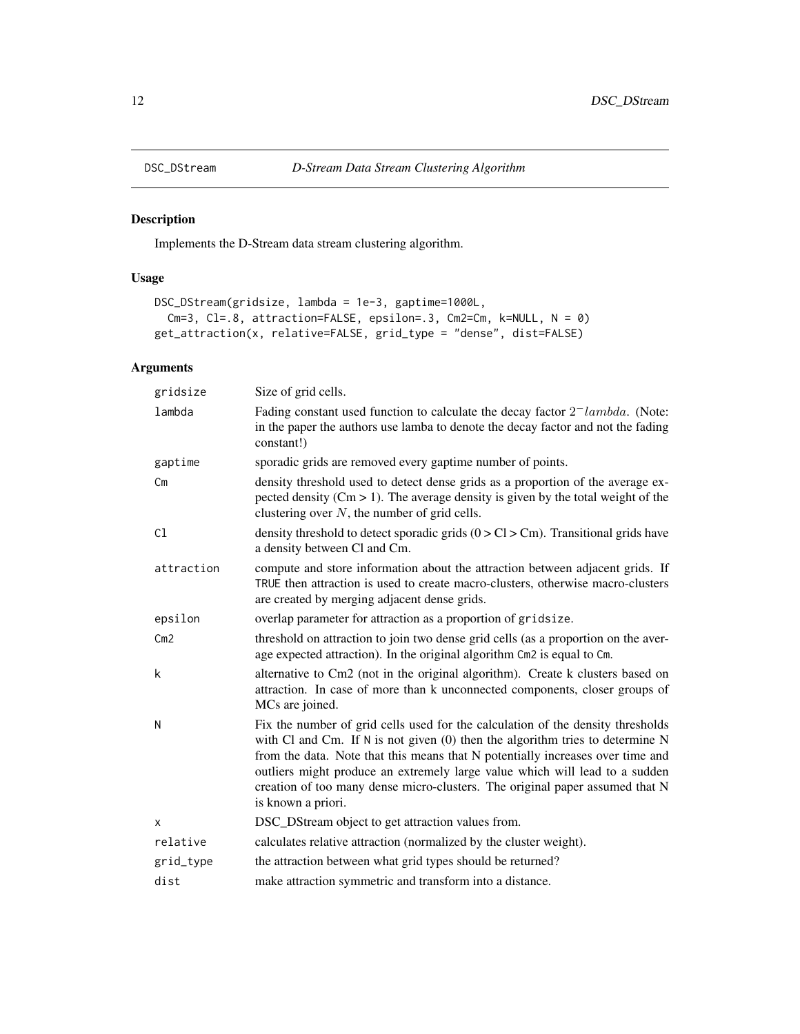# DSC_DStream — *D-Stream Data Stream Clustering Algorithm*

## Description

Implements the D-Stream data stream clustering algorithm.

## Usage

```
DSC_DStream(gridsize, lambda = 1e-3, gaptime=1000L,
  Cm=3, Cl=.8, attraction=FALSE, epsilon=.3, Cm2=Cm, k=NULL, N = 0)
get_attraction(x, relative=FALSE, grid_type = "dense", dist=FALSE)
```

## Arguments

| | |
|---|---|
| `gridsize` | Size of grid cells. |
| `lambda` | Fading constant used function to calculate the decay factor $2^-lambda$. (Note: in the paper the authors use lamba to denote the decay factor and not the fading constant!) |
| `gaptime` | sporadic grids are removed every gaptime number of points. |
| `Cm` | density threshold used to detect dense grids as a proportion of the average expected density (Cm > 1). The average density is given by the total weight of the clustering over $N$, the number of grid cells. |
| `Cl` | density threshold to detect sporadic grids (0 > Cl > Cm). Transitional grids have a density between Cl and Cm. |
| `attraction` | compute and store information about the attraction between adjacent grids. If `TRUE` then attraction is used to create macro-clusters, otherwise macro-clusters are created by merging adjacent dense grids. |
| `epsilon` | overlap parameter for attraction as a proportion of `gridsize`. |
| `Cm2` | threshold on attraction to join two dense grid cells (as a proportion on the average expected attraction). In the original algorithm `Cm2` is equal to `Cm`. |
| `k` | alternative to Cm2 (not in the original algorithm). Create k clusters based on attraction. In case of more than k unconnected components, closer groups of MCs are joined. |
| `N` | Fix the number of grid cells used for the calculation of the density thresholds with Cl and Cm. If `N` is not given (0) then the algorithm tries to determine N from the data. Note that this means that N potentially increases over time and outliers might produce an extremely large value which will lead to a sudden creation of too many dense micro-clusters. The original paper assumed that N is known a priori. |
| `x` | DSC_DStream object to get attraction values from. |
| `relative` | calculates relative attraction (normalized by the cluster weight). |
| `grid_type` | the attraction between what grid types should be returned? |
| `dist` | make attraction symmetric and transform into a distance. |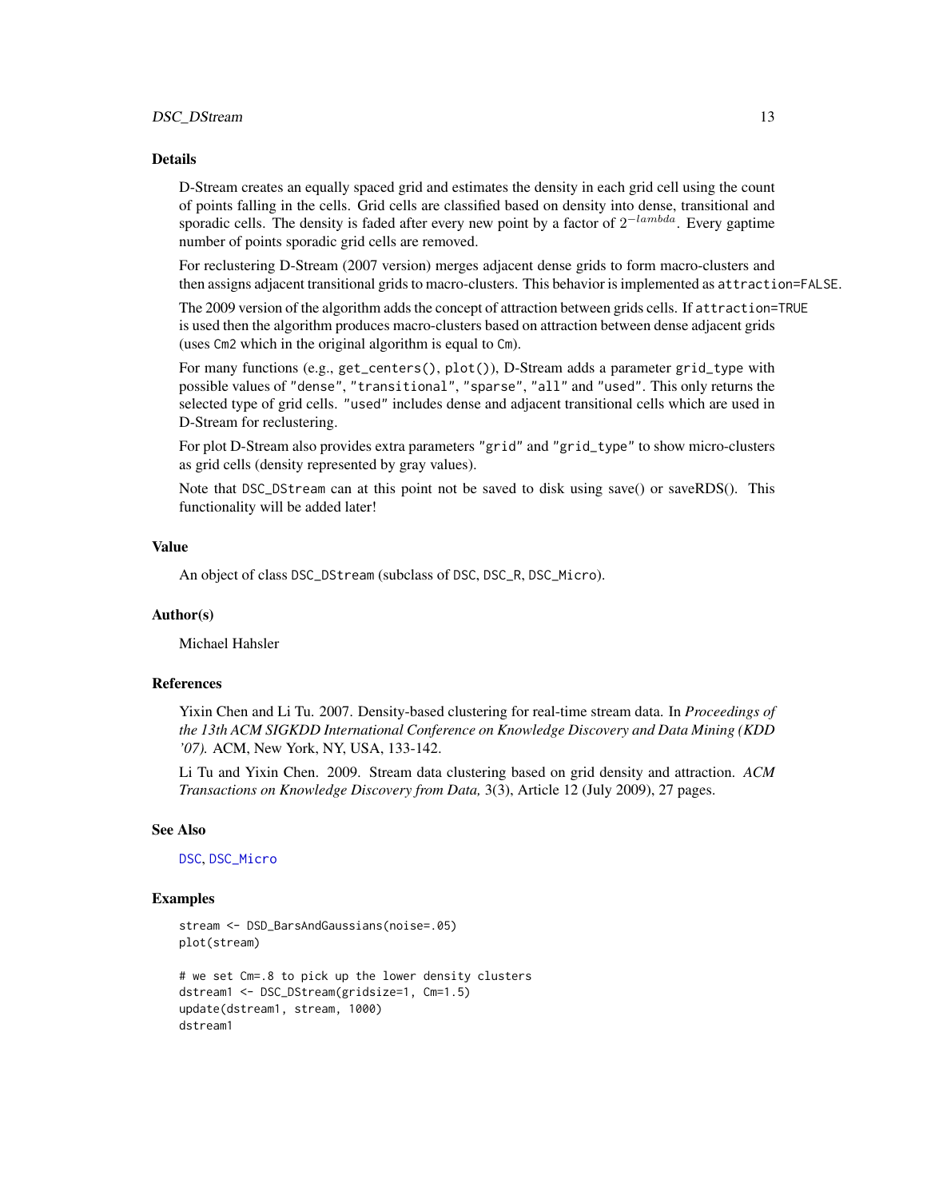## Details

D-Stream creates an equally spaced grid and estimates the density in each grid cell using the count of points falling in the cells. Grid cells are classified based on density into dense, transitional and sporadic cells. The density is faded after every new point by a factor of $2^{-lambda}$. Every gaptime number of points sporadic grid cells are removed.

For reclustering D-Stream (2007 version) merges adjacent dense grids to form macro-clusters and then assigns adjacent transitional grids to macro-clusters. This behavior is implemented as `attraction=FALSE`.

The 2009 version of the algorithm adds the concept of attraction between grids cells. If `attraction=TRUE` is used then the algorithm produces macro-clusters based on attraction between dense adjacent grids (uses `Cm2` which in the original algorithm is equal to `Cm`).

For many functions (e.g., `get_centers()`, `plot()`), D-Stream adds a parameter `grid_type` with possible values of `"dense"`, `"transitional"`, `"sparse"`, `"all"` and `"used"`. This only returns the selected type of grid cells. `"used"` includes dense and adjacent transitional cells which are used in D-Stream for reclustering.

For plot D-Stream also provides extra parameters `"grid"` and `"grid_type"` to show micro-clusters as grid cells (density represented by gray values).

Note that `DSC_DStream` can at this point not be saved to disk using save() or saveRDS(). This functionality will be added later!

## Value

An object of class `DSC_DStream` (subclass of `DSC`, `DSC_R`, `DSC_Micro`).

## Author(s)

Michael Hahsler

## References

Yixin Chen and Li Tu. 2007. Density-based clustering for real-time stream data. In *Proceedings of the 13th ACM SIGKDD International Conference on Knowledge Discovery and Data Mining (KDD '07).* ACM, New York, NY, USA, 133-142.

Li Tu and Yixin Chen. 2009. Stream data clustering based on grid density and attraction. *ACM Transactions on Knowledge Discovery from Data,* 3(3), Article 12 (July 2009), 27 pages.

## See Also

`DSC`, `DSC_Micro`

## Examples

```
stream <- DSD_BarsAndGaussians(noise=.05)
plot(stream)

# we set Cm=.8 to pick up the lower density clusters
dstream1 <- DSC_DStream(gridsize=1, Cm=1.5)
update(dstream1, stream, 1000)
dstream1
```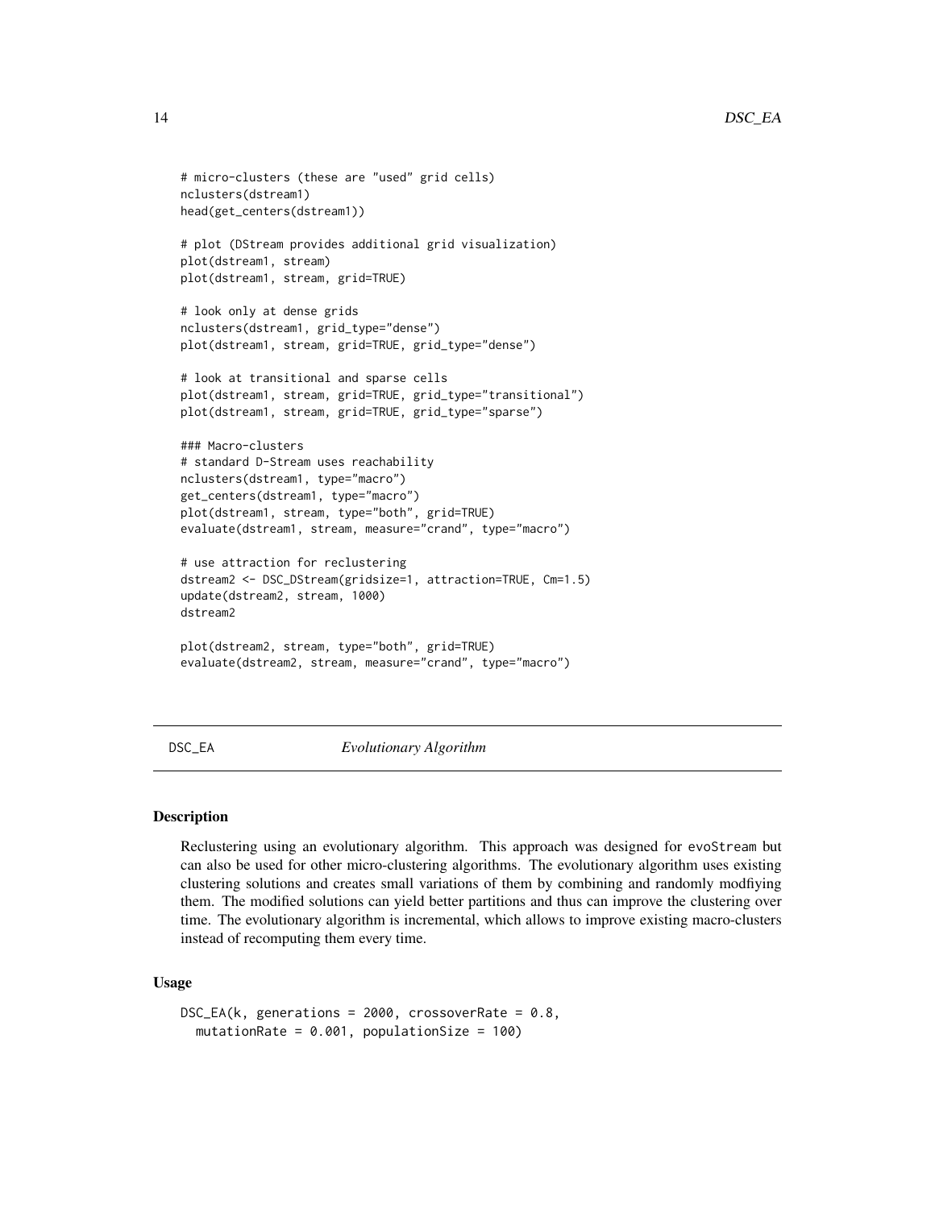```
# micro-clusters (these are "used" grid cells)
nclusters(dstream1)
head(get_centers(dstream1))

# plot (DStream provides additional grid visualization)
plot(dstream1, stream)
plot(dstream1, stream, grid=TRUE)

# look only at dense grids
nclusters(dstream1, grid_type="dense")
plot(dstream1, stream, grid=TRUE, grid_type="dense")

# look at transitional and sparse cells
plot(dstream1, stream, grid=TRUE, grid_type="transitional")
plot(dstream1, stream, grid=TRUE, grid_type="sparse")

### Macro-clusters
# standard D-Stream uses reachability
nclusters(dstream1, type="macro")
get_centers(dstream1, type="macro")
plot(dstream1, stream, type="both", grid=TRUE)
evaluate(dstream1, stream, measure="crand", type="macro")

# use attraction for reclustering
dstream2 <- DSC_DStream(gridsize=1, attraction=TRUE, Cm=1.5)
update(dstream2, stream, 1000)
dstream2

plot(dstream2, stream, type="both", grid=TRUE)
evaluate(dstream2, stream, measure="crand", type="macro")
```

## DSC_EA *Evolutionary Algorithm*

### Description

Reclustering using an evolutionary algorithm. This approach was designed for evoStream but can also be used for other micro-clustering algorithms. The evolutionary algorithm uses existing clustering solutions and creates small variations of them by combining and randomly modfiying them. The modified solutions can yield better partitions and thus can improve the clustering over time. The evolutionary algorithm is incremental, which allows to improve existing macro-clusters instead of recomputing them every time.

### Usage

```
DSC_EA(k, generations = 2000, crossoverRate = 0.8,
  mutationRate = 0.001, populationSize = 100)
```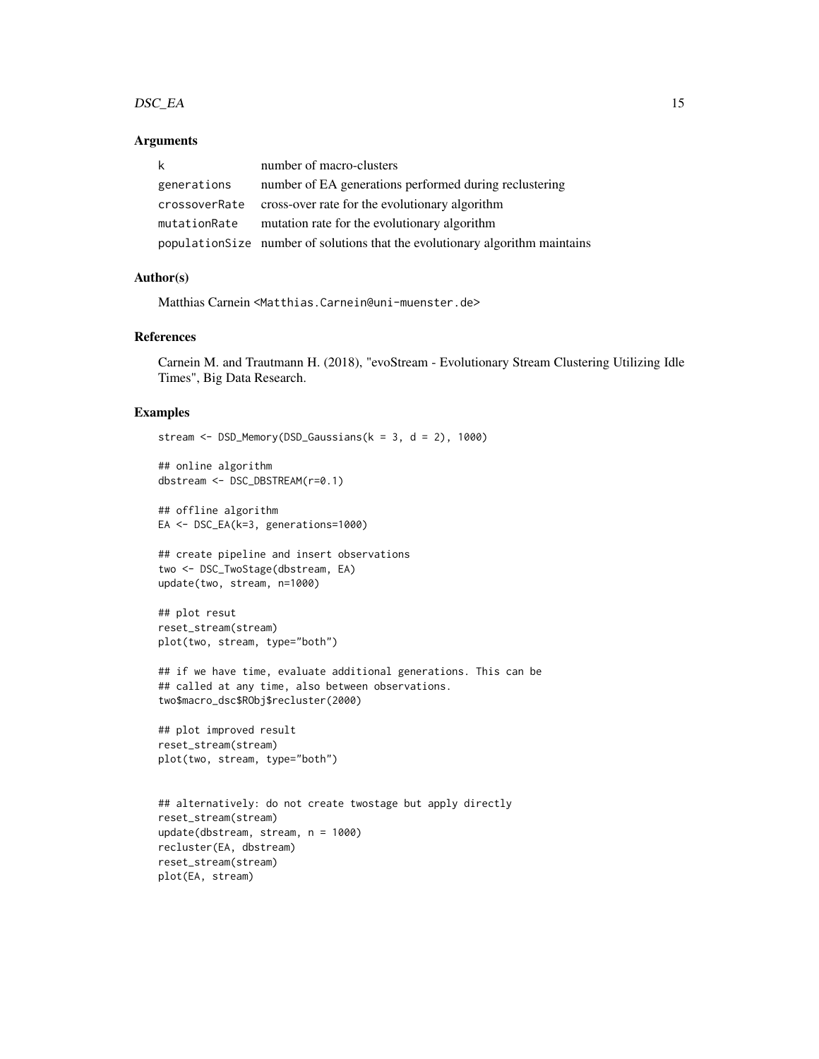### Arguments

| | |
|---|---|
| k | number of macro-clusters |
| generations | number of EA generations performed during reclustering |
| crossoverRate | cross-over rate for the evolutionary algorithm |
| mutationRate | mutation rate for the evolutionary algorithm |
| populationSize | number of solutions that the evolutionary algorithm maintains |

### Author(s)

Matthias Carnein <Matthias.Carnein@uni-muenster.de>

### References

Carnein M. and Trautmann H. (2018), "evoStream - Evolutionary Stream Clustering Utilizing Idle Times", Big Data Research.

### Examples

```
stream <- DSD_Memory(DSD_Gaussians(k = 3, d = 2), 1000)

## online algorithm
dbstream <- DSC_DBSTREAM(r=0.1)

## offline algorithm
EA <- DSC_EA(k=3, generations=1000)

## create pipeline and insert observations
two <- DSC_TwoStage(dbstream, EA)
update(two, stream, n=1000)

## plot resut
reset_stream(stream)
plot(two, stream, type="both")

## if we have time, evaluate additional generations. This can be
## called at any time, also between observations.
two$macro_dsc$RObj$recluster(2000)

## plot improved result
reset_stream(stream)
plot(two, stream, type="both")


## alternatively: do not create twostage but apply directly
reset_stream(stream)
update(dbstream, stream, n = 1000)
recluster(EA, dbstream)
reset_stream(stream)
plot(EA, stream)
```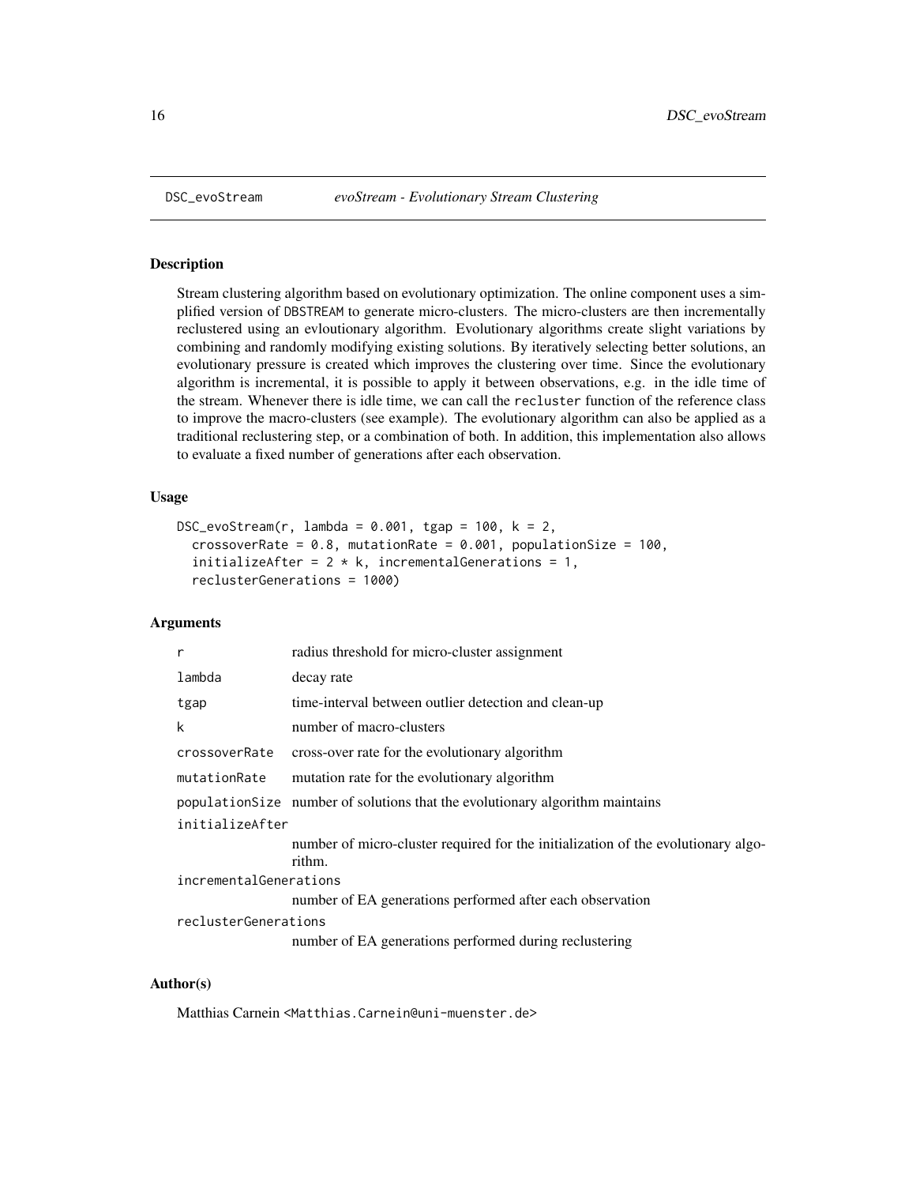DSC_evoStream *evoStream - Evolutionary Stream Clustering*

## Description

Stream clustering algorithm based on evolutionary optimization. The online component uses a simplified version of DBSTREAM to generate micro-clusters. The micro-clusters are then incrementally reclustered using an evloutionary algorithm. Evolutionary algorithms create slight variations by combining and randomly modifying existing solutions. By iteratively selecting better solutions, an evolutionary pressure is created which improves the clustering over time. Since the evolutionary algorithm is incremental, it is possible to apply it between observations, e.g. in the idle time of the stream. Whenever there is idle time, we can call the recluster function of the reference class to improve the macro-clusters (see example). The evolutionary algorithm can also be applied as a traditional reclustering step, or a combination of both. In addition, this implementation also allows to evaluate a fixed number of generations after each observation.

## Usage

```
DSC_evoStream(r, lambda = 0.001, tgap = 100, k = 2,
  crossoverRate = 0.8, mutationRate = 0.001, populationSize = 100,
  initializeAfter = 2 * k, incrementalGenerations = 1,
  reclusterGenerations = 1000)
```

## Arguments

| | |
|---|---|
| r | radius threshold for micro-cluster assignment |
| lambda | decay rate |
| tgap | time-interval between outlier detection and clean-up |
| k | number of macro-clusters |
| crossoverRate | cross-over rate for the evolutionary algorithm |
| mutationRate | mutation rate for the evolutionary algorithm |
| populationSize | number of solutions that the evolutionary algorithm maintains |
| initializeAfter | number of micro-cluster required for the initialization of the evolutionary algorithm. |
| incrementalGenerations | number of EA generations performed after each observation |
| reclusterGenerations | number of EA generations performed during reclustering |

## Author(s)

Matthias Carnein <Matthias.Carnein@uni-muenster.de>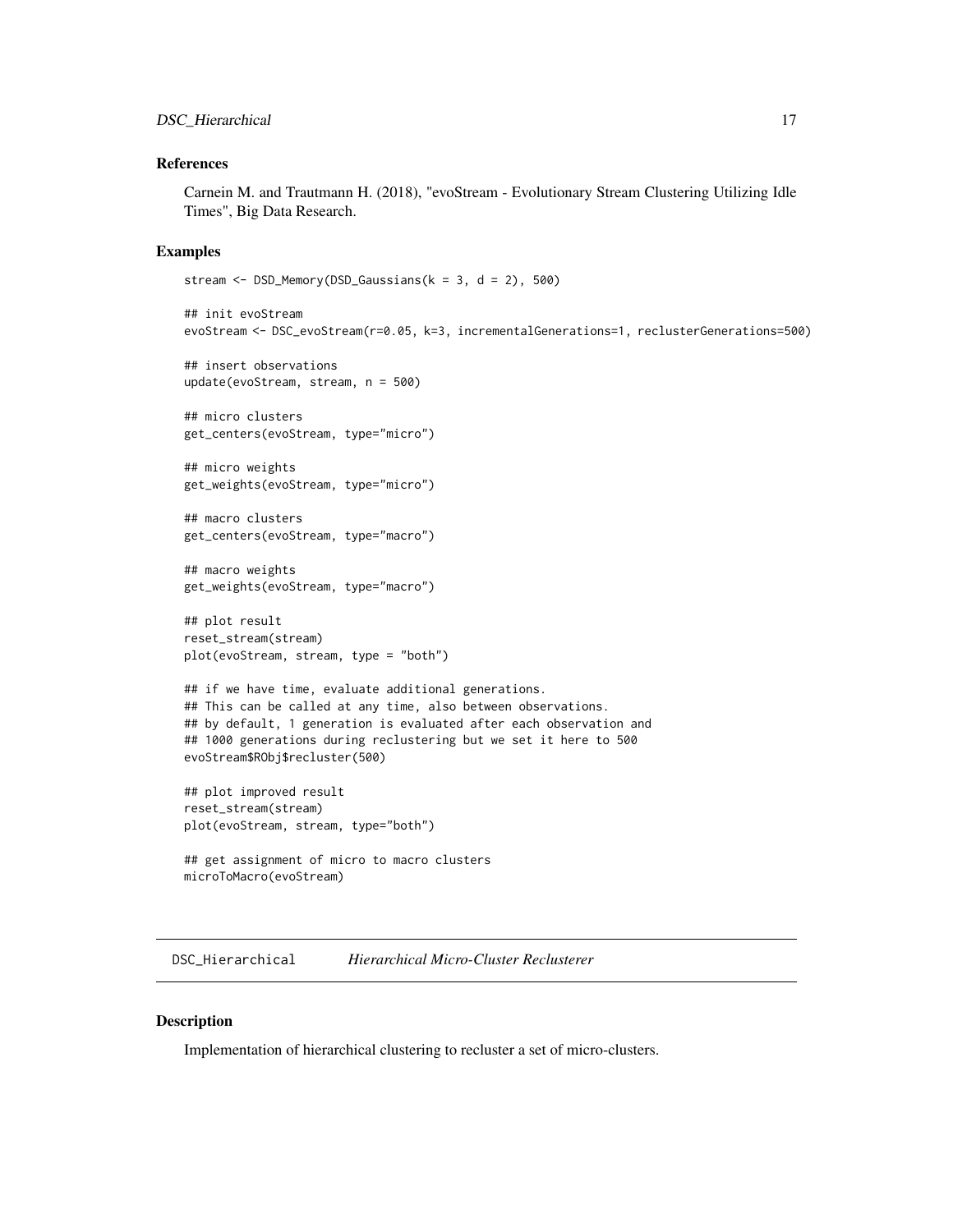### References

Carnein M. and Trautmann H. (2018), "evoStream - Evolutionary Stream Clustering Utilizing Idle Times", Big Data Research.

### Examples

```
stream <- DSD_Memory(DSD_Gaussians(k = 3, d = 2), 500)

## init evoStream
evoStream <- DSC_evoStream(r=0.05, k=3, incrementalGenerations=1, reclusterGenerations=500)

## insert observations
update(evoStream, stream, n = 500)

## micro clusters
get_centers(evoStream, type="micro")

## micro weights
get_weights(evoStream, type="micro")

## macro clusters
get_centers(evoStream, type="macro")

## macro weights
get_weights(evoStream, type="macro")

## plot result
reset_stream(stream)
plot(evoStream, stream, type = "both")

## if we have time, evaluate additional generations.
## This can be called at any time, also between observations.
## by default, 1 generation is evaluated after each observation and
## 1000 generations during reclustering but we set it here to 500
evoStream$RObj$recluster(500)

## plot improved result
reset_stream(stream)
plot(evoStream, stream, type="both")

## get assignment of micro to macro clusters
microToMacro(evoStream)
```

## DSC_Hierarchical *Hierarchical Micro-Cluster Reclusterer*

### Description

Implementation of hierarchical clustering to recluster a set of micro-clusters.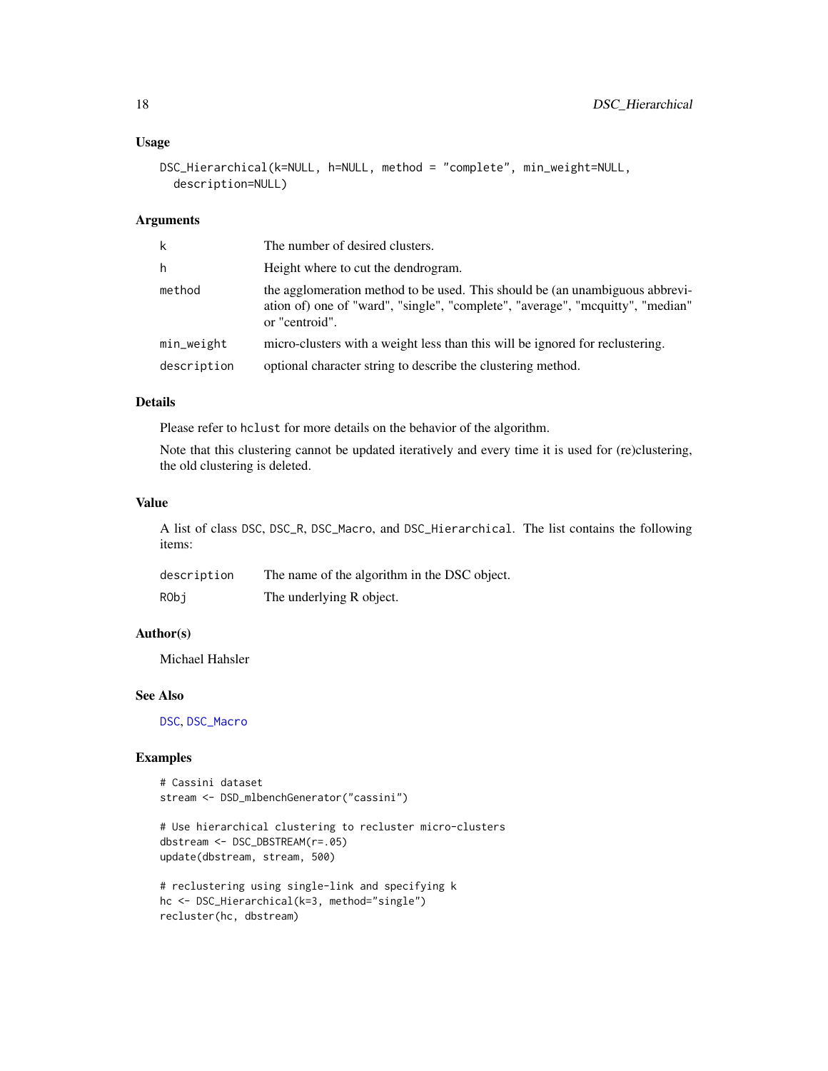## Usage

```
DSC_Hierarchical(k=NULL, h=NULL, method = "complete", min_weight=NULL,
  description=NULL)
```

## Arguments

| | |
|---|---|
| k | The number of desired clusters. |
| h | Height where to cut the dendrogram. |
| method | the agglomeration method to be used. This should be (an unambiguous abbreviation of) one of "ward", "single", "complete", "average", "mcquitty", "median" or "centroid". |
| min_weight | micro-clusters with a weight less than this will be ignored for reclustering. |
| description | optional character string to describe the clustering method. |

## Details

Please refer to hclust for more details on the behavior of the algorithm.

Note that this clustering cannot be updated iteratively and every time it is used for (re)clustering, the old clustering is deleted.

## Value

A list of class DSC, DSC_R, DSC_Macro, and DSC_Hierarchical. The list contains the following items:

| | |
|---|---|
| description | The name of the algorithm in the DSC object. |
| RObj | The underlying R object. |

## Author(s)

Michael Hahsler

## See Also

DSC, DSC_Macro

## Examples

```
# Cassini dataset
stream <- DSD_mlbenchGenerator("cassini")

# Use hierarchical clustering to recluster micro-clusters
dbstream <- DSC_DBSTREAM(r=.05)
update(dbstream, stream, 500)

# reclustering using single-link and specifying k
hc <- DSC_Hierarchical(k=3, method="single")
recluster(hc, dbstream)
```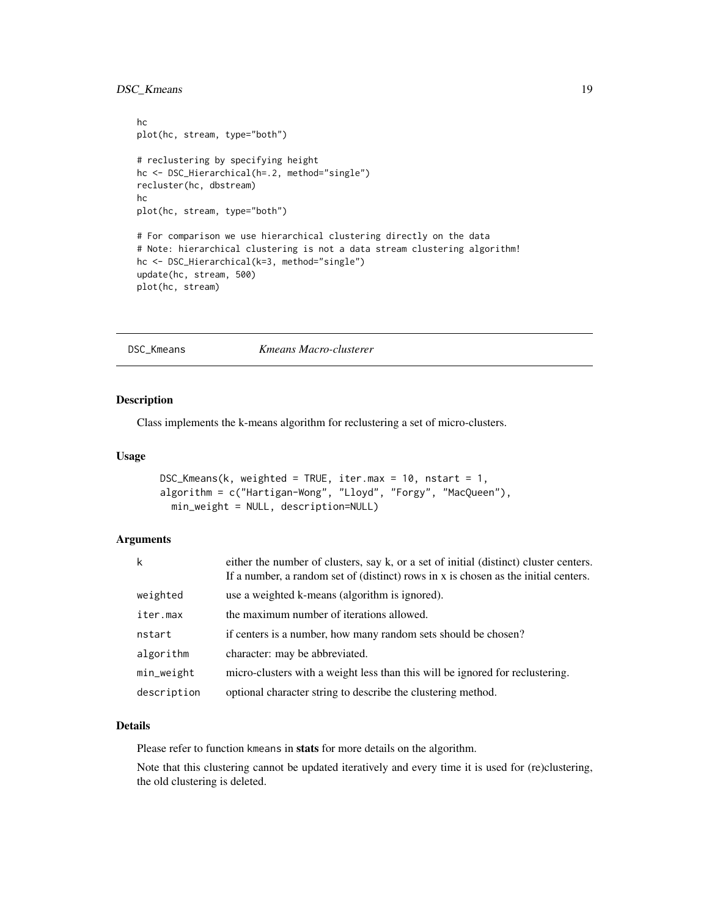```
hc
plot(hc, stream, type="both")

# reclustering by specifying height
hc <- DSC_Hierarchical(h=.2, method="single")
recluster(hc, dbstream)
hc
plot(hc, stream, type="both")

# For comparison we use hierarchical clustering directly on the data
# Note: hierarchical clustering is not a data stream clustering algorithm!
hc <- DSC_Hierarchical(k=3, method="single")
update(hc, stream, 500)
plot(hc, stream)
```

## DSC_Kmeans — *Kmeans Macro-clusterer*

### Description

Class implements the k-means algorithm for reclustering a set of micro-clusters.

### Usage

```
DSC_Kmeans(k, weighted = TRUE, iter.max = 10, nstart = 1,
algorithm = c("Hartigan-Wong", "Lloyd", "Forgy", "MacQueen"),
  min_weight = NULL, description=NULL)
```

### Arguments

| | |
|---|---|
| `k` | either the number of clusters, say k, or a set of initial (distinct) cluster centers. If a number, a random set of (distinct) rows in x is chosen as the initial centers. |
| `weighted` | use a weighted k-means (algorithm is ignored). |
| `iter.max` | the maximum number of iterations allowed. |
| `nstart` | if centers is a number, how many random sets should be chosen? |
| `algorithm` | character: may be abbreviated. |
| `min_weight` | micro-clusters with a weight less than this will be ignored for reclustering. |
| `description` | optional character string to describe the clustering method. |

### Details

Please refer to function `kmeans` in **stats** for more details on the algorithm.

Note that this clustering cannot be updated iteratively and every time it is used for (re)clustering, the old clustering is deleted.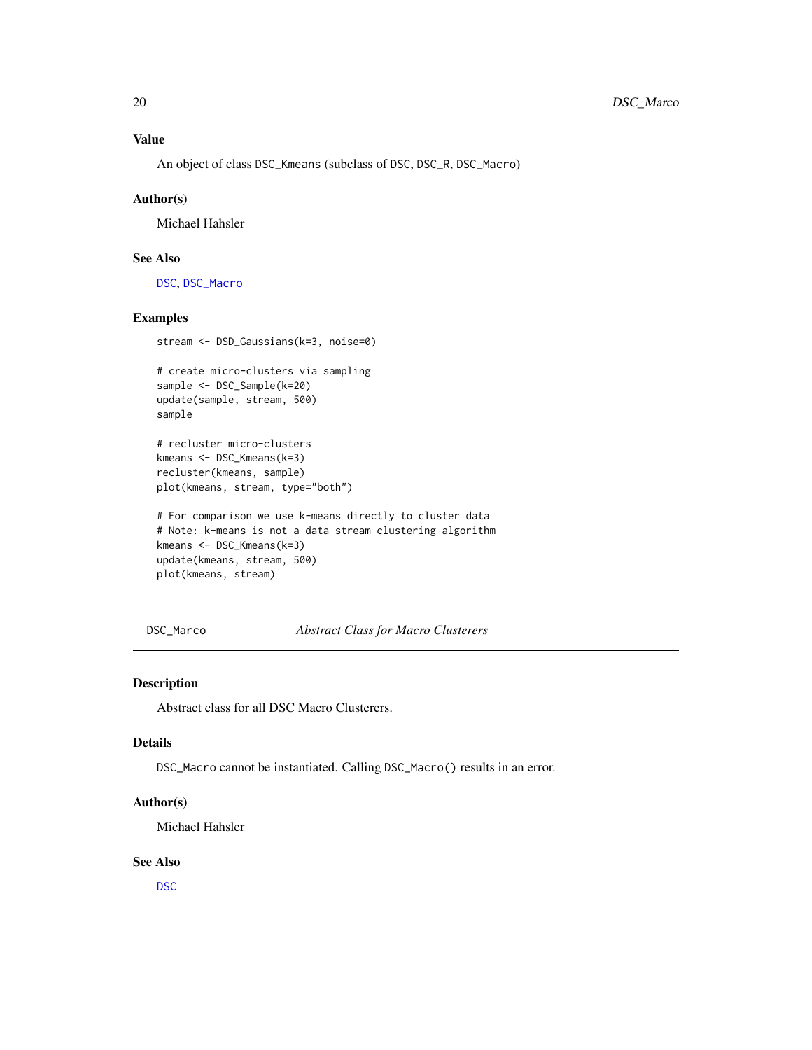### Value

An object of class DSC_Kmeans (subclass of DSC, DSC_R, DSC_Macro)

### Author(s)

Michael Hahsler

### See Also

DSC, DSC_Macro

### Examples

```
stream <- DSD_Gaussians(k=3, noise=0)

# create micro-clusters via sampling
sample <- DSC_Sample(k=20)
update(sample, stream, 500)
sample

# recluster micro-clusters
kmeans <- DSC_Kmeans(k=3)
recluster(kmeans, sample)
plot(kmeans, stream, type="both")

# For comparison we use k-means directly to cluster data
# Note: k-means is not a data stream clustering algorithm
kmeans <- DSC_Kmeans(k=3)
update(kmeans, stream, 500)
plot(kmeans, stream)
```

---

## DSC_Marco — *Abstract Class for Macro Clusterers*

### Description

Abstract class for all DSC Macro Clusterers.

### Details

DSC_Macro cannot be instantiated. Calling DSC_Macro() results in an error.

### Author(s)

Michael Hahsler

### See Also

DSC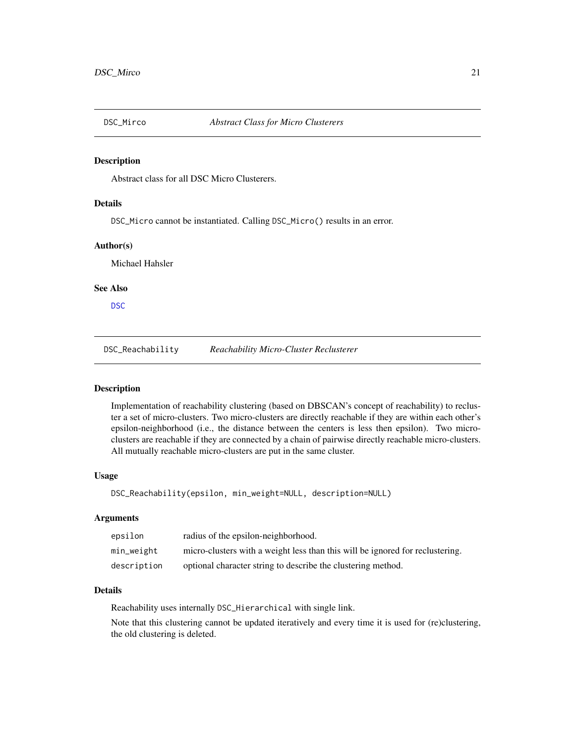## DSC_Mirco — *Abstract Class for Micro Clusterers*

### Description

Abstract class for all DSC Micro Clusterers.

### Details

DSC_Micro cannot be instantiated. Calling DSC_Micro() results in an error.

### Author(s)

Michael Hahsler

### See Also

DSC

## DSC_Reachability — *Reachability Micro-Cluster Reclusterer*

### Description

Implementation of reachability clustering (based on DBSCAN's concept of reachability) to recluster a set of micro-clusters. Two micro-clusters are directly reachable if they are within each other's epsilon-neighborhood (i.e., the distance between the centers is less then epsilon). Two micro-clusters are reachable if they are connected by a chain of pairwise directly reachable micro-clusters. All mutually reachable micro-clusters are put in the same cluster.

### Usage

```
DSC_Reachability(epsilon, min_weight=NULL, description=NULL)
```

### Arguments

| | |
|---|---|
| epsilon | radius of the epsilon-neighborhood. |
| min_weight | micro-clusters with a weight less than this will be ignored for reclustering. |
| description | optional character string to describe the clustering method. |

### Details

Reachability uses internally DSC_Hierarchical with single link.

Note that this clustering cannot be updated iteratively and every time it is used for (re)clustering, the old clustering is deleted.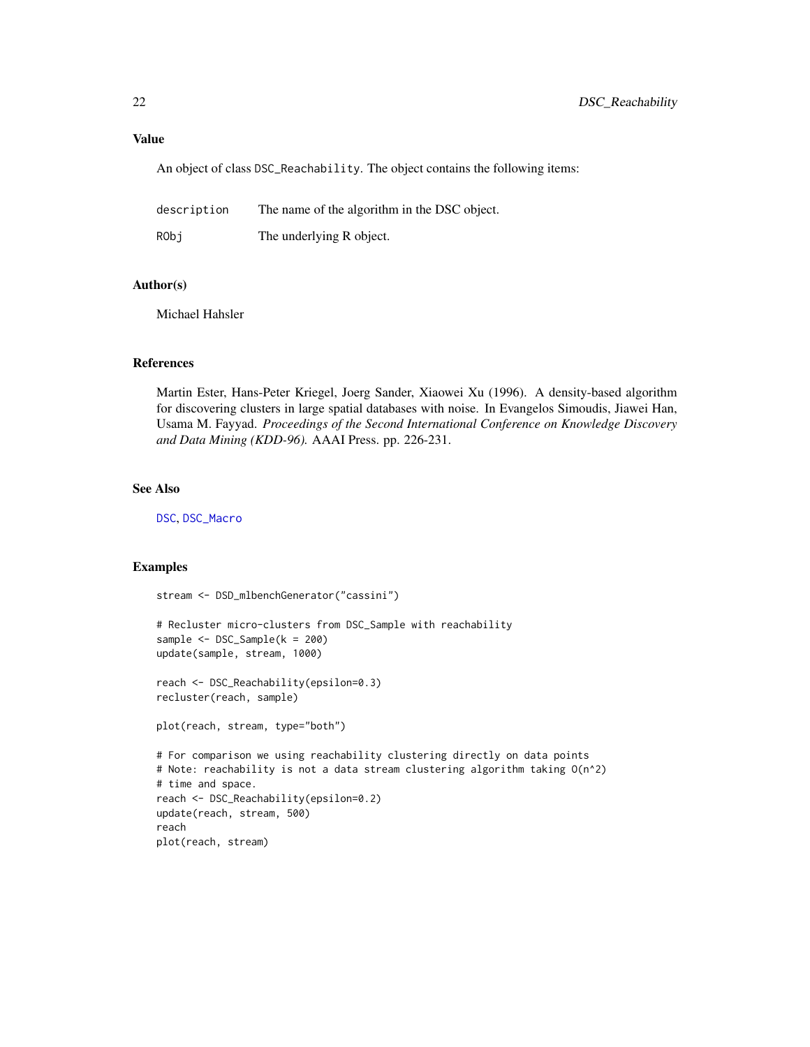## Value

An object of class `DSC_Reachability`. The object contains the following items:

| | |
|---|---|
| description | The name of the algorithm in the DSC object. |
| RObj | The underlying R object. |

## Author(s)

Michael Hahsler

## References

Martin Ester, Hans-Peter Kriegel, Joerg Sander, Xiaowei Xu (1996). A density-based algorithm for discovering clusters in large spatial databases with noise. In Evangelos Simoudis, Jiawei Han, Usama M. Fayyad. *Proceedings of the Second International Conference on Knowledge Discovery and Data Mining (KDD-96).* AAAI Press. pp. 226-231.

## See Also

DSC, DSC_Macro

## Examples

```
stream <- DSD_mlbenchGenerator("cassini")

# Recluster micro-clusters from DSC_Sample with reachability
sample <- DSC_Sample(k = 200)
update(sample, stream, 1000)

reach <- DSC_Reachability(epsilon=0.3)
recluster(reach, sample)

plot(reach, stream, type="both")

# For comparison we using reachability clustering directly on data points
# Note: reachability is not a data stream clustering algorithm taking O(n^2)
# time and space.
reach <- DSC_Reachability(epsilon=0.2)
update(reach, stream, 500)
reach
plot(reach, stream)
```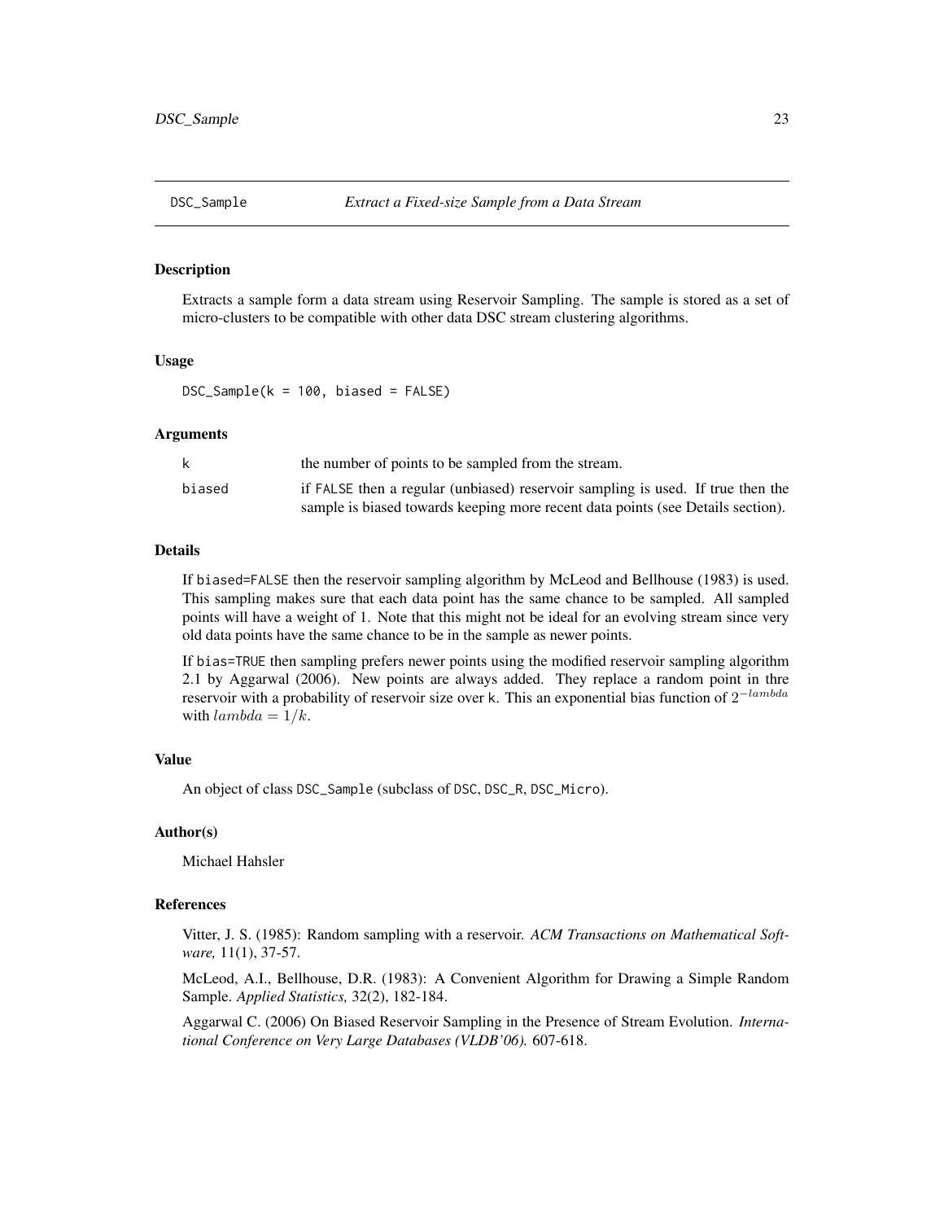# DSC_Sample *Extract a Fixed-size Sample from a Data Stream*

## Description

Extracts a sample form a data stream using Reservoir Sampling. The sample is stored as a set of micro-clusters to be compatible with other data DSC stream clustering algorithms.

## Usage

```
DSC_Sample(k = 100, biased = FALSE)
```

## Arguments

| | |
|---|---|
| k | the number of points to be sampled from the stream. |
| biased | if FALSE then a regular (unbiased) reservoir sampling is used. If true then the sample is biased towards keeping more recent data points (see Details section). |

## Details

If biased=FALSE then the reservoir sampling algorithm by McLeod and Bellhouse (1983) is used. This sampling makes sure that each data point has the same chance to be sampled. All sampled points will have a weight of 1. Note that this might not be ideal for an evolving stream since very old data points have the same chance to be in the sample as newer points.

If bias=TRUE then sampling prefers newer points using the modified reservoir sampling algorithm 2.1 by Aggarwal (2006). New points are always added. They replace a random point in thre reservoir with a probability of reservoir size over k. This an exponential bias function of $2^{-lambda}$ with $lambda = 1/k$.

## Value

An object of class DSC_Sample (subclass of DSC, DSC_R, DSC_Micro).

## Author(s)

Michael Hahsler

## References

Vitter, J. S. (1985): Random sampling with a reservoir. *ACM Transactions on Mathematical Software,* 11(1), 37-57.

McLeod, A.I., Bellhouse, D.R. (1983): A Convenient Algorithm for Drawing a Simple Random Sample. *Applied Statistics,* 32(2), 182-184.

Aggarwal C. (2006) On Biased Reservoir Sampling in the Presence of Stream Evolution. *International Conference on Very Large Databases (VLDB'06).* 607-618.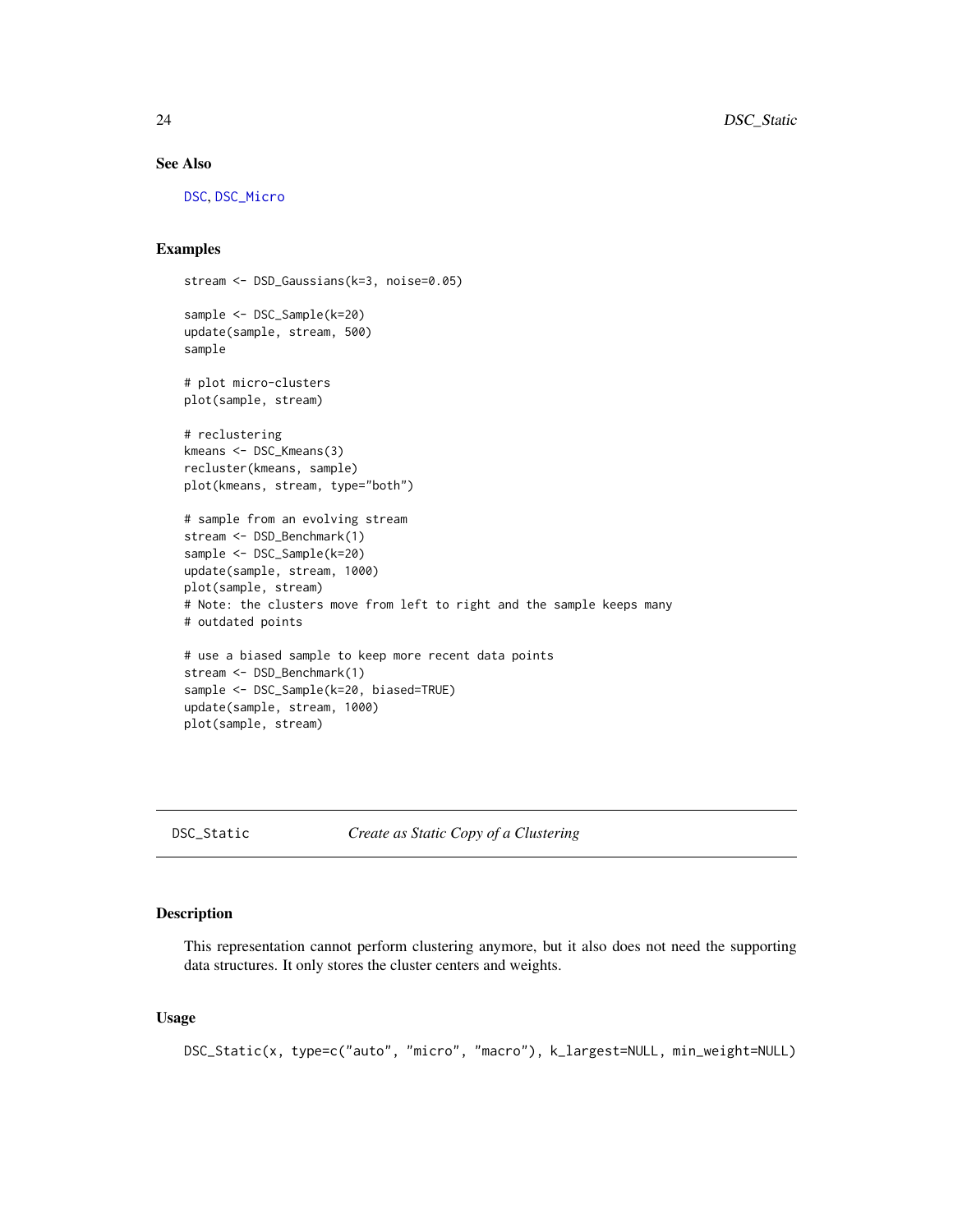### See Also

DSC, DSC_Micro

### Examples

```
stream <- DSD_Gaussians(k=3, noise=0.05)

sample <- DSC_Sample(k=20)
update(sample, stream, 500)
sample

# plot micro-clusters
plot(sample, stream)

# reclustering
kmeans <- DSC_Kmeans(3)
recluster(kmeans, sample)
plot(kmeans, stream, type="both")

# sample from an evolving stream
stream <- DSD_Benchmark(1)
sample <- DSC_Sample(k=20)
update(sample, stream, 1000)
plot(sample, stream)
# Note: the clusters move from left to right and the sample keeps many
# outdated points

# use a biased sample to keep more recent data points
stream <- DSD_Benchmark(1)
sample <- DSC_Sample(k=20, biased=TRUE)
update(sample, stream, 1000)
plot(sample, stream)
```

---

## DSC_Static *Create as Static Copy of a Clustering*

### Description

This representation cannot perform clustering anymore, but it also does not need the supporting data structures. It only stores the cluster centers and weights.

### Usage

```
DSC_Static(x, type=c("auto", "micro", "macro"), k_largest=NULL, min_weight=NULL)
```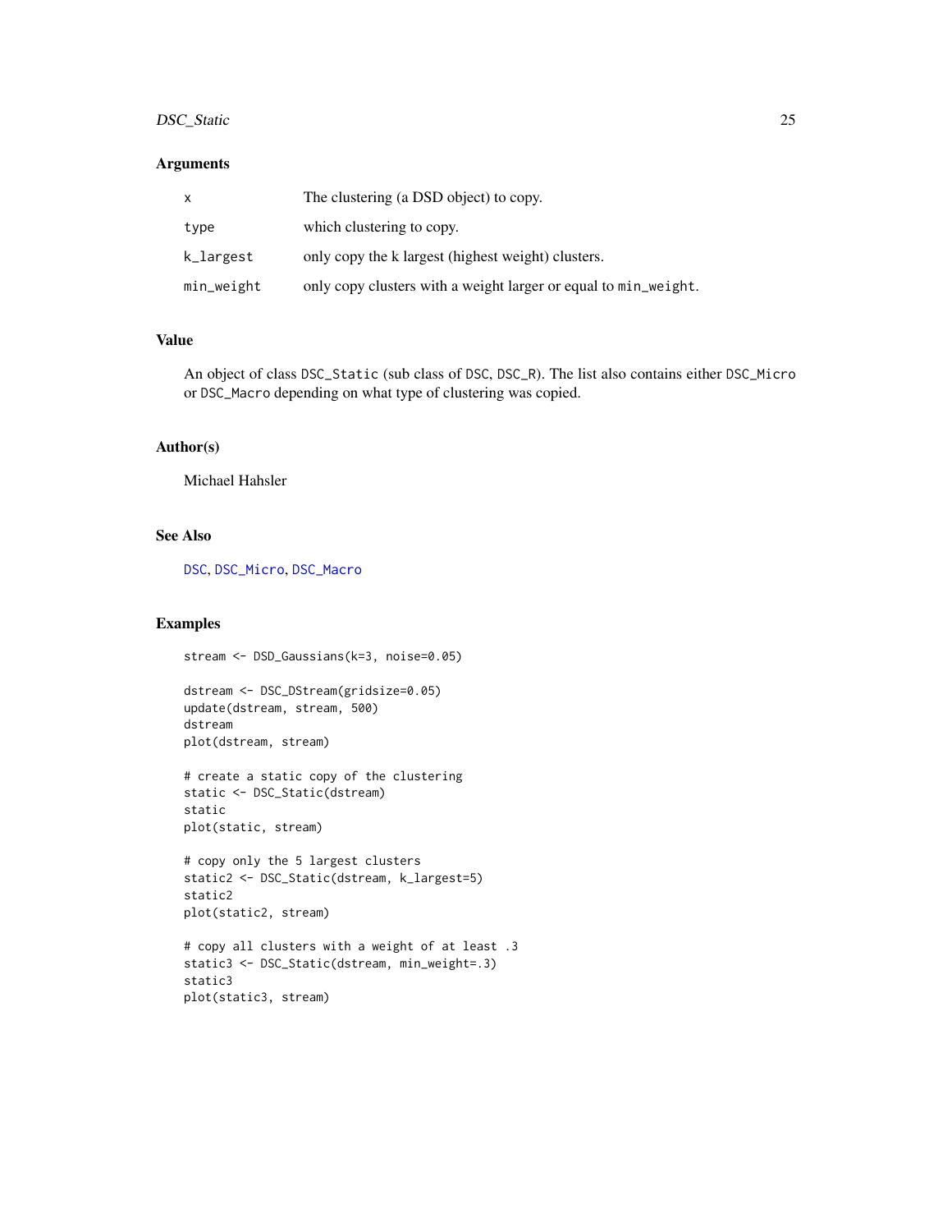## Arguments

| | |
|---|---|
| `x` | The clustering (a DSD object) to copy. |
| `type` | which clustering to copy. |
| `k_largest` | only copy the k largest (highest weight) clusters. |
| `min_weight` | only copy clusters with a weight larger or equal to `min_weight`. |

## Value

An object of class `DSC_Static` (sub class of `DSC`, `DSC_R`). The list also contains either `DSC_Micro` or `DSC_Macro` depending on what type of clustering was copied.

## Author(s)

Michael Hahsler

## See Also

`DSC`, `DSC_Micro`, `DSC_Macro`

## Examples

```
stream <- DSD_Gaussians(k=3, noise=0.05)

dstream <- DSC_DStream(gridsize=0.05)
update(dstream, stream, 500)
dstream
plot(dstream, stream)

# create a static copy of the clustering
static <- DSC_Static(dstream)
static
plot(static, stream)

# copy only the 5 largest clusters
static2 <- DSC_Static(dstream, k_largest=5)
static2
plot(static2, stream)

# copy all clusters with a weight of at least .3
static3 <- DSC_Static(dstream, min_weight=.3)
static3
plot(static3, stream)
```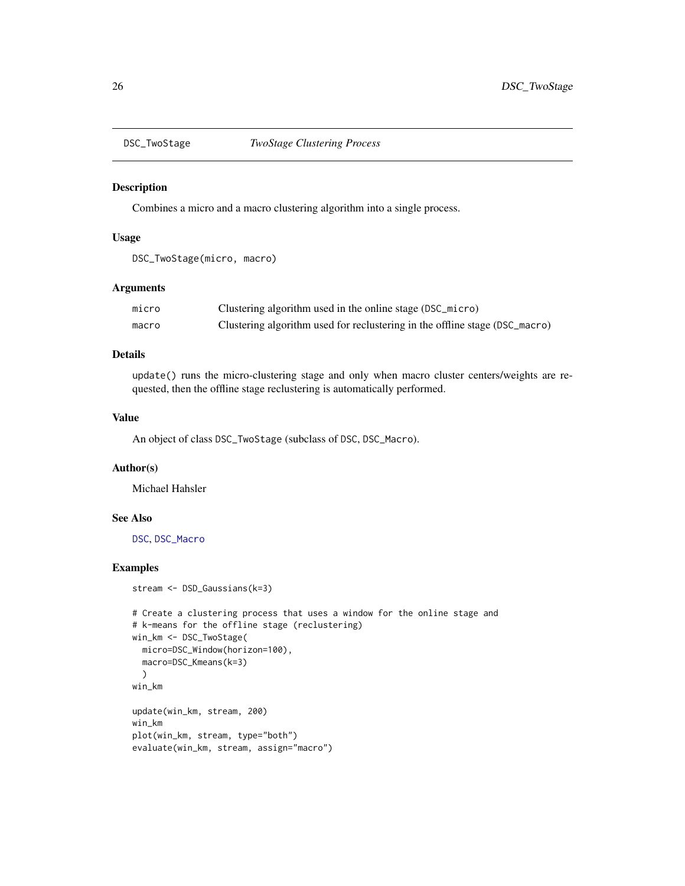# DSC_TwoStage — *TwoStage Clustering Process*

## Description

Combines a micro and a macro clustering algorithm into a single process.

## Usage

```
DSC_TwoStage(micro, macro)
```

## Arguments

| | |
|---|---|
| micro | Clustering algorithm used in the online stage (DSC_micro) |
| macro | Clustering algorithm used for reclustering in the offline stage (DSC_macro) |

## Details

update() runs the micro-clustering stage and only when macro cluster centers/weights are requested, then the offline stage reclustering is automatically performed.

## Value

An object of class DSC_TwoStage (subclass of DSC, DSC_Macro).

## Author(s)

Michael Hahsler

## See Also

DSC, DSC_Macro

## Examples

```
stream <- DSD_Gaussians(k=3)

# Create a clustering process that uses a window for the online stage and
# k-means for the offline stage (reclustering)
win_km <- DSC_TwoStage(
  micro=DSC_Window(horizon=100),
  macro=DSC_Kmeans(k=3)
  )
win_km

update(win_km, stream, 200)
win_km
plot(win_km, stream, type="both")
evaluate(win_km, stream, assign="macro")
```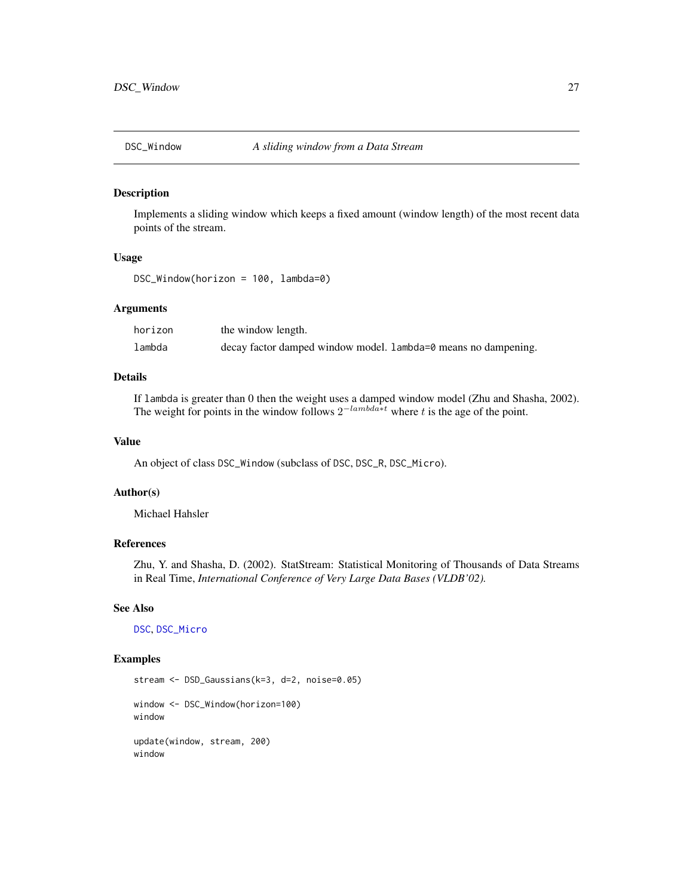DSC_Window — *A sliding window from a Data Stream*

## Description

Implements a sliding window which keeps a fixed amount (window length) of the most recent data points of the stream.

## Usage

```
DSC_Window(horizon = 100, lambda=0)
```

## Arguments

| | |
|---|---|
| horizon | the window length. |
| lambda | decay factor damped window model. `lambda=0` means no dampening. |

## Details

If `lambda` is greater than 0 then the weight uses a damped window model (Zhu and Shasha, 2002). The weight for points in the window follows $2^{-lambda*t}$ where $t$ is the age of the point.

## Value

An object of class `DSC_Window` (subclass of `DSC`, `DSC_R`, `DSC_Micro`).

## Author(s)

Michael Hahsler

## References

Zhu, Y. and Shasha, D. (2002). StatStream: Statistical Monitoring of Thousands of Data Streams in Real Time, *International Conference of Very Large Data Bases (VLDB'02).*

## See Also

`DSC`, `DSC_Micro`

## Examples

```
stream <- DSD_Gaussians(k=3, d=2, noise=0.05)

window <- DSC_Window(horizon=100)
window

update(window, stream, 200)
window
```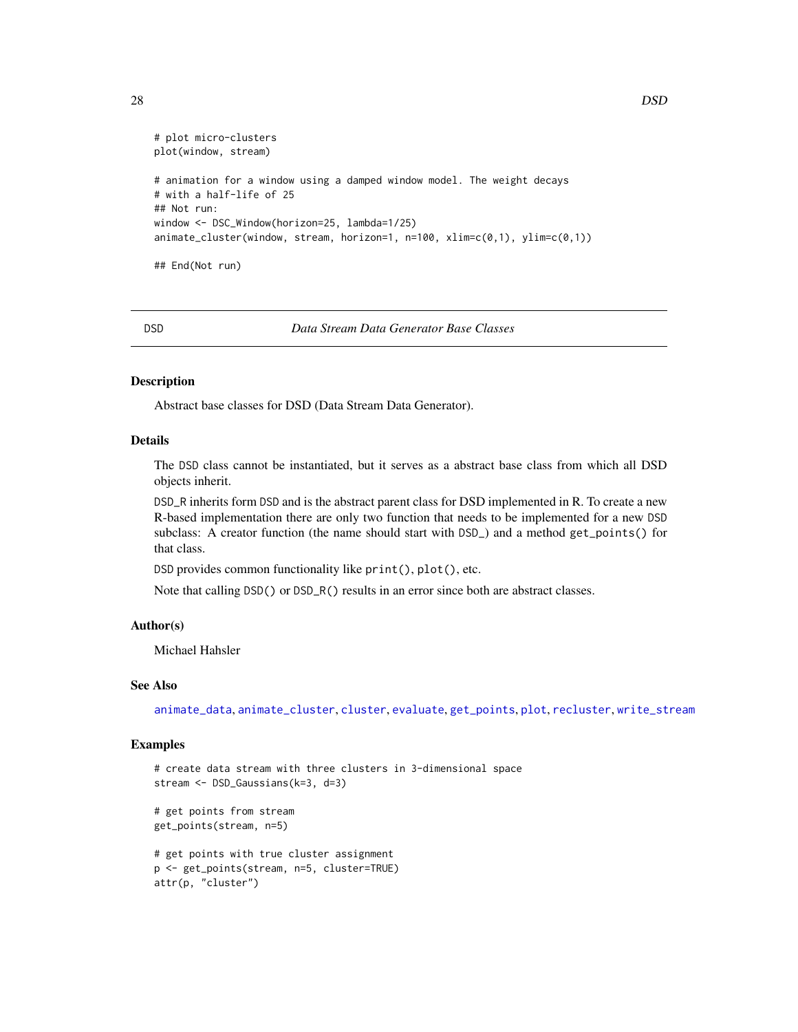```
# plot micro-clusters
plot(window, stream)

# animation for a window using a damped window model. The weight decays
# with a half-life of 25
## Not run:
window <- DSC_Window(horizon=25, lambda=1/25)
animate_cluster(window, stream, horizon=1, n=100, xlim=c(0,1), ylim=c(0,1))

## End(Not run)
```

---

## DSD — *Data Stream Data Generator Base Classes*

---

### Description

Abstract base classes for DSD (Data Stream Data Generator).

### Details

The DSD class cannot be instantiated, but it serves as a abstract base class from which all DSD objects inherit.

DSD_R inherits form DSD and is the abstract parent class for DSD implemented in R. To create a new R-based implementation there are only two function that needs to be implemented for a new DSD subclass: A creator function (the name should start with DSD_) and a method get_points() for that class.

DSD provides common functionality like print(), plot(), etc.

Note that calling DSD() or DSD_R() results in an error since both are abstract classes.

### Author(s)

Michael Hahsler

### See Also

animate_data, animate_cluster, cluster, evaluate, get_points, plot, recluster, write_stream

### Examples

```
# create data stream with three clusters in 3-dimensional space
stream <- DSD_Gaussians(k=3, d=3)

# get points from stream
get_points(stream, n=5)

# get points with true cluster assignment
p <- get_points(stream, n=5, cluster=TRUE)
attr(p, "cluster")
```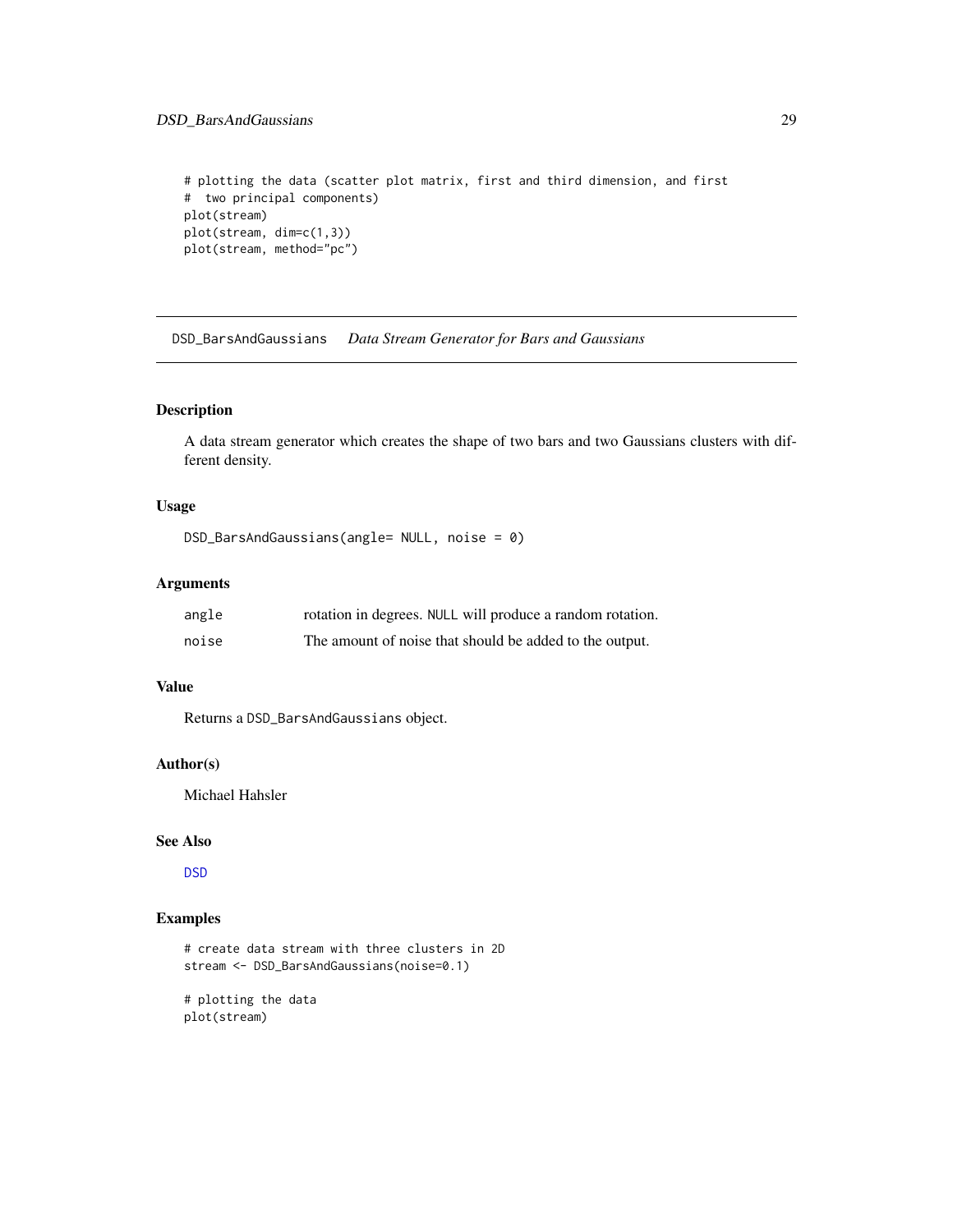```
# plotting the data (scatter plot matrix, first and third dimension, and first
#  two principal components)
plot(stream)
plot(stream, dim=c(1,3))
plot(stream, method="pc")
```

## DSD_BarsAndGaussians    *Data Stream Generator for Bars and Gaussians*

### Description

A data stream generator which creates the shape of two bars and two Gaussians clusters with different density.

### Usage

```
DSD_BarsAndGaussians(angle= NULL, noise = 0)
```

### Arguments

| | |
|---|---|
| `angle` | rotation in degrees. `NULL` will produce a random rotation. |
| `noise` | The amount of noise that should be added to the output. |

### Value

Returns a `DSD_BarsAndGaussians` object.

### Author(s)

Michael Hahsler

### See Also

`DSD`

### Examples

```
# create data stream with three clusters in 2D
stream <- DSD_BarsAndGaussians(noise=0.1)

# plotting the data
plot(stream)
```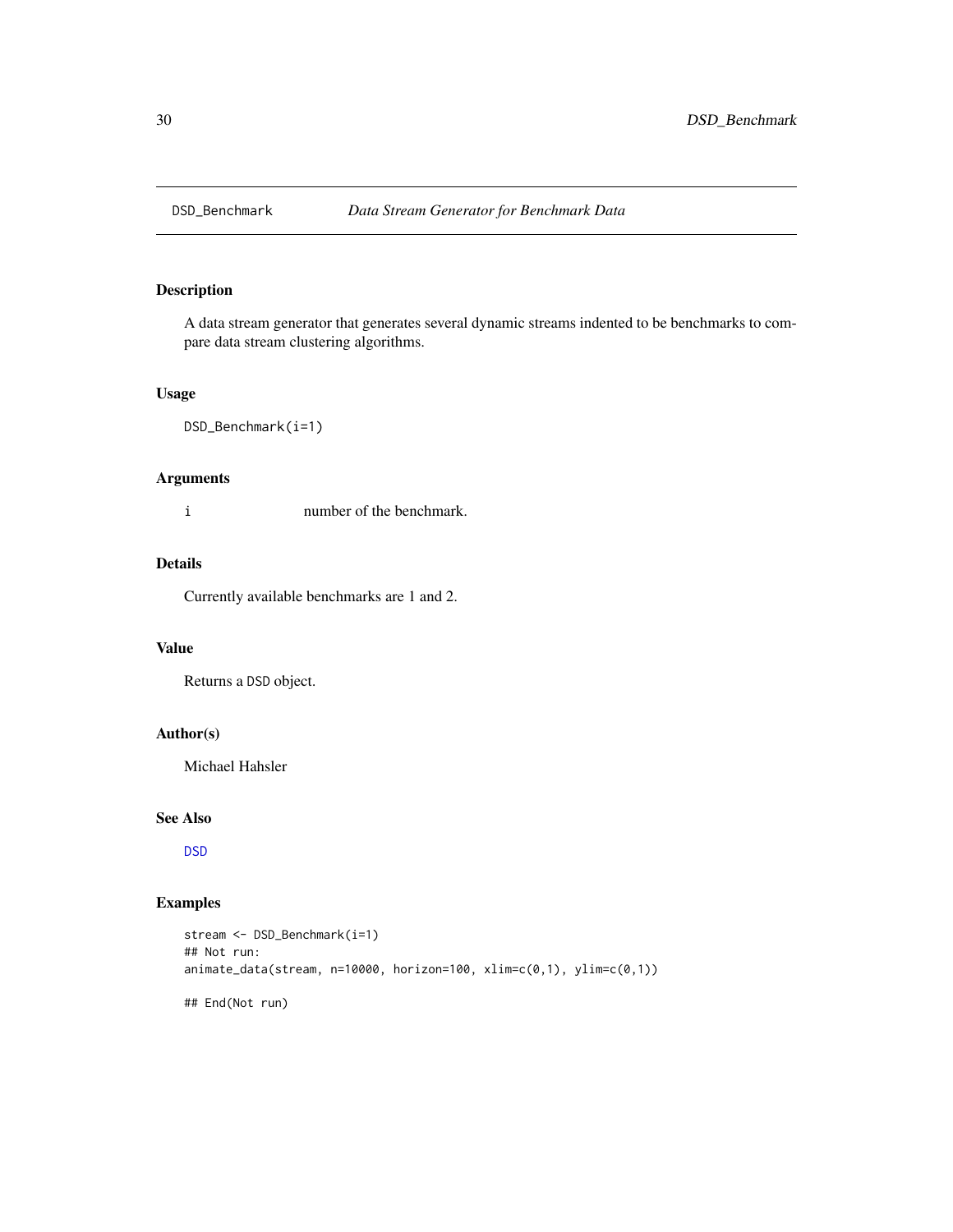# DSD_Benchmark — *Data Stream Generator for Benchmark Data*

## Description

A data stream generator that generates several dynamic streams indented to be benchmarks to compare data stream clustering algorithms.

## Usage

```
DSD_Benchmark(i=1)
```

## Arguments

| | |
|---|---|
| i | number of the benchmark. |

## Details

Currently available benchmarks are 1 and 2.

## Value

Returns a DSD object.

## Author(s)

Michael Hahsler

## See Also

DSD

## Examples

```
stream <- DSD_Benchmark(i=1)
## Not run:
animate_data(stream, n=10000, horizon=100, xlim=c(0,1), ylim=c(0,1))

## End(Not run)
```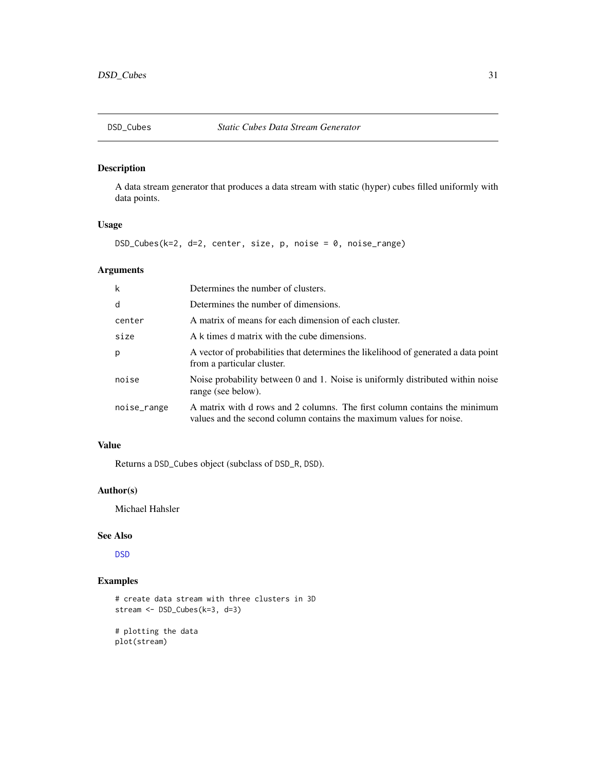# DSD_Cubes *Static Cubes Data Stream Generator*

## Description

A data stream generator that produces a data stream with static (hyper) cubes filled uniformly with data points.

## Usage

```
DSD_Cubes(k=2, d=2, center, size, p, noise = 0, noise_range)
```

## Arguments

| | |
|---|---|
| k | Determines the number of clusters. |
| d | Determines the number of dimensions. |
| center | A matrix of means for each dimension of each cluster. |
| size | A k times d matrix with the cube dimensions. |
| p | A vector of probabilities that determines the likelihood of generated a data point from a particular cluster. |
| noise | Noise probability between 0 and 1. Noise is uniformly distributed within noise range (see below). |
| noise_range | A matrix with d rows and 2 columns. The first column contains the minimum values and the second column contains the maximum values for noise. |

## Value

Returns a DSD_Cubes object (subclass of DSD_R, DSD).

## Author(s)

Michael Hahsler

## See Also

DSD

## Examples

```
# create data stream with three clusters in 3D
stream <- DSD_Cubes(k=3, d=3)

# plotting the data
plot(stream)
```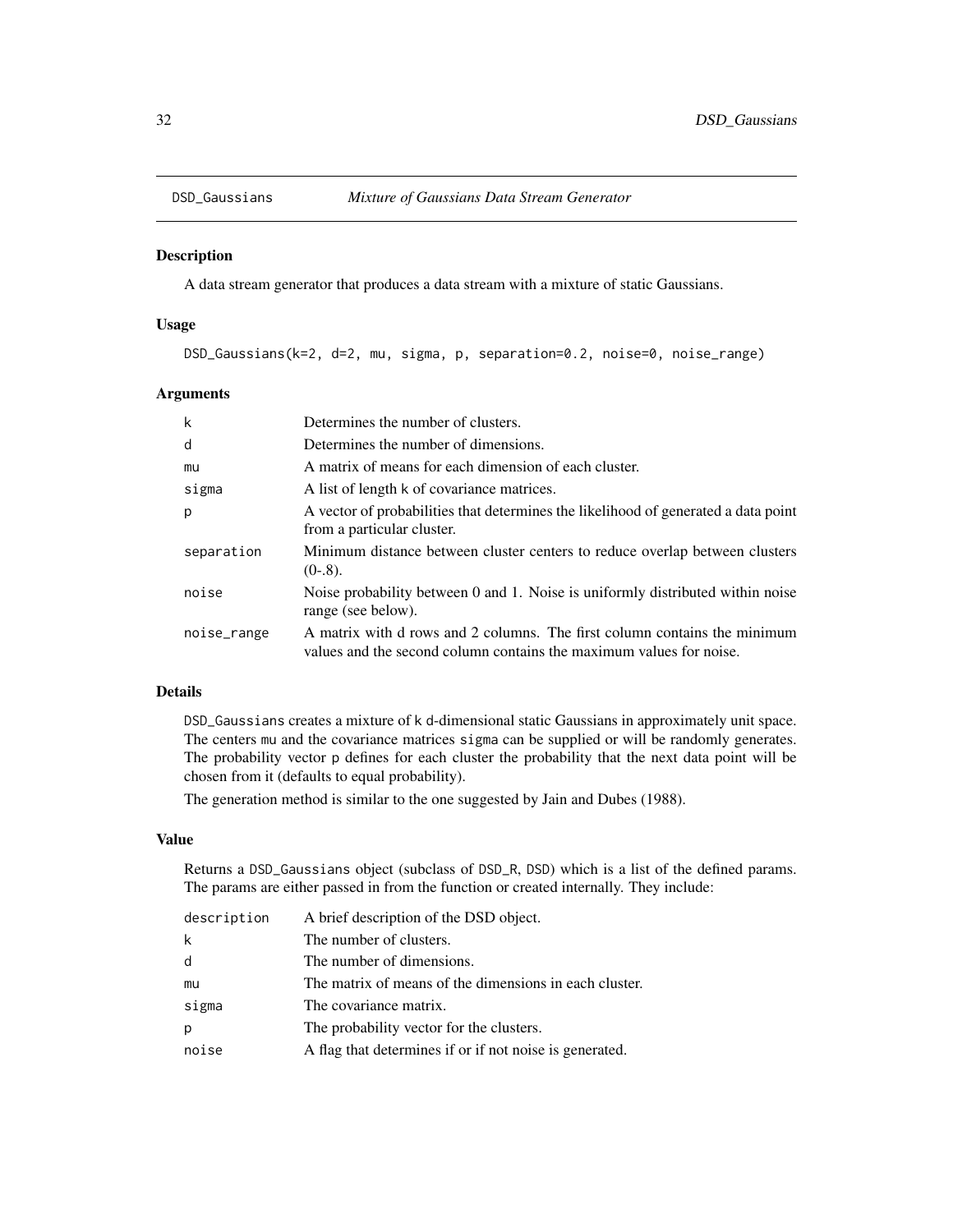DSD_Gaussians *Mixture of Gaussians Data Stream Generator*

## Description

A data stream generator that produces a data stream with a mixture of static Gaussians.

## Usage

```
DSD_Gaussians(k=2, d=2, mu, sigma, p, separation=0.2, noise=0, noise_range)
```

## Arguments

| | |
|---|---|
| k | Determines the number of clusters. |
| d | Determines the number of dimensions. |
| mu | A matrix of means for each dimension of each cluster. |
| sigma | A list of length k of covariance matrices. |
| p | A vector of probabilities that determines the likelihood of generated a data point from a particular cluster. |
| separation | Minimum distance between cluster centers to reduce overlap between clusters (0-.8). |
| noise | Noise probability between 0 and 1. Noise is uniformly distributed within noise range (see below). |
| noise_range | A matrix with d rows and 2 columns. The first column contains the minimum values and the second column contains the maximum values for noise. |

## Details

DSD_Gaussians creates a mixture of k d-dimensional static Gaussians in approximately unit space. The centers mu and the covariance matrices sigma can be supplied or will be randomly generates. The probability vector p defines for each cluster the probability that the next data point will be chosen from it (defaults to equal probability).

The generation method is similar to the one suggested by Jain and Dubes (1988).

## Value

Returns a DSD_Gaussians object (subclass of DSD_R, DSD) which is a list of the defined params. The params are either passed in from the function or created internally. They include:

| | |
|---|---|
| description | A brief description of the DSD object. |
| k | The number of clusters. |
| d | The number of dimensions. |
| mu | The matrix of means of the dimensions in each cluster. |
| sigma | The covariance matrix. |
| p | The probability vector for the clusters. |
| noise | A flag that determines if or if not noise is generated. |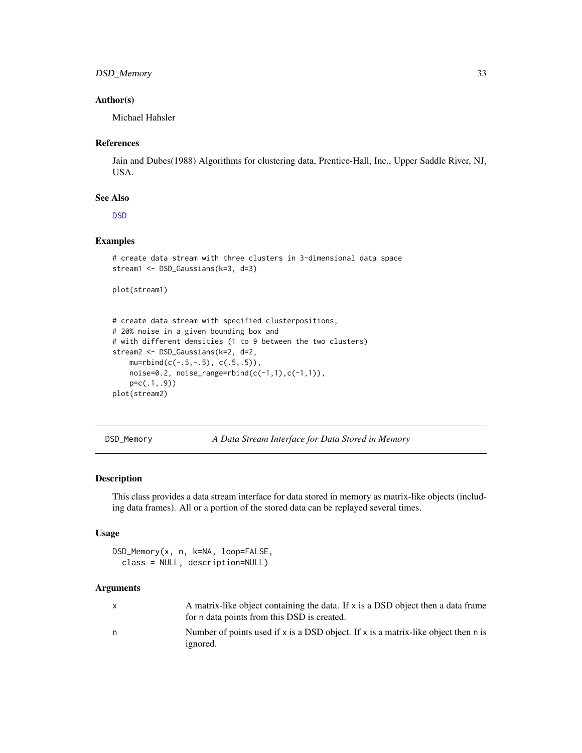### Author(s)

Michael Hahsler

### References

Jain and Dubes(1988) Algorithms for clustering data, Prentice-Hall, Inc., Upper Saddle River, NJ, USA.

### See Also

DSD

### Examples

```
# create data stream with three clusters in 3-dimensional data space
stream1 <- DSD_Gaussians(k=3, d=3)

plot(stream1)


# create data stream with specified clusterpositions,
# 20% noise in a given bounding box and
# with different densities (1 to 9 between the two clusters)
stream2 <- DSD_Gaussians(k=2, d=2,
    mu=rbind(c(-.5,-.5), c(.5,.5)),
    noise=0.2, noise_range=rbind(c(-1,1),c(-1,1)),
    p=c(.1,.9))
plot(stream2)
```

---

## DSD_Memory — *A Data Stream Interface for Data Stored in Memory*

---

### Description

This class provides a data stream interface for data stored in memory as matrix-like objects (including data frames). All or a portion of the stored data can be replayed several times.

### Usage

```
DSD_Memory(x, n, k=NA, loop=FALSE,
  class = NULL, description=NULL)
```

### Arguments

| | |
|---|---|
| x | A matrix-like object containing the data. If x is a DSD object then a data frame for n data points from this DSD is created. |
| n | Number of points used if x is a DSD object. If x is a matrix-like object then n is ignored. |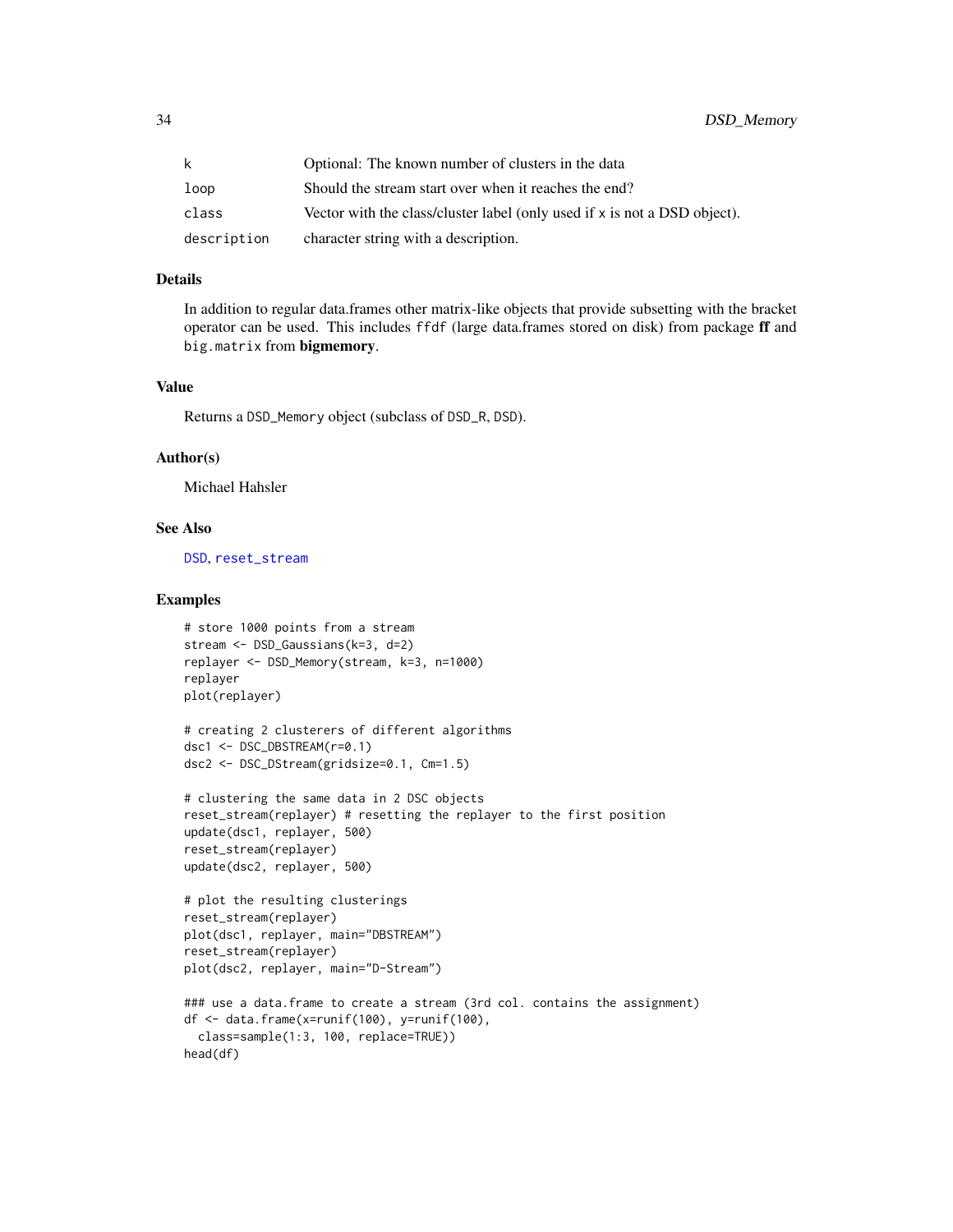| | |
|---|---|
| k | Optional: The known number of clusters in the data |
| loop | Should the stream start over when it reaches the end? |
| class | Vector with the class/cluster label (only used if x is not a DSD object). |
| description | character string with a description. |

### Details

In addition to regular data.frames other matrix-like objects that provide subsetting with the bracket operator can be used. This includes `ffdf` (large data.frames stored on disk) from package **ff** and `big.matrix` from **bigmemory**.

### Value

Returns a `DSD_Memory` object (subclass of `DSD_R`, `DSD`).

### Author(s)

Michael Hahsler

### See Also

`DSD`, `reset_stream`

### Examples

```
# store 1000 points from a stream
stream <- DSD_Gaussians(k=3, d=2)
replayer <- DSD_Memory(stream, k=3, n=1000)
replayer
plot(replayer)

# creating 2 clusterers of different algorithms
dsc1 <- DSC_DBSTREAM(r=0.1)
dsc2 <- DSC_DStream(gridsize=0.1, Cm=1.5)

# clustering the same data in 2 DSC objects
reset_stream(replayer) # resetting the replayer to the first position
update(dsc1, replayer, 500)
reset_stream(replayer)
update(dsc2, replayer, 500)

# plot the resulting clusterings
reset_stream(replayer)
plot(dsc1, replayer, main="DBSTREAM")
reset_stream(replayer)
plot(dsc2, replayer, main="D-Stream")

### use a data.frame to create a stream (3rd col. contains the assignment)
df <- data.frame(x=runif(100), y=runif(100),
  class=sample(1:3, 100, replace=TRUE))
head(df)
```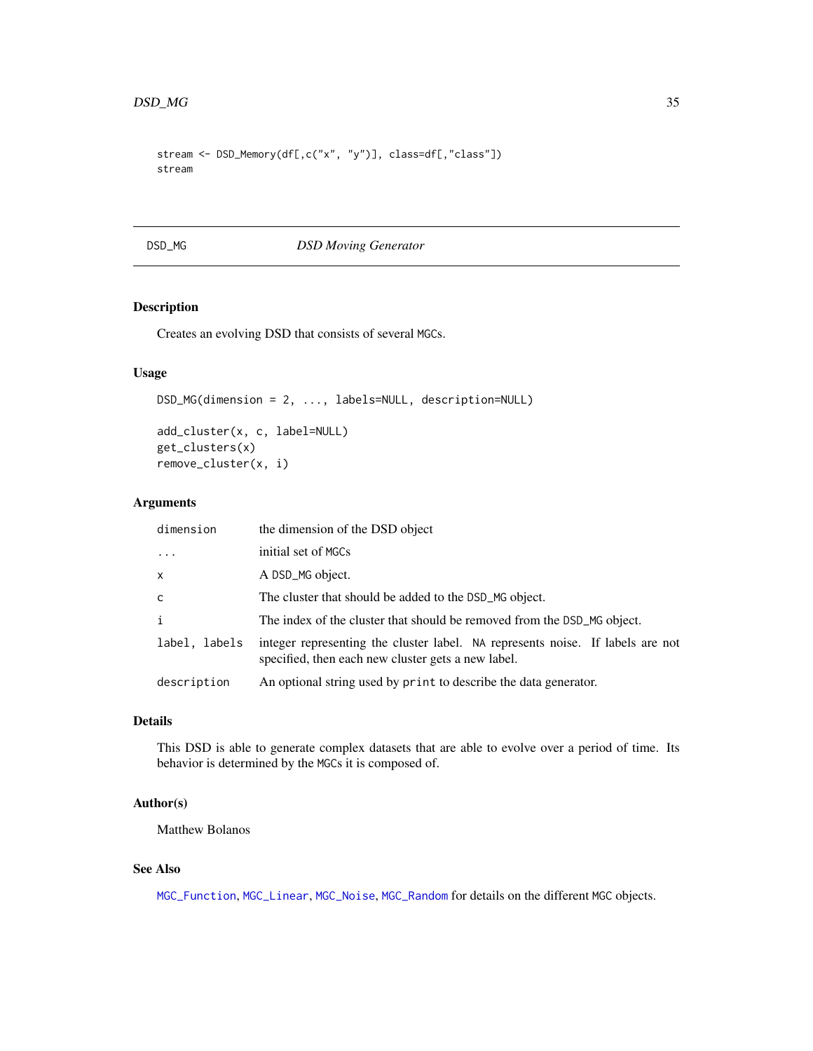```
stream <- DSD_Memory(df[,c("x", "y")], class=df[,"class"])
stream
```

## DSD_MG — *DSD Moving Generator*

### Description

Creates an evolving DSD that consists of several MGCs.

### Usage

```
DSD_MG(dimension = 2, ..., labels=NULL, description=NULL)

add_cluster(x, c, label=NULL)
get_clusters(x)
remove_cluster(x, i)
```

### Arguments

| | |
|---|---|
| dimension | the dimension of the DSD object |
| ... | initial set of MGCs |
| x | A DSD_MG object. |
| c | The cluster that should be added to the DSD_MG object. |
| i | The index of the cluster that should be removed from the DSD_MG object. |
| label, labels | integer representing the cluster label. NA represents noise. If labels are not specified, then each new cluster gets a new label. |
| description | An optional string used by print to describe the data generator. |

### Details

This DSD is able to generate complex datasets that are able to evolve over a period of time. Its behavior is determined by the MGCs it is composed of.

### Author(s)

Matthew Bolanos

### See Also

MGC_Function, MGC_Linear, MGC_Noise, MGC_Random for details on the different MGC objects.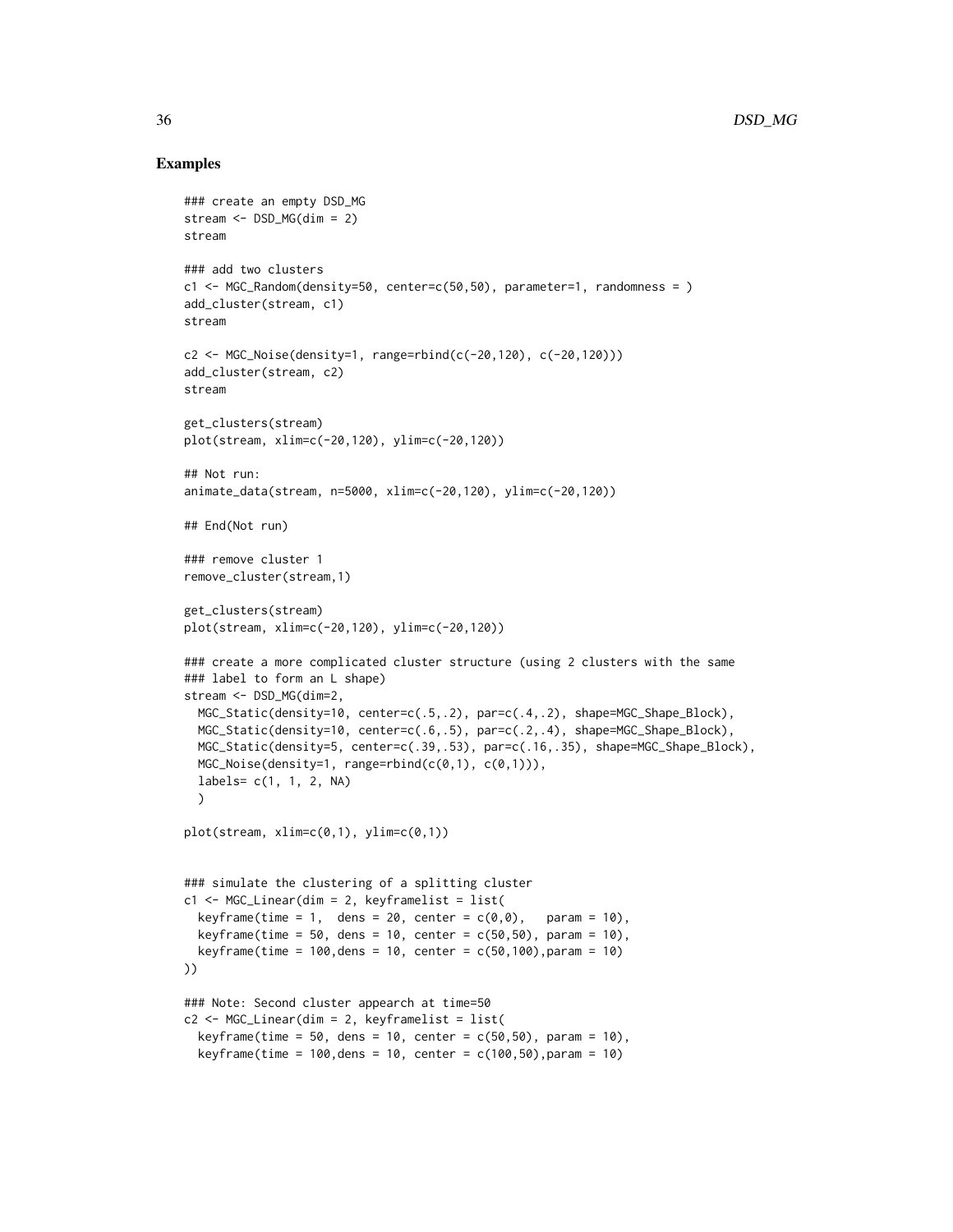## Examples

```
### create an empty DSD_MG
stream <- DSD_MG(dim = 2)
stream

### add two clusters
c1 <- MGC_Random(density=50, center=c(50,50), parameter=1, randomness = )
add_cluster(stream, c1)
stream

c2 <- MGC_Noise(density=1, range=rbind(c(-20,120), c(-20,120)))
add_cluster(stream, c2)
stream

get_clusters(stream)
plot(stream, xlim=c(-20,120), ylim=c(-20,120))

## Not run:
animate_data(stream, n=5000, xlim=c(-20,120), ylim=c(-20,120))

## End(Not run)

### remove cluster 1
remove_cluster(stream,1)

get_clusters(stream)
plot(stream, xlim=c(-20,120), ylim=c(-20,120))

### create a more complicated cluster structure (using 2 clusters with the same
### label to form an L shape)
stream <- DSD_MG(dim=2,
  MGC_Static(density=10, center=c(.5,.2), par=c(.4,.2), shape=MGC_Shape_Block),
  MGC_Static(density=10, center=c(.6,.5), par=c(.2,.4), shape=MGC_Shape_Block),
  MGC_Static(density=5, center=c(.39,.53), par=c(.16,.35), shape=MGC_Shape_Block),
  MGC_Noise(density=1, range=rbind(c(0,1), c(0,1))),
  labels= c(1, 1, 2, NA)
  )

plot(stream, xlim=c(0,1), ylim=c(0,1))


### simulate the clustering of a splitting cluster
c1 <- MGC_Linear(dim = 2, keyframelist = list(
  keyframe(time = 1,  dens = 20, center = c(0,0),   param = 10),
  keyframe(time = 50, dens = 10, center = c(50,50), param = 10),
  keyframe(time = 100,dens = 10, center = c(50,100),param = 10)
))

### Note: Second cluster appearch at time=50
c2 <- MGC_Linear(dim = 2, keyframelist = list(
  keyframe(time = 50, dens = 10, center = c(50,50), param = 10),
  keyframe(time = 100,dens = 10, center = c(100,50),param = 10)
```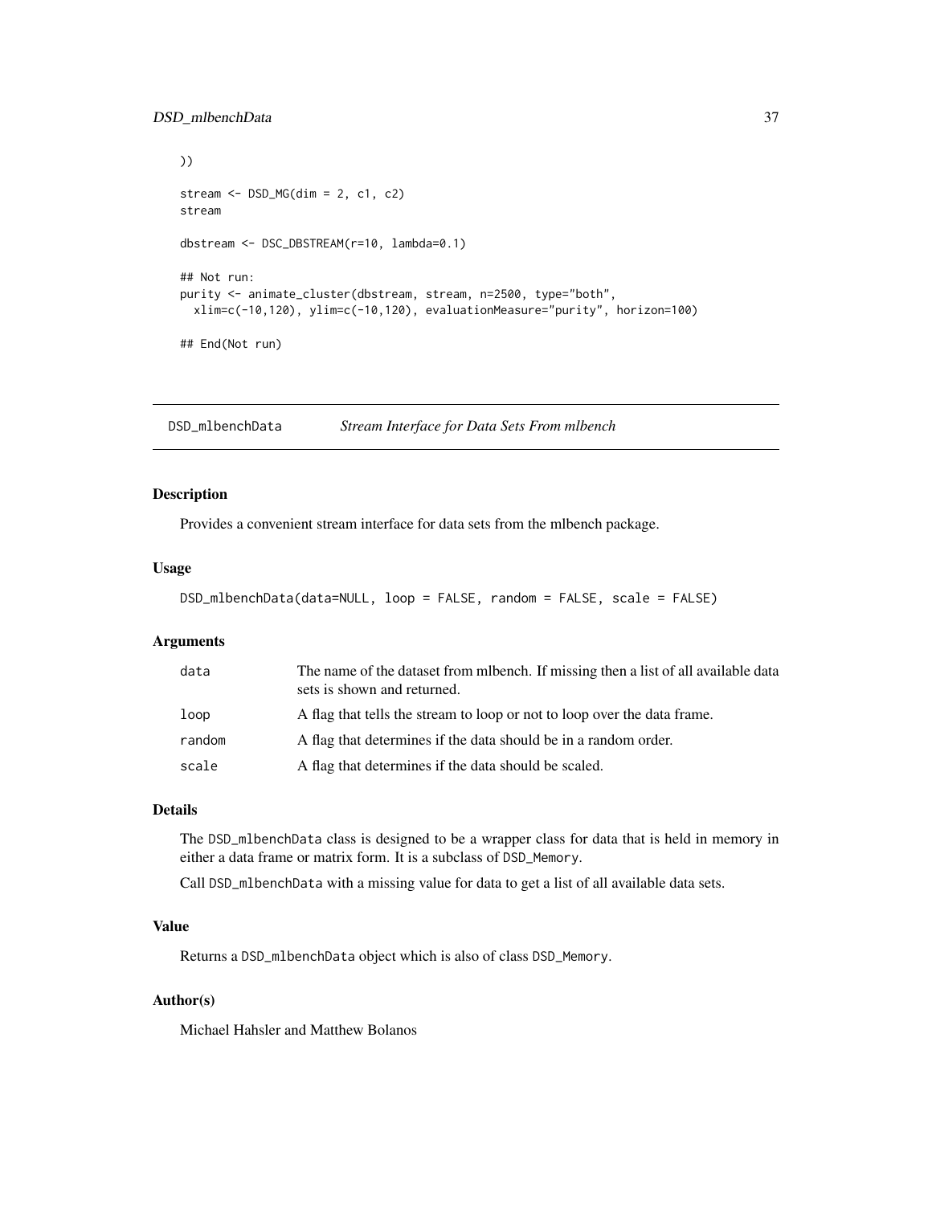```
))

stream <- DSD_MG(dim = 2, c1, c2)
stream

dbstream <- DSC_DBSTREAM(r=10, lambda=0.1)

## Not run:
purity <- animate_cluster(dbstream, stream, n=2500, type="both",
  xlim=c(-10,120), ylim=c(-10,120), evaluationMeasure="purity", horizon=100)

## End(Not run)
```

---

## DSD_mlbenchData    *Stream Interface for Data Sets From mlbench*

### Description

Provides a convenient stream interface for data sets from the mlbench package.

### Usage

```
DSD_mlbenchData(data=NULL, loop = FALSE, random = FALSE, scale = FALSE)
```

### Arguments

| | |
|---|---|
| `data` | The name of the dataset from mlbench. If missing then a list of all available data sets is shown and returned. |
| `loop` | A flag that tells the stream to loop or not to loop over the data frame. |
| `random` | A flag that determines if the data should be in a random order. |
| `scale` | A flag that determines if the data should be scaled. |

### Details

The `DSD_mlbenchData` class is designed to be a wrapper class for data that is held in memory in either a data frame or matrix form. It is a subclass of `DSD_Memory`.

Call `DSD_mlbenchData` with a missing value for data to get a list of all available data sets.

### Value

Returns a `DSD_mlbenchData` object which is also of class `DSD_Memory`.

### Author(s)

Michael Hahsler and Matthew Bolanos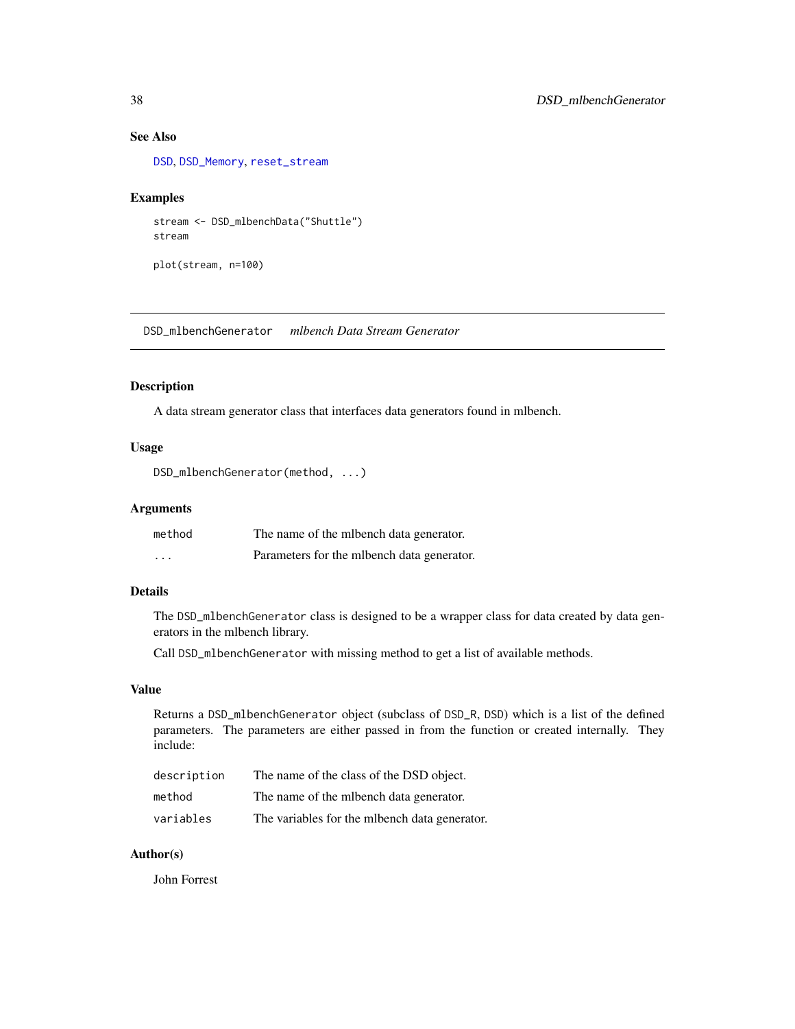### See Also

DSD, DSD_Memory, reset_stream

### Examples

```
stream <- DSD_mlbenchData("Shuttle")
stream

plot(stream, n=100)
```

---

## DSD_mlbenchGenerator *mlbench Data Stream Generator*

---

### Description

A data stream generator class that interfaces data generators found in mlbench.

### Usage

```
DSD_mlbenchGenerator(method, ...)
```

### Arguments

| | |
|---|---|
| method | The name of the mlbench data generator. |
| ... | Parameters for the mlbench data generator. |

### Details

The DSD_mlbenchGenerator class is designed to be a wrapper class for data created by data generators in the mlbench library.

Call DSD_mlbenchGenerator with missing method to get a list of available methods.

### Value

Returns a DSD_mlbenchGenerator object (subclass of DSD_R, DSD) which is a list of the defined parameters. The parameters are either passed in from the function or created internally. They include:

| | |
|---|---|
| description | The name of the class of the DSD object. |
| method | The name of the mlbench data generator. |
| variables | The variables for the mlbench data generator. |

### Author(s)

John Forrest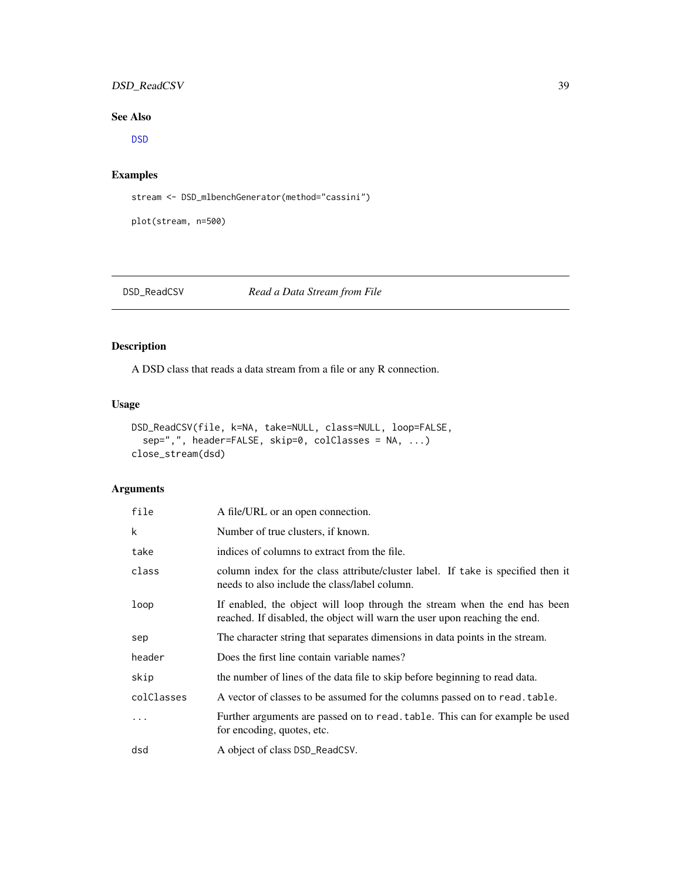## See Also

DSD

## Examples

```
stream <- DSD_mlbenchGenerator(method="cassini")

plot(stream, n=500)
```

---

# DSD_ReadCSV *Read a Data Stream from File*

---

## Description

A DSD class that reads a data stream from a file or any R connection.

## Usage

```
DSD_ReadCSV(file, k=NA, take=NULL, class=NULL, loop=FALSE,
  sep=",", header=FALSE, skip=0, colClasses = NA, ...)
close_stream(dsd)
```

## Arguments

| | |
|---|---|
| file | A file/URL or an open connection. |
| k | Number of true clusters, if known. |
| take | indices of columns to extract from the file. |
| class | column index for the class attribute/cluster label. If take is specified then it needs to also include the class/label column. |
| loop | If enabled, the object will loop through the stream when the end has been reached. If disabled, the object will warn the user upon reaching the end. |
| sep | The character string that separates dimensions in data points in the stream. |
| header | Does the first line contain variable names? |
| skip | the number of lines of the data file to skip before beginning to read data. |
| colClasses | A vector of classes to be assumed for the columns passed on to read.table. |
| ... | Further arguments are passed on to read.table. This can for example be used for encoding, quotes, etc. |
| dsd | A object of class DSD_ReadCSV. |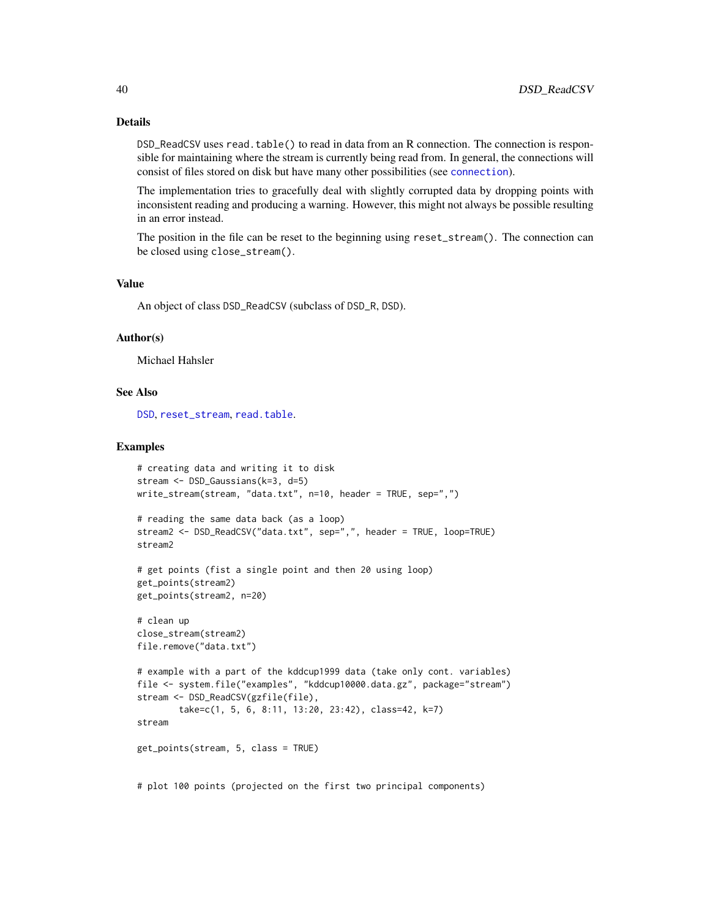## Details

DSD_ReadCSV uses read.table() to read in data from an R connection. The connection is responsible for maintaining where the stream is currently being read from. In general, the connections will consist of files stored on disk but have many other possibilities (see connection).

The implementation tries to gracefully deal with slightly corrupted data by dropping points with inconsistent reading and producing a warning. However, this might not always be possible resulting in an error instead.

The position in the file can be reset to the beginning using reset_stream(). The connection can be closed using close_stream().

## Value

An object of class DSD_ReadCSV (subclass of DSD_R, DSD).

## Author(s)

Michael Hahsler

## See Also

DSD, reset_stream, read.table.

## Examples

```
# creating data and writing it to disk
stream <- DSD_Gaussians(k=3, d=5)
write_stream(stream, "data.txt", n=10, header = TRUE, sep=",")

# reading the same data back (as a loop)
stream2 <- DSD_ReadCSV("data.txt", sep=",", header = TRUE, loop=TRUE)
stream2

# get points (fist a single point and then 20 using loop)
get_points(stream2)
get_points(stream2, n=20)

# clean up
close_stream(stream2)
file.remove("data.txt")

# example with a part of the kddcup1999 data (take only cont. variables)
file <- system.file("examples", "kddcup10000.data.gz", package="stream")
stream <- DSD_ReadCSV(gzfile(file),
        take=c(1, 5, 6, 8:11, 13:20, 23:42), class=42, k=7)
stream

get_points(stream, 5, class = TRUE)


# plot 100 points (projected on the first two principal components)
```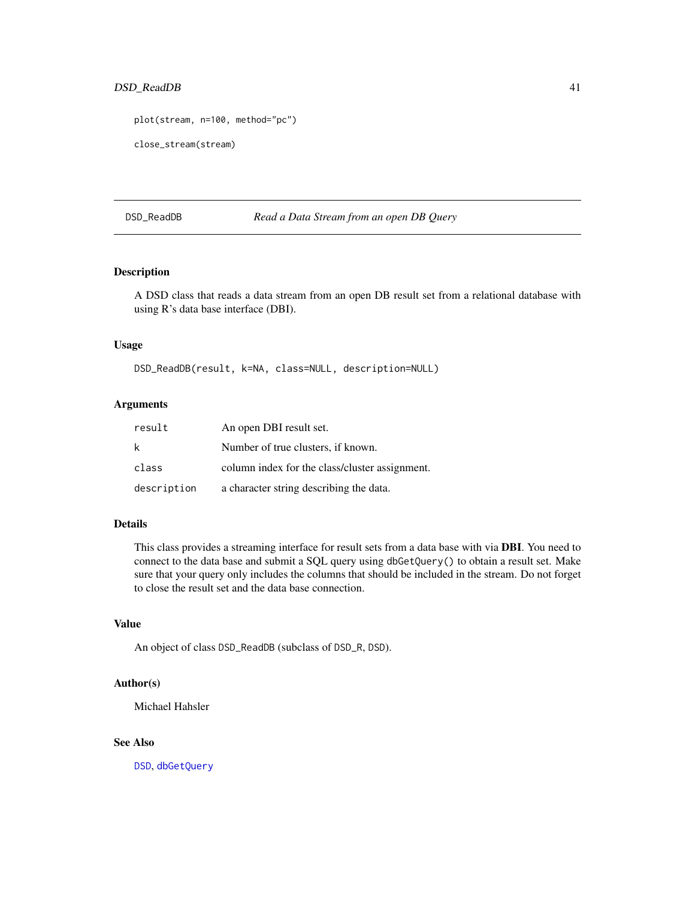```
plot(stream, n=100, method="pc")

close_stream(stream)
```

---

DSD_ReadDB *Read a Data Stream from an open DB Query*

---

## Description

A DSD class that reads a data stream from an open DB result set from a relational database with using R's data base interface (DBI).

## Usage

```
DSD_ReadDB(result, k=NA, class=NULL, description=NULL)
```

## Arguments

| | |
|---|---|
| `result` | An open DBI result set. |
| `k` | Number of true clusters, if known. |
| `class` | column index for the class/cluster assignment. |
| `description` | a character string describing the data. |

## Details

This class provides a streaming interface for result sets from a data base with via **DBI**. You need to connect to the data base and submit a SQL query using `dbGetQuery()` to obtain a result set. Make sure that your query only includes the columns that should be included in the stream. Do not forget to close the result set and the data base connection.

## Value

An object of class `DSD_ReadDB` (subclass of `DSD_R`, `DSD`).

## Author(s)

Michael Hahsler

## See Also

`DSD`, `dbGetQuery`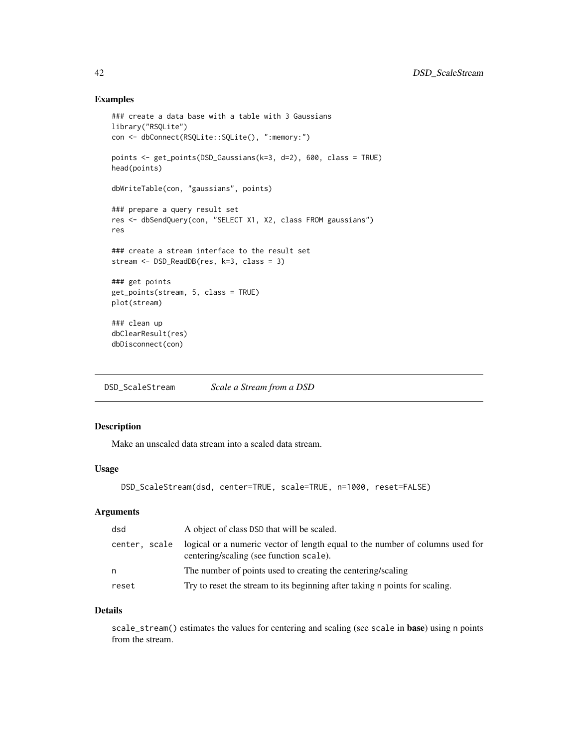## Examples

```
### create a data base with a table with 3 Gaussians
library("RSQLite")
con <- dbConnect(RSQLite::SQLite(), ":memory:")

points <- get_points(DSD_Gaussians(k=3, d=2), 600, class = TRUE)
head(points)

dbWriteTable(con, "gaussians", points)

### prepare a query result set
res <- dbSendQuery(con, "SELECT X1, X2, class FROM gaussians")
res

### create a stream interface to the result set
stream <- DSD_ReadDB(res, k=3, class = 3)

### get points
get_points(stream, 5, class = TRUE)
plot(stream)

### clean up
dbClearResult(res)
dbDisconnect(con)
```

---

# DSD_ScaleStream *Scale a Stream from a DSD*

---

## Description

Make an unscaled data stream into a scaled data stream.

## Usage

```
DSD_ScaleStream(dsd, center=TRUE, scale=TRUE, n=1000, reset=FALSE)
```

## Arguments

| | |
|---|---|
| `dsd` | A object of class DSD that will be scaled. |
| `center, scale` | logical or a numeric vector of length equal to the number of columns used for centering/scaling (see function `scale`). |
| `n` | The number of points used to creating the centering/scaling |
| `reset` | Try to reset the stream to its beginning after taking `n` points for scaling. |

## Details

`scale_stream()` estimates the values for centering and scaling (see `scale` in **base**) using `n` points from the stream.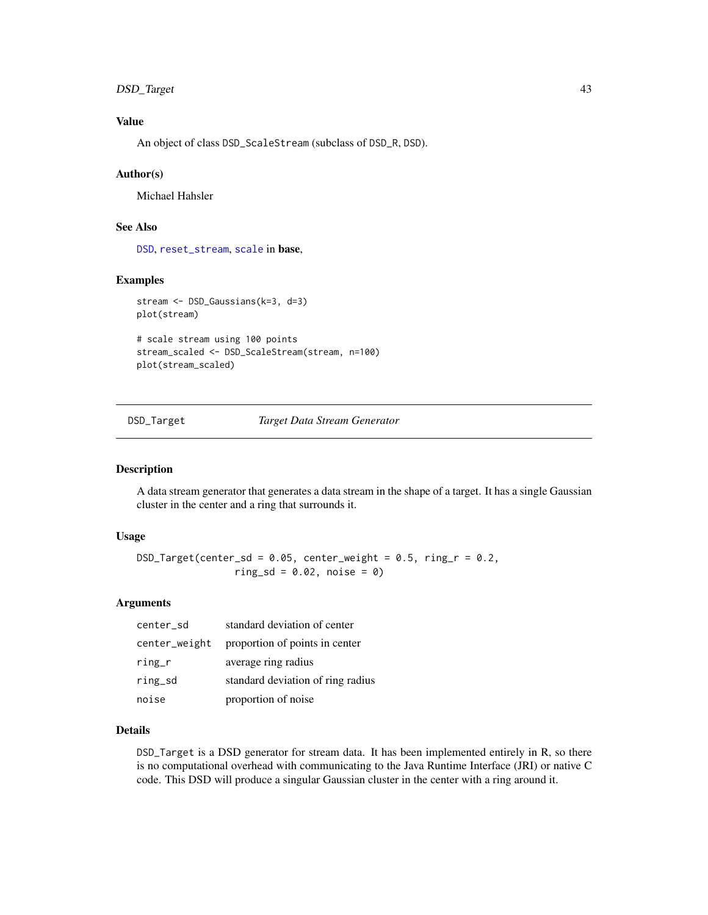### Value

An object of class `DSD_ScaleStream` (subclass of `DSD_R`, `DSD`).

### Author(s)

Michael Hahsler

### See Also

`DSD`, `reset_stream`, `scale` in **base**,

### Examples

```
stream <- DSD_Gaussians(k=3, d=3)
plot(stream)

# scale stream using 100 points
stream_scaled <- DSD_ScaleStream(stream, n=100)
plot(stream_scaled)
```

---

## DSD_Target &nbsp;&nbsp;&nbsp; *Target Data Stream Generator*

---

### Description

A data stream generator that generates a data stream in the shape of a target. It has a single Gaussian cluster in the center and a ring that surrounds it.

### Usage

```
DSD_Target(center_sd = 0.05, center_weight = 0.5, ring_r = 0.2,
                ring_sd = 0.02, noise = 0)
```

### Arguments

| | |
|---|---|
| `center_sd` | standard deviation of center |
| `center_weight` | proportion of points in center |
| `ring_r` | average ring radius |
| `ring_sd` | standard deviation of ring radius |
| `noise` | proportion of noise |

### Details

`DSD_Target` is a DSD generator for stream data. It has been implemented entirely in R, so there is no computational overhead with communicating to the Java Runtime Interface (JRI) or native C code. This DSD will produce a singular Gaussian cluster in the center with a ring around it.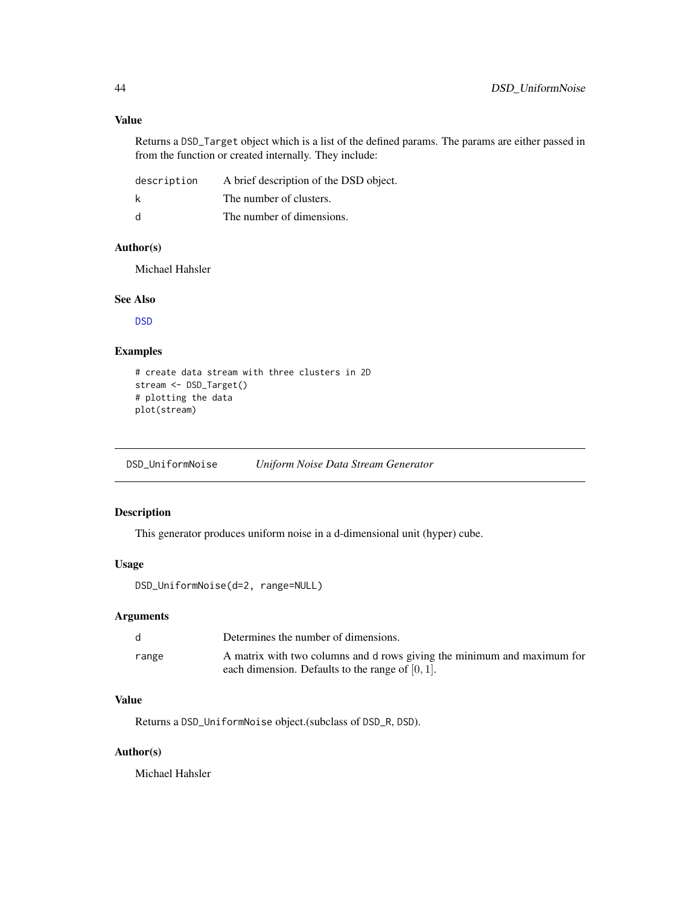### Value

Returns a `DSD_Target` object which is a list of the defined params. The params are either passed in from the function or created internally. They include:

| | |
|---|---|
| `description` | A brief description of the DSD object. |
| `k` | The number of clusters. |
| `d` | The number of dimensions. |

### Author(s)

Michael Hahsler

### See Also

`DSD`

### Examples

```
# create data stream with three clusters in 2D
stream <- DSD_Target()
# plotting the data
plot(stream)
```

---

## `DSD_UniformNoise` *Uniform Noise Data Stream Generator*

---

### Description

This generator produces uniform noise in a d-dimensional unit (hyper) cube.

### Usage

```
DSD_UniformNoise(d=2, range=NULL)
```

### Arguments

| | |
|---|---|
| `d` | Determines the number of dimensions. |
| `range` | A matrix with two columns and `d` rows giving the minimum and maximum for each dimension. Defaults to the range of $[0, 1]$. |

### Value

Returns a `DSD_UniformNoise` object.(subclass of `DSD_R`, `DSD`).

### Author(s)

Michael Hahsler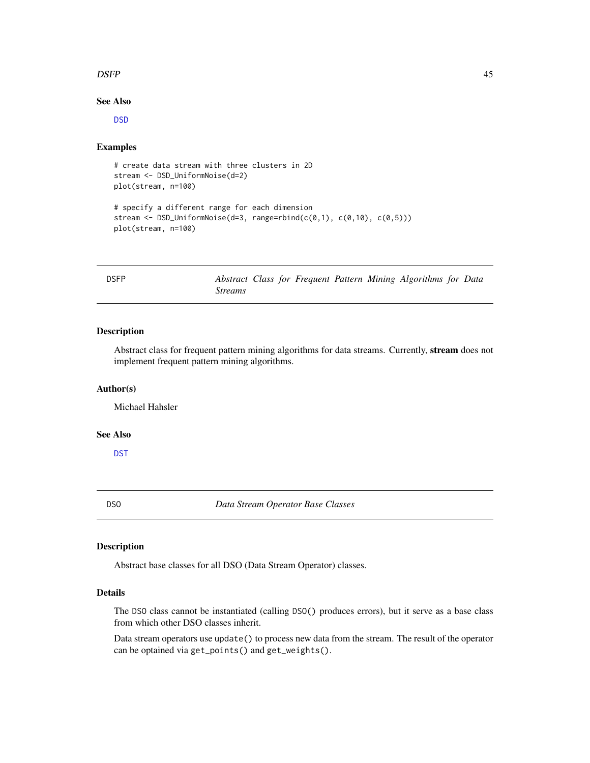### See Also

DSD

### Examples

```
# create data stream with three clusters in 2D
stream <- DSD_UniformNoise(d=2)
plot(stream, n=100)

# specify a different range for each dimension
stream <- DSD_UniformNoise(d=3, range=rbind(c(0,1), c(0,10), c(0,5)))
plot(stream, n=100)
```

---

## DSFP — *Abstract Class for Frequent Pattern Mining Algorithms for Data Streams*

### Description

Abstract class for frequent pattern mining algorithms for data streams. Currently, **stream** does not implement frequent pattern mining algorithms.

### Author(s)

Michael Hahsler

### See Also

DST

---

## DSO — *Data Stream Operator Base Classes*

### Description

Abstract base classes for all DSO (Data Stream Operator) classes.

### Details

The `DSO` class cannot be instantiated (calling `DSO()` produces errors), but it serve as a base class from which other DSO classes inherit.

Data stream operators use `update()` to process new data from the stream. The result of the operator can be optained via `get_points()` and `get_weights()`.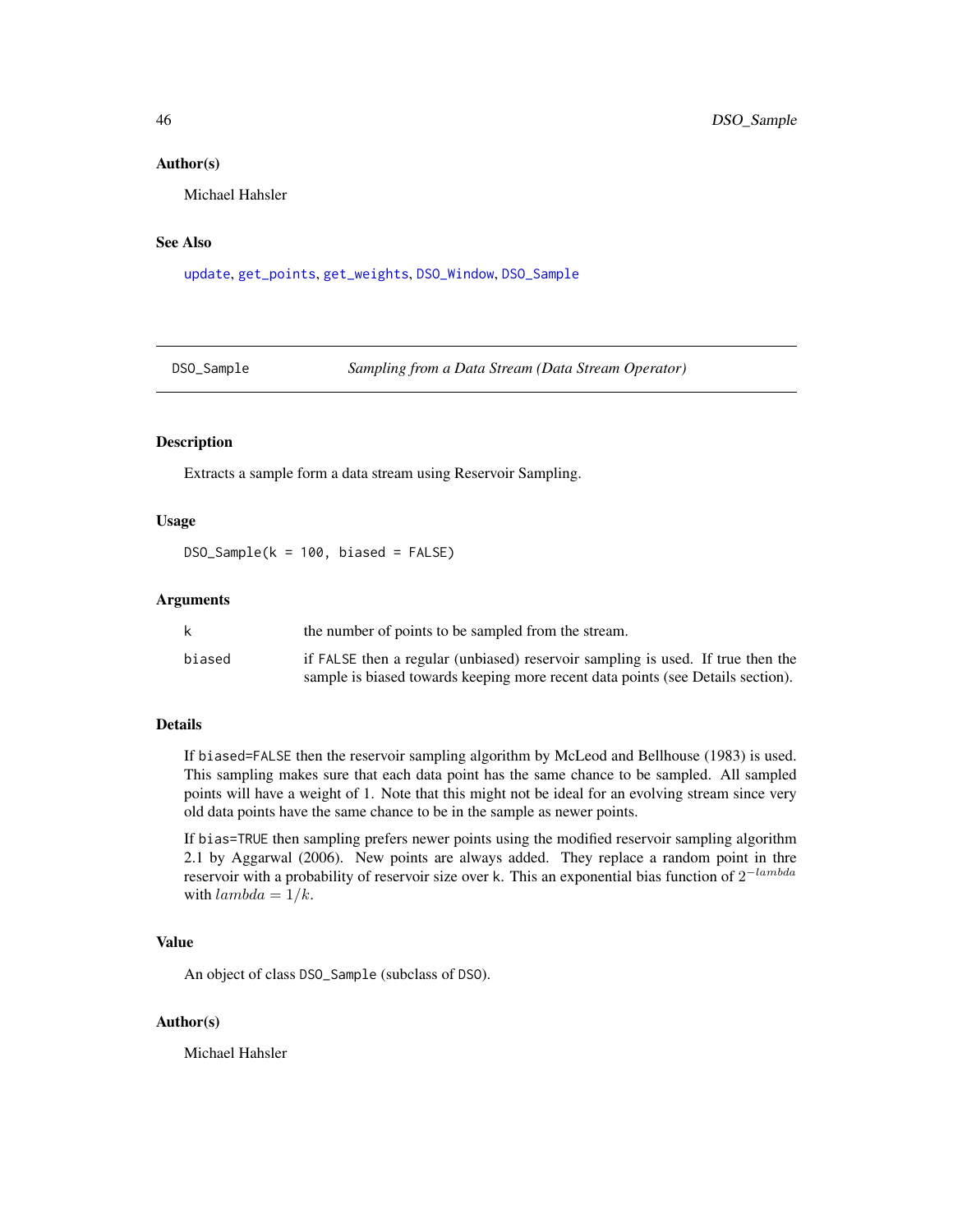### Author(s)

Michael Hahsler

### See Also

update, get_points, get_weights, DSO_Window, DSO_Sample

---

## DSO_Sample — *Sampling from a Data Stream (Data Stream Operator)*

---

### Description

Extracts a sample form a data stream using Reservoir Sampling.

### Usage

```
DSO_Sample(k = 100, biased = FALSE)
```

### Arguments

| | |
|---|---|
| k | the number of points to be sampled from the stream. |
| biased | if FALSE then a regular (unbiased) reservoir sampling is used. If true then the sample is biased towards keeping more recent data points (see Details section). |

### Details

If biased=FALSE then the reservoir sampling algorithm by McLeod and Bellhouse (1983) is used. This sampling makes sure that each data point has the same chance to be sampled. All sampled points will have a weight of 1. Note that this might not be ideal for an evolving stream since very old data points have the same chance to be in the sample as newer points.

If bias=TRUE then sampling prefers newer points using the modified reservoir sampling algorithm 2.1 by Aggarwal (2006). New points are always added. They replace a random point in thre reservoir with a probability of reservoir size over k. This an exponential bias function of $2^{-lambda}$ with $lambda = 1/k$.

### Value

An object of class DSO_Sample (subclass of DSO).

### Author(s)

Michael Hahsler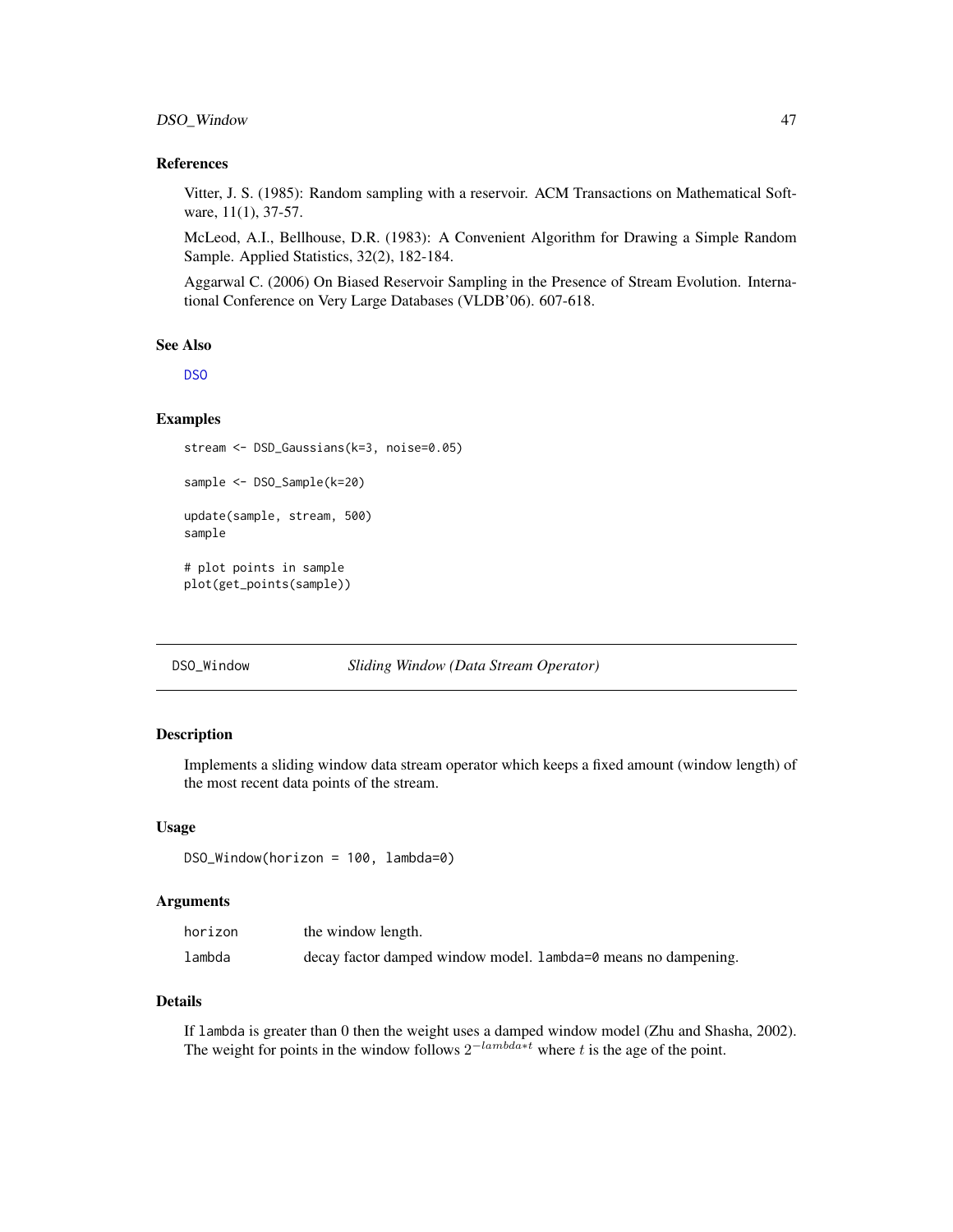### References

Vitter, J. S. (1985): Random sampling with a reservoir. ACM Transactions on Mathematical Software, 11(1), 37-57.

McLeod, A.I., Bellhouse, D.R. (1983): A Convenient Algorithm for Drawing a Simple Random Sample. Applied Statistics, 32(2), 182-184.

Aggarwal C. (2006) On Biased Reservoir Sampling in the Presence of Stream Evolution. International Conference on Very Large Databases (VLDB'06). 607-618.

### See Also

DSO

### Examples

```
stream <- DSD_Gaussians(k=3, noise=0.05)

sample <- DSO_Sample(k=20)

update(sample, stream, 500)
sample

# plot points in sample
plot(get_points(sample))
```

---

## DSO_Window — *Sliding Window (Data Stream Operator)*

### Description

Implements a sliding window data stream operator which keeps a fixed amount (window length) of the most recent data points of the stream.

### Usage

```
DSO_Window(horizon = 100, lambda=0)
```

### Arguments

| | |
|---|---|
| horizon | the window length. |
| lambda | decay factor damped window model. lambda=0 means no dampening. |

### Details

If lambda is greater than 0 then the weight uses a damped window model (Zhu and Shasha, 2002). The weight for points in the window follows $2^{-lambda*t}$ where $t$ is the age of the point.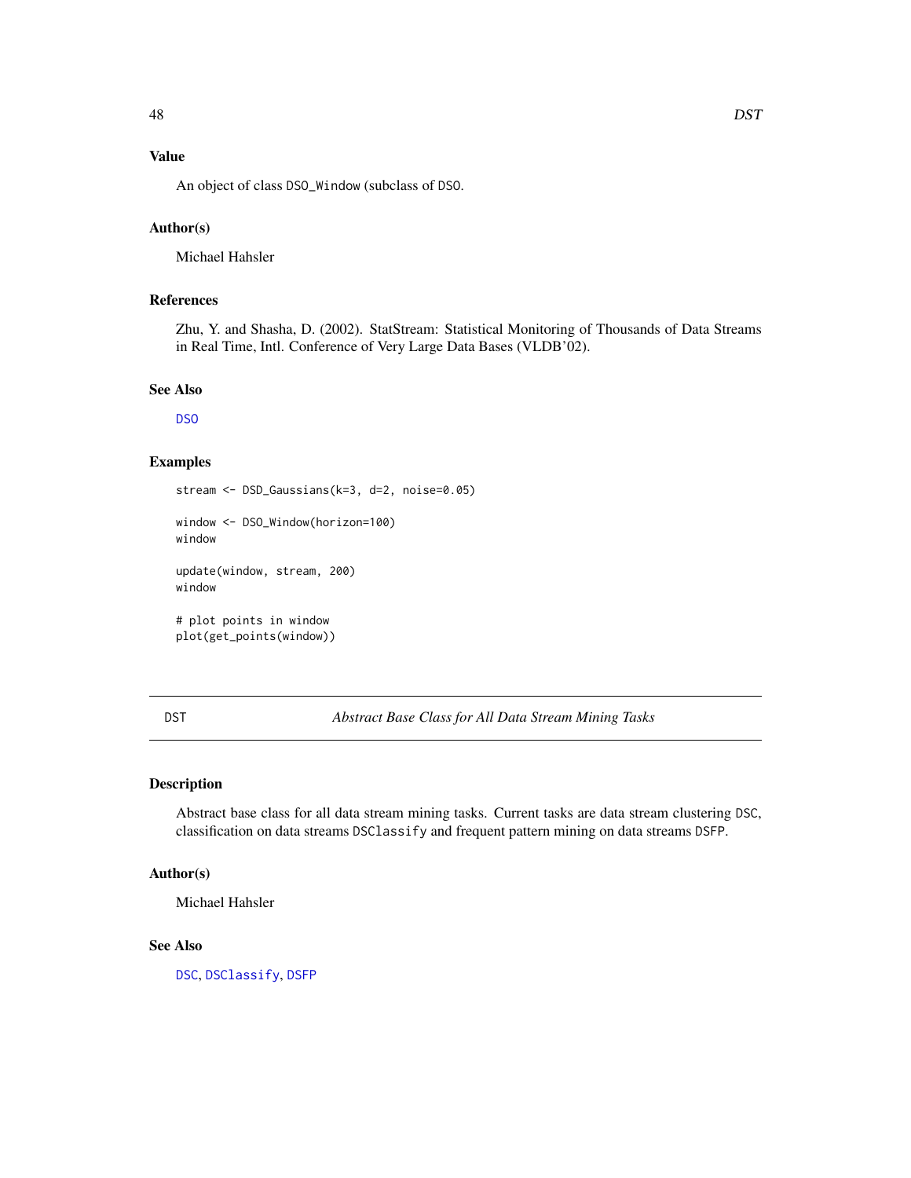## Value

An object of class DSO_Window (subclass of DSO.

## Author(s)

Michael Hahsler

## References

Zhu, Y. and Shasha, D. (2002). StatStream: Statistical Monitoring of Thousands of Data Streams in Real Time, Intl. Conference of Very Large Data Bases (VLDB'02).

## See Also

DSO

## Examples

```
stream <- DSD_Gaussians(k=3, d=2, noise=0.05)

window <- DSO_Window(horizon=100)
window

update(window, stream, 200)
window

# plot points in window
plot(get_points(window))
```

---

# DST — *Abstract Base Class for All Data Stream Mining Tasks*

## Description

Abstract base class for all data stream mining tasks. Current tasks are data stream clustering DSC, classification on data streams DSClassify and frequent pattern mining on data streams DSFP.

## Author(s)

Michael Hahsler

## See Also

DSC, DSClassify, DSFP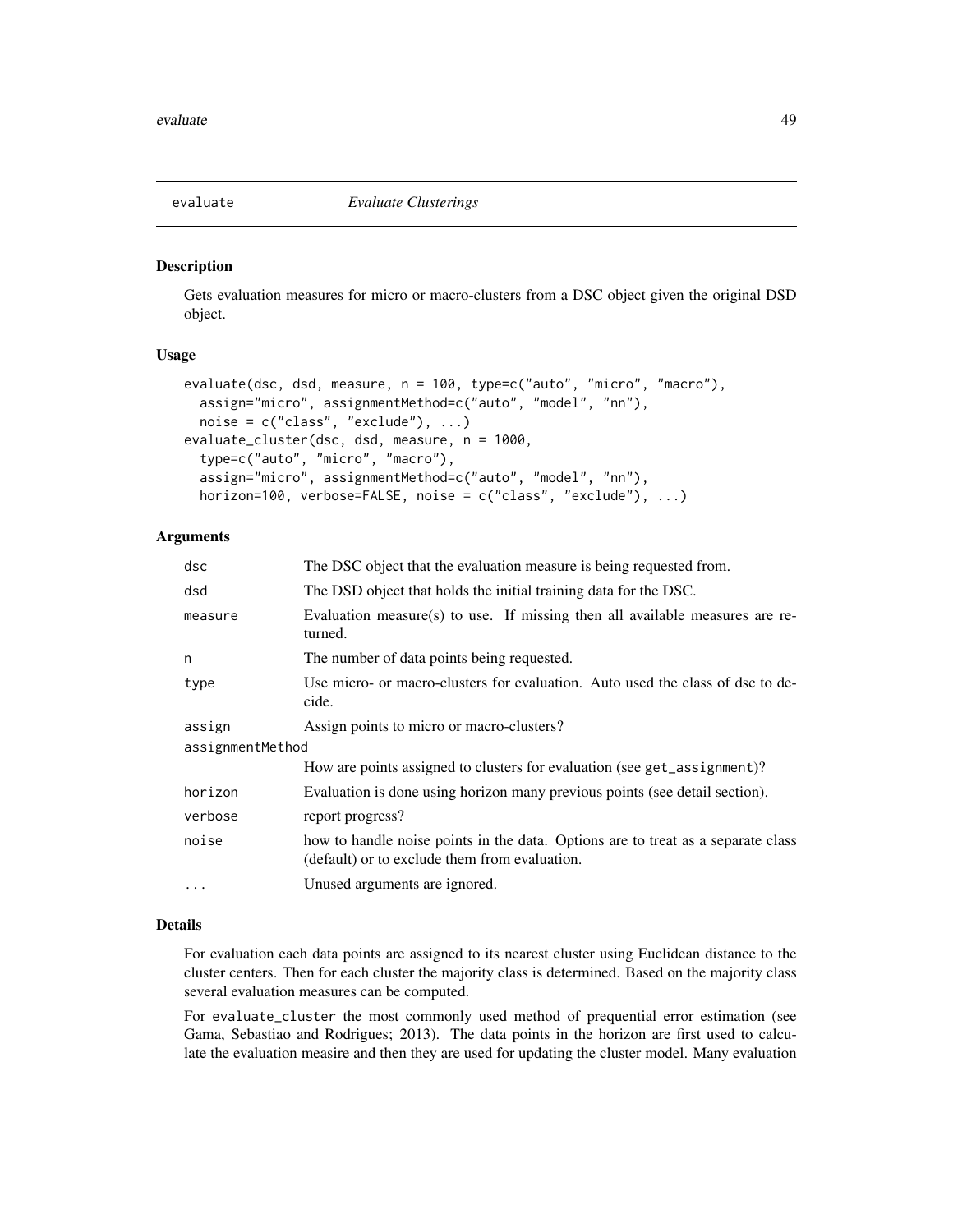## evaluate *Evaluate Clusterings*

### Description

Gets evaluation measures for micro or macro-clusters from a DSC object given the original DSD object.

### Usage

```
evaluate(dsc, dsd, measure, n = 100, type=c("auto", "micro", "macro"),
  assign="micro", assignmentMethod=c("auto", "model", "nn"),
  noise = c("class", "exclude"), ...)
evaluate_cluster(dsc, dsd, measure, n = 1000,
  type=c("auto", "micro", "macro"),
  assign="micro", assignmentMethod=c("auto", "model", "nn"),
  horizon=100, verbose=FALSE, noise = c("class", "exclude"), ...)
```

### Arguments

| | |
|---|---|
| dsc | The DSC object that the evaluation measure is being requested from. |
| dsd | The DSD object that holds the initial training data for the DSC. |
| measure | Evaluation measure(s) to use. If missing then all available measures are returned. |
| n | The number of data points being requested. |
| type | Use micro- or macro-clusters for evaluation. Auto used the class of dsc to decide. |
| assign | Assign points to micro or macro-clusters? |
| assignmentMethod | How are points assigned to clusters for evaluation (see get_assignment)? |
| horizon | Evaluation is done using horizon many previous points (see detail section). |
| verbose | report progress? |
| noise | how to handle noise points in the data. Options are to treat as a separate class (default) or to exclude them from evaluation. |
| ... | Unused arguments are ignored. |

### Details

For evaluation each data points are assigned to its nearest cluster using Euclidean distance to the cluster centers. Then for each cluster the majority class is determined. Based on the majority class several evaluation measures can be computed.

For evaluate_cluster the most commonly used method of prequential error estimation (see Gama, Sebastiao and Rodrigues; 2013). The data points in the horizon are first used to calculate the evaluation measire and then they are used for updating the cluster model. Many evaluation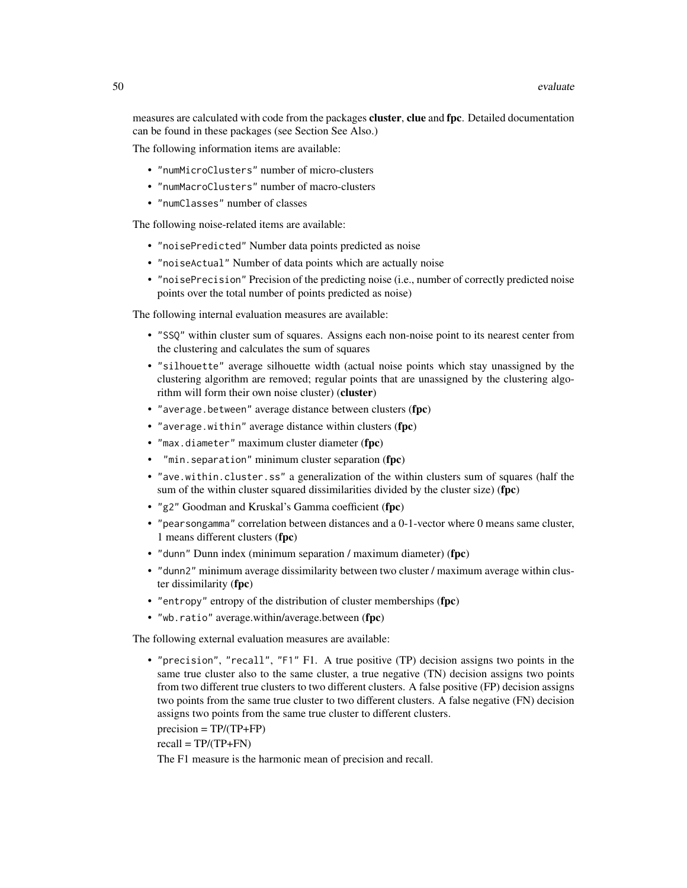measures are calculated with code from the packages **cluster**, **clue** and **fpc**. Detailed documentation can be found in these packages (see Section See Also.)

The following information items are available:

- `"numMicroClusters"` number of micro-clusters
- `"numMacroClusters"` number of macro-clusters
- `"numClasses"` number of classes

The following noise-related items are available:

- `"noisePredicted"` Number data points predicted as noise
- `"noiseActual"` Number of data points which are actually noise
- `"noisePrecision"` Precision of the predicting noise (i.e., number of correctly predicted noise points over the total number of points predicted as noise)

The following internal evaluation measures are available:

- `"SSQ"` within cluster sum of squares. Assigns each non-noise point to its nearest center from the clustering and calculates the sum of squares
- `"silhouette"` average silhouette width (actual noise points which stay unassigned by the clustering algorithm are removed; regular points that are unassigned by the clustering algorithm will form their own noise cluster) (**cluster**)
- `"average.between"` average distance between clusters (**fpc**)
- `"average.within"` average distance within clusters (**fpc**)
- `"max.diameter"` maximum cluster diameter (**fpc**)
- `"min.separation"` minimum cluster separation (**fpc**)
- `"ave.within.cluster.ss"` a generalization of the within clusters sum of squares (half the sum of the within cluster squared dissimilarities divided by the cluster size) (**fpc**)
- `"g2"` Goodman and Kruskal's Gamma coefficient (**fpc**)
- `"pearsongamma"` correlation between distances and a 0-1-vector where 0 means same cluster, 1 means different clusters (**fpc**)
- `"dunn"` Dunn index (minimum separation / maximum diameter) (**fpc**)
- `"dunn2"` minimum average dissimilarity between two cluster / maximum average within cluster dissimilarity (**fpc**)
- `"entropy"` entropy of the distribution of cluster memberships (**fpc**)
- `"wb.ratio"` average.within/average.between (**fpc**)

The following external evaluation measures are available:

- `"precision"`, `"recall"`, `"F1"` F1. A true positive (TP) decision assigns two points in the same true cluster also to the same cluster, a true negative (TN) decision assigns two points from two different true clusters to two different clusters. A false positive (FP) decision assigns two points from the same true cluster to two different clusters. A false negative (FN) decision assigns two points from the same true cluster to different clusters.

  precision = TP/(TP+FP)

  recall = TP/(TP+FN)

  The F1 measure is the harmonic mean of precision and recall.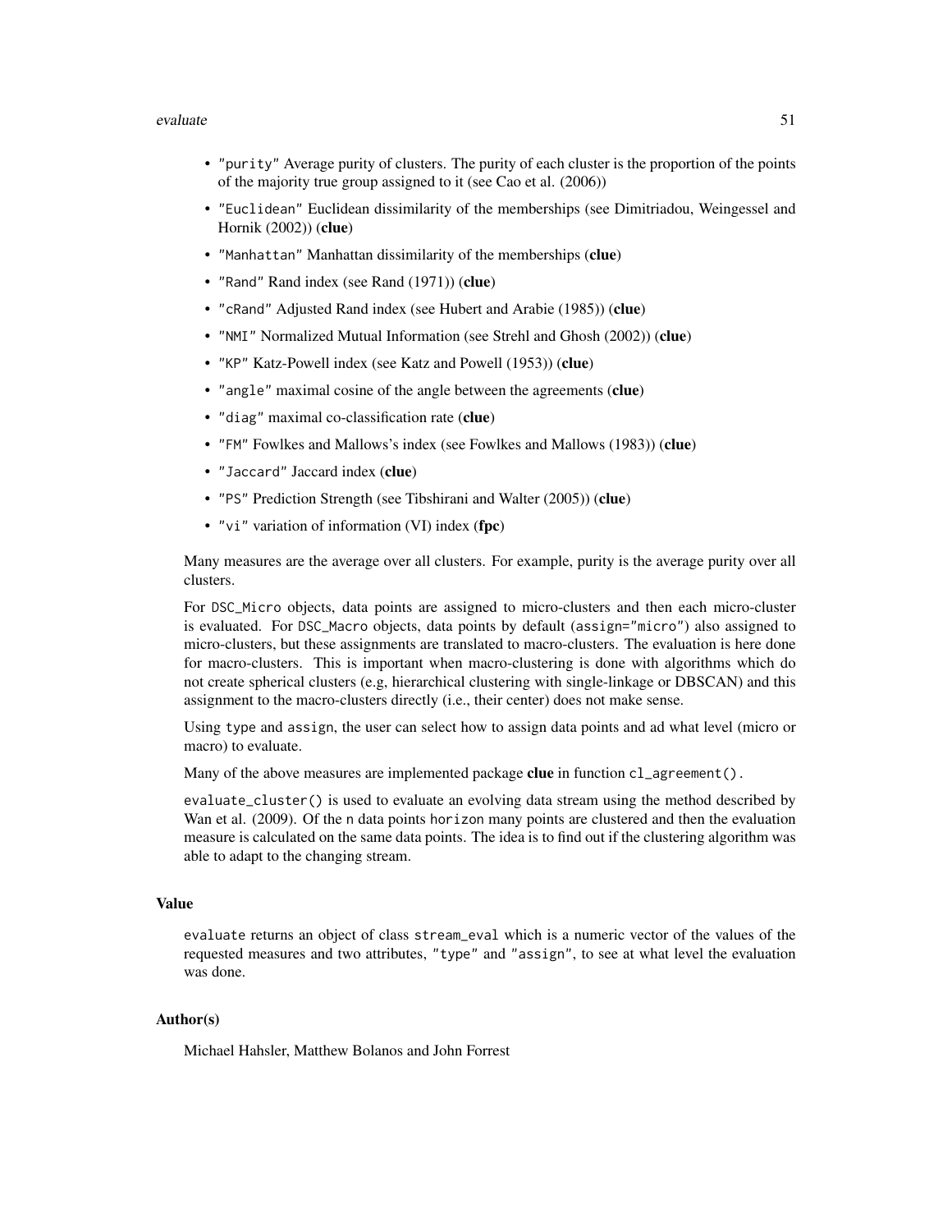- `"purity"` Average purity of clusters. The purity of each cluster is the proportion of the points of the majority true group assigned to it (see Cao et al. (2006))
- `"Euclidean"` Euclidean dissimilarity of the memberships (see Dimitriadou, Weingessel and Hornik (2002)) (**clue**)
- `"Manhattan"` Manhattan dissimilarity of the memberships (**clue**)
- `"Rand"` Rand index (see Rand (1971)) (**clue**)
- `"cRand"` Adjusted Rand index (see Hubert and Arabie (1985)) (**clue**)
- `"NMI"` Normalized Mutual Information (see Strehl and Ghosh (2002)) (**clue**)
- `"KP"` Katz-Powell index (see Katz and Powell (1953)) (**clue**)
- `"angle"` maximal cosine of the angle between the agreements (**clue**)
- `"diag"` maximal co-classification rate (**clue**)
- `"FM"` Fowlkes and Mallows's index (see Fowlkes and Mallows (1983)) (**clue**)
- `"Jaccard"` Jaccard index (**clue**)
- `"PS"` Prediction Strength (see Tibshirani and Walter (2005)) (**clue**)
- `"vi"` variation of information (VI) index (**fpc**)

Many measures are the average over all clusters. For example, purity is the average purity over all clusters.

For `DSC_Micro` objects, data points are assigned to micro-clusters and then each micro-cluster is evaluated. For `DSC_Macro` objects, data points by default (`assign="micro"`) also assigned to micro-clusters, but these assignments are translated to macro-clusters. The evaluation is here done for macro-clusters. This is important when macro-clustering is done with algorithms which do not create spherical clusters (e.g, hierarchical clustering with single-linkage or DBSCAN) and this assignment to the macro-clusters directly (i.e., their center) does not make sense.

Using `type` and `assign`, the user can select how to assign data points and ad what level (micro or macro) to evaluate.

Many of the above measures are implemented package **clue** in function `cl_agreement()`.

`evaluate_cluster()` is used to evaluate an evolving data stream using the method described by Wan et al. (2009). Of the `n` data points `horizon` many points are clustered and then the evaluation measure is calculated on the same data points. The idea is to find out if the clustering algorithm was able to adapt to the changing stream.

### Value

`evaluate` returns an object of class `stream_eval` which is a numeric vector of the values of the requested measures and two attributes, `"type"` and `"assign"`, to see at what level the evaluation was done.

### Author(s)

Michael Hahsler, Matthew Bolanos and John Forrest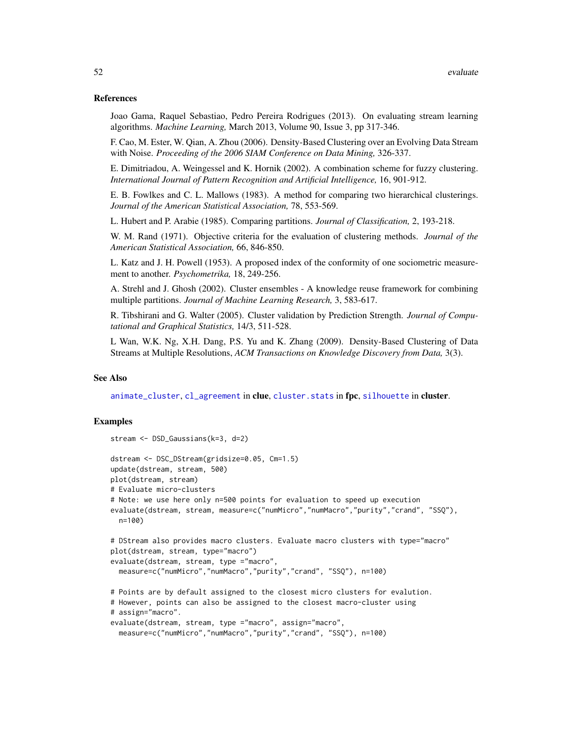## References

Joao Gama, Raquel Sebastiao, Pedro Pereira Rodrigues (2013). On evaluating stream learning algorithms. *Machine Learning,* March 2013, Volume 90, Issue 3, pp 317-346.

F. Cao, M. Ester, W. Qian, A. Zhou (2006). Density-Based Clustering over an Evolving Data Stream with Noise. *Proceeding of the 2006 SIAM Conference on Data Mining,* 326-337.

E. Dimitriadou, A. Weingessel and K. Hornik (2002). A combination scheme for fuzzy clustering. *International Journal of Pattern Recognition and Artificial Intelligence,* 16, 901-912.

E. B. Fowlkes and C. L. Mallows (1983). A method for comparing two hierarchical clusterings. *Journal of the American Statistical Association,* 78, 553-569.

L. Hubert and P. Arabie (1985). Comparing partitions. *Journal of Classification,* 2, 193-218.

W. M. Rand (1971). Objective criteria for the evaluation of clustering methods. *Journal of the American Statistical Association,* 66, 846-850.

L. Katz and J. H. Powell (1953). A proposed index of the conformity of one sociometric measurement to another. *Psychometrika,* 18, 249-256.

A. Strehl and J. Ghosh (2002). Cluster ensembles - A knowledge reuse framework for combining multiple partitions. *Journal of Machine Learning Research,* 3, 583-617.

R. Tibshirani and G. Walter (2005). Cluster validation by Prediction Strength. *Journal of Computational and Graphical Statistics,* 14/3, 511-528.

L Wan, W.K. Ng, X.H. Dang, P.S. Yu and K. Zhang (2009). Density-Based Clustering of Data Streams at Multiple Resolutions, *ACM Transactions on Knowledge Discovery from Data,* 3(3).

## See Also

`animate_cluster`, `cl_agreement` in **clue**, `cluster.stats` in **fpc**, `silhouette` in **cluster**.

## Examples

```
stream <- DSD_Gaussians(k=3, d=2)

dstream <- DSC_DStream(gridsize=0.05, Cm=1.5)
update(dstream, stream, 500)
plot(dstream, stream)
# Evaluate micro-clusters
# Note: we use here only n=500 points for evaluation to speed up execution
evaluate(dstream, stream, measure=c("numMicro","numMacro","purity","crand", "SSQ"),
  n=100)

# DStream also provides macro clusters. Evaluate macro clusters with type="macro"
plot(dstream, stream, type="macro")
evaluate(dstream, stream, type ="macro",
  measure=c("numMicro","numMacro","purity","crand", "SSQ"), n=100)

# Points are by default assigned to the closest micro clusters for evalution.
# However, points can also be assigned to the closest macro-cluster using
# assign="macro".
evaluate(dstream, stream, type ="macro", assign="macro",
  measure=c("numMicro","numMacro","purity","crand", "SSQ"), n=100)
```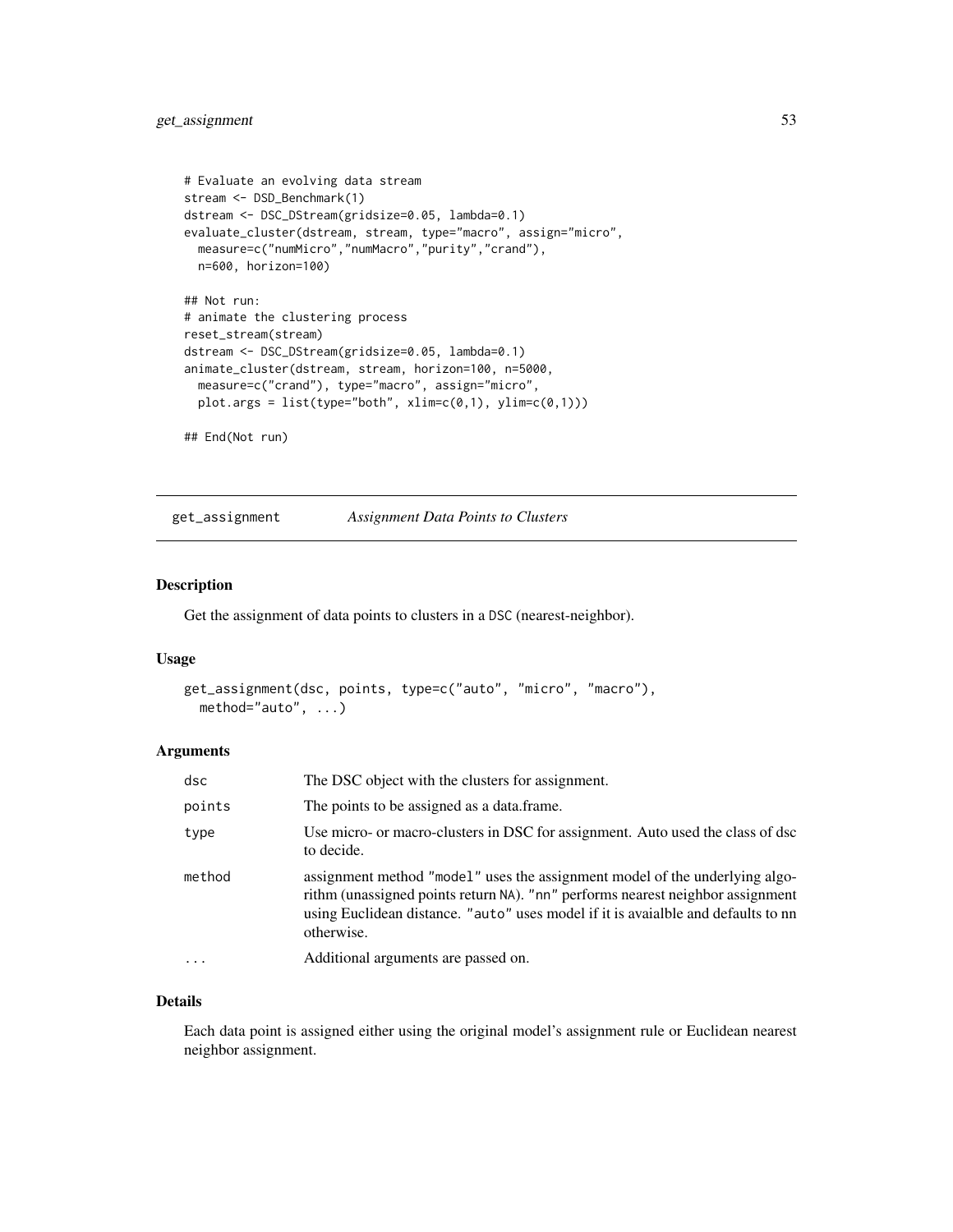```
# Evaluate an evolving data stream
stream <- DSD_Benchmark(1)
dstream <- DSC_DStream(gridsize=0.05, lambda=0.1)
evaluate_cluster(dstream, stream, type="macro", assign="micro",
  measure=c("numMicro","numMacro","purity","crand"),
  n=600, horizon=100)

## Not run:
# animate the clustering process
reset_stream(stream)
dstream <- DSC_DStream(gridsize=0.05, lambda=0.1)
animate_cluster(dstream, stream, horizon=100, n=5000,
  measure=c("crand"), type="macro", assign="micro",
  plot.args = list(type="both", xlim=c(0,1), ylim=c(0,1)))

## End(Not run)
```

# get_assignment *Assignment Data Points to Clusters*

## Description

Get the assignment of data points to clusters in a DSC (nearest-neighbor).

## Usage

```
get_assignment(dsc, points, type=c("auto", "micro", "macro"),
  method="auto", ...)
```

## Arguments

| | |
|---|---|
| dsc | The DSC object with the clusters for assignment. |
| points | The points to be assigned as a data.frame. |
| type | Use micro- or macro-clusters in DSC for assignment. Auto used the class of dsc to decide. |
| method | assignment method "model" uses the assignment model of the underlying algorithm (unassigned points return NA). "nn" performs nearest neighbor assignment using Euclidean distance. "auto" uses model if it is avaialble and defaults to nn otherwise. |
| ... | Additional arguments are passed on. |

## Details

Each data point is assigned either using the original model's assignment rule or Euclidean nearest neighbor assignment.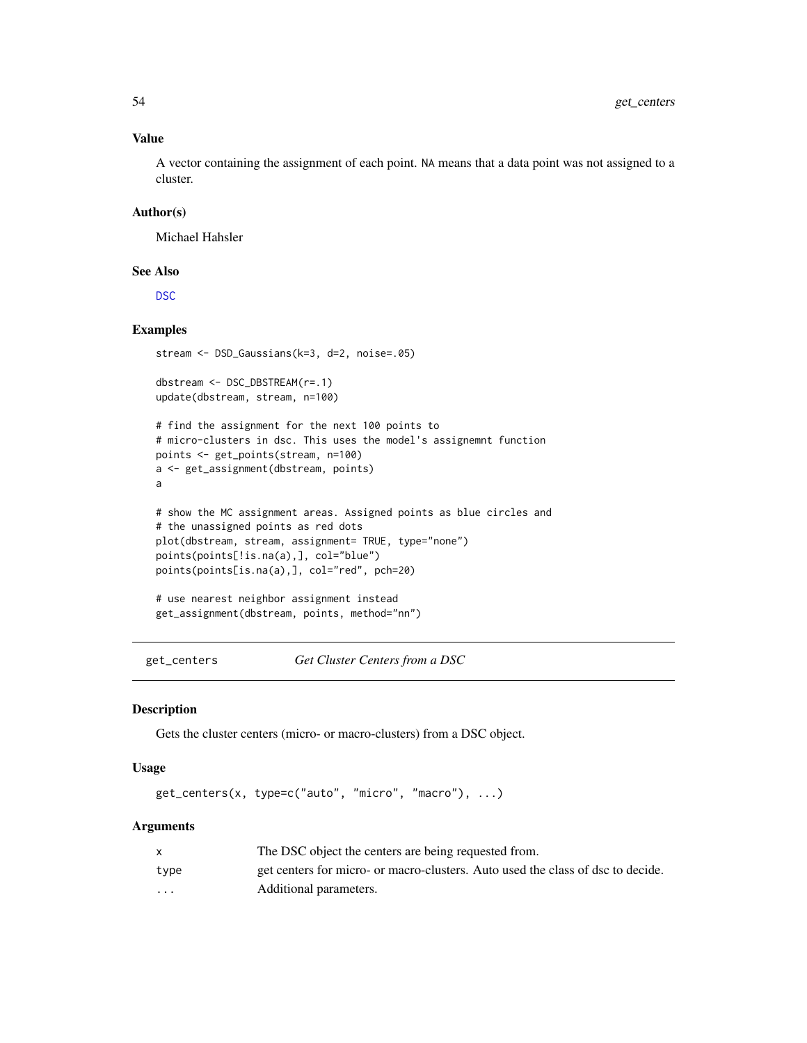### Value

A vector containing the assignment of each point. NA means that a data point was not assigned to a cluster.

### Author(s)

Michael Hahsler

### See Also

DSC

### Examples

```
stream <- DSD_Gaussians(k=3, d=2, noise=.05)

dbstream <- DSC_DBSTREAM(r=.1)
update(dbstream, stream, n=100)

# find the assignment for the next 100 points to
# micro-clusters in dsc. This uses the model's assignemnt function
points <- get_points(stream, n=100)
a <- get_assignment(dbstream, points)
a

# show the MC assignment areas. Assigned points as blue circles and
# the unassigned points as red dots
plot(dbstream, stream, assignment= TRUE, type="none")
points(points[!is.na(a),], col="blue")
points(points[is.na(a),], col="red", pch=20)

# use nearest neighbor assignment instead
get_assignment(dbstream, points, method="nn")
```

## get_centers — *Get Cluster Centers from a DSC*

### Description

Gets the cluster centers (micro- or macro-clusters) from a DSC object.

### Usage

```
get_centers(x, type=c("auto", "micro", "macro"), ...)
```

### Arguments

| | |
|---|---|
| x | The DSC object the centers are being requested from. |
| type | get centers for micro- or macro-clusters. Auto used the class of dsc to decide. |
| ... | Additional parameters. |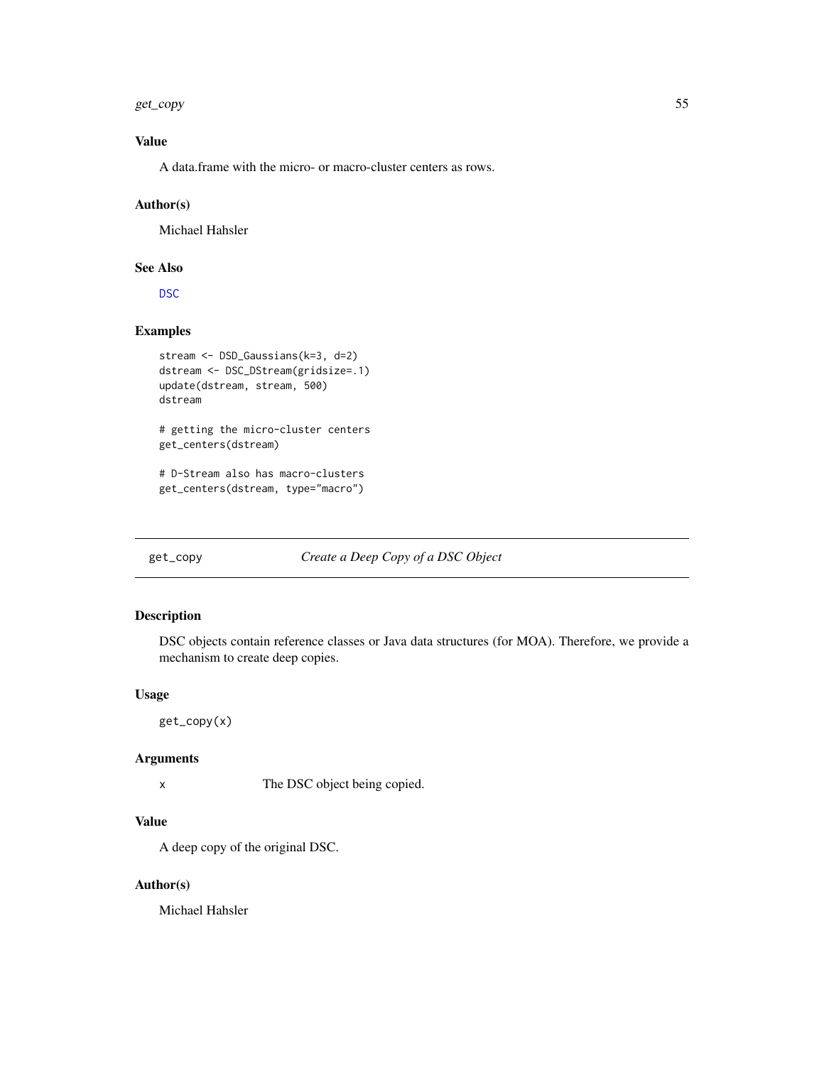### Value

A data.frame with the micro- or macro-cluster centers as rows.

### Author(s)

Michael Hahsler

### See Also

DSC

### Examples

```
stream <- DSD_Gaussians(k=3, d=2)
dstream <- DSC_DStream(gridsize=.1)
update(dstream, stream, 500)
dstream

# getting the micro-cluster centers
get_centers(dstream)

# D-Stream also has macro-clusters
get_centers(dstream, type="macro")
```

---

## get_copy — *Create a Deep Copy of a DSC Object*

---

### Description

DSC objects contain reference classes or Java data structures (for MOA). Therefore, we provide a mechanism to create deep copies.

### Usage

```
get_copy(x)
```

### Arguments

| | |
|---|---|
| x | The DSC object being copied. |

### Value

A deep copy of the original DSC.

### Author(s)

Michael Hahsler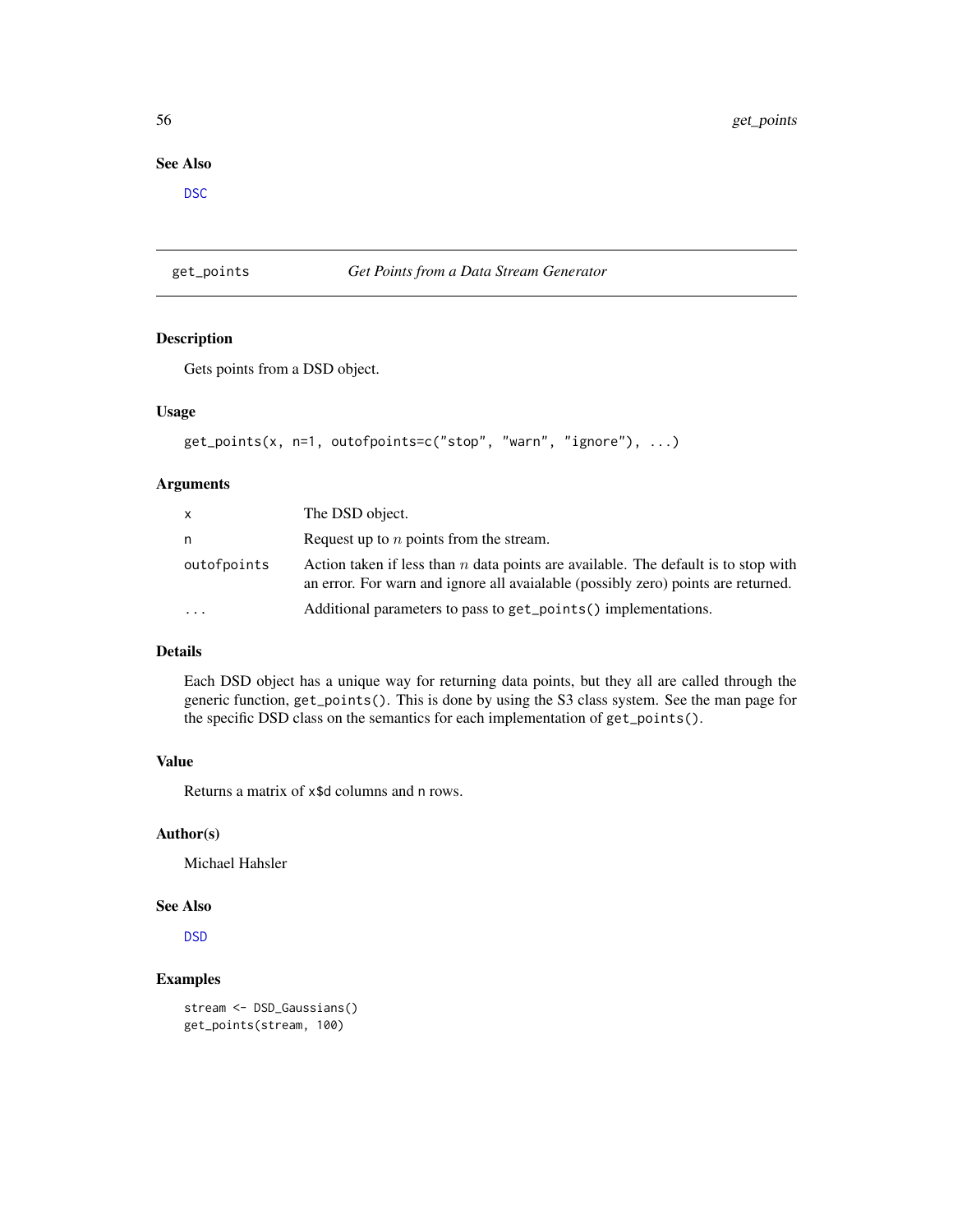## See Also

DSC

---

## get_points — *Get Points from a Data Stream Generator*

### Description

Gets points from a DSD object.

### Usage

```
get_points(x, n=1, outofpoints=c("stop", "warn", "ignore"), ...)
```

### Arguments

| | |
|---|---|
| x | The DSD object. |
| n | Request up to $n$ points from the stream. |
| outofpoints | Action taken if less than $n$ data points are available. The default is to stop with an error. For warn and ignore all avaialable (possibly zero) points are returned. |
| ... | Additional parameters to pass to `get_points()` implementations. |

### Details

Each DSD object has a unique way for returning data points, but they all are called through the generic function, `get_points()`. This is done by using the S3 class system. See the man page for the specific DSD class on the semantics for each implementation of `get_points()`.

### Value

Returns a matrix of `x$d` columns and `n` rows.

### Author(s)

Michael Hahsler

### See Also

DSD

### Examples

```
stream <- DSD_Gaussians()
get_points(stream, 100)
```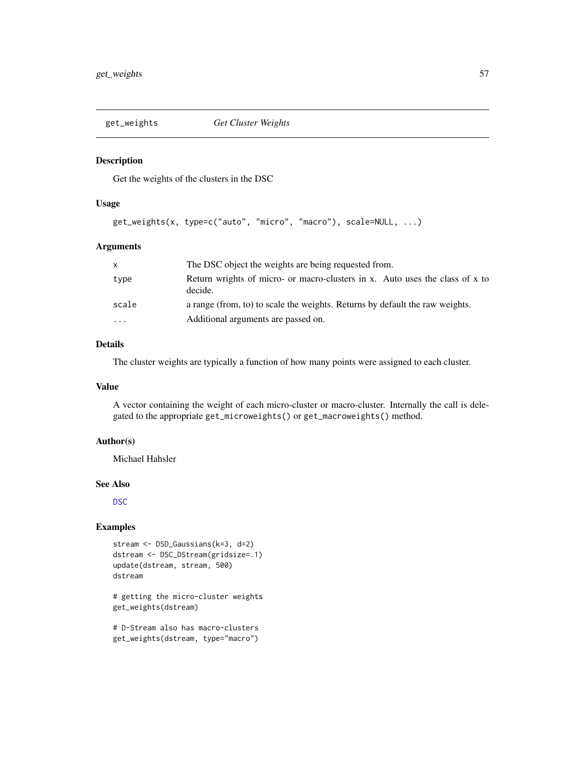# get_weights — *Get Cluster Weights*

## Description

Get the weights of the clusters in the DSC

## Usage

```
get_weights(x, type=c("auto", "micro", "macro"), scale=NULL, ...)
```

## Arguments

| | |
|---|---|
| x | The DSC object the weights are being requested from. |
| type | Return wrights of micro- or macro-clusters in x. Auto uses the class of x to decide. |
| scale | a range (from, to) to scale the weights. Returns by default the raw weights. |
| ... | Additional arguments are passed on. |

## Details

The cluster weights are typically a function of how many points were assigned to each cluster.

## Value

A vector containing the weight of each micro-cluster or macro-cluster. Internally the call is delegated to the appropriate `get_microweights()` or `get_macroweights()` method.

## Author(s)

Michael Hahsler

## See Also

DSC

## Examples

```
stream <- DSD_Gaussians(k=3, d=2)
dstream <- DSC_DStream(gridsize=.1)
update(dstream, stream, 500)
dstream

# getting the micro-cluster weights
get_weights(dstream)

# D-Stream also has macro-clusters
get_weights(dstream, type="macro")
```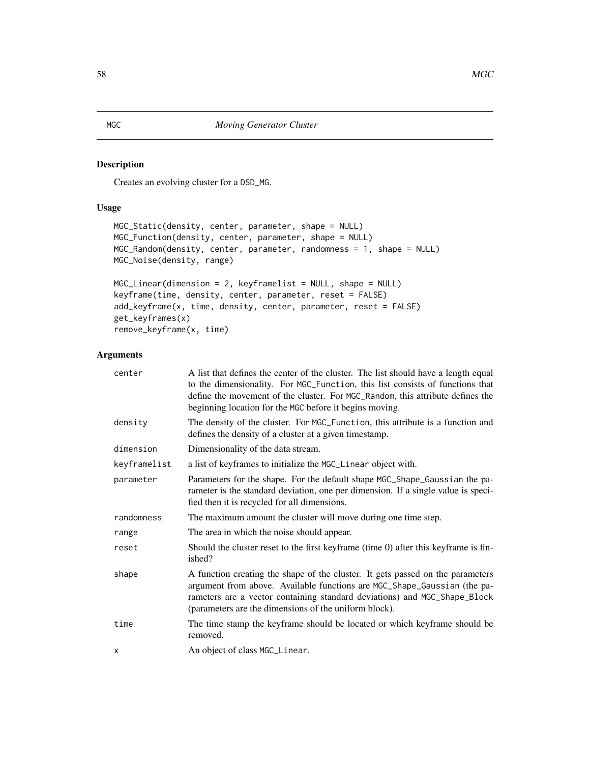# MGC *Moving Generator Cluster*

## Description

Creates an evolving cluster for a DSD_MG.

## Usage

```
MGC_Static(density, center, parameter, shape = NULL)
MGC_Function(density, center, parameter, shape = NULL)
MGC_Random(density, center, parameter, randomness = 1, shape = NULL)
MGC_Noise(density, range)

MGC_Linear(dimension = 2, keyframelist = NULL, shape = NULL)
keyframe(time, density, center, parameter, reset = FALSE)
add_keyframe(x, time, density, center, parameter, reset = FALSE)
get_keyframes(x)
remove_keyframe(x, time)
```

## Arguments

| | |
|---|---|
| center | A list that defines the center of the cluster. The list should have a length equal to the dimensionality. For MGC_Function, this list consists of functions that define the movement of the cluster. For MGC_Random, this attribute defines the beginning location for the MGC before it begins moving. |
| density | The density of the cluster. For MGC_Function, this attribute is a function and defines the density of a cluster at a given timestamp. |
| dimension | Dimensionality of the data stream. |
| keyframelist | a list of keyframes to initialize the MGC_Linear object with. |
| parameter | Parameters for the shape. For the default shape MGC_Shape_Gaussian the parameter is the standard deviation, one per dimension. If a single value is specified then it is recycled for all dimensions. |
| randomness | The maximum amount the cluster will move during one time step. |
| range | The area in which the noise should appear. |
| reset | Should the cluster reset to the first keyframe (time 0) after this keyframe is finished? |
| shape | A function creating the shape of the cluster. It gets passed on the parameters argument from above. Available functions are MGC_Shape_Gaussian (the parameters are a vector containing standard deviations) and MGC_Shape_Block (parameters are the dimensions of the uniform block). |
| time | The time stamp the keyframe should be located or which keyframe should be removed. |
| x | An object of class MGC_Linear. |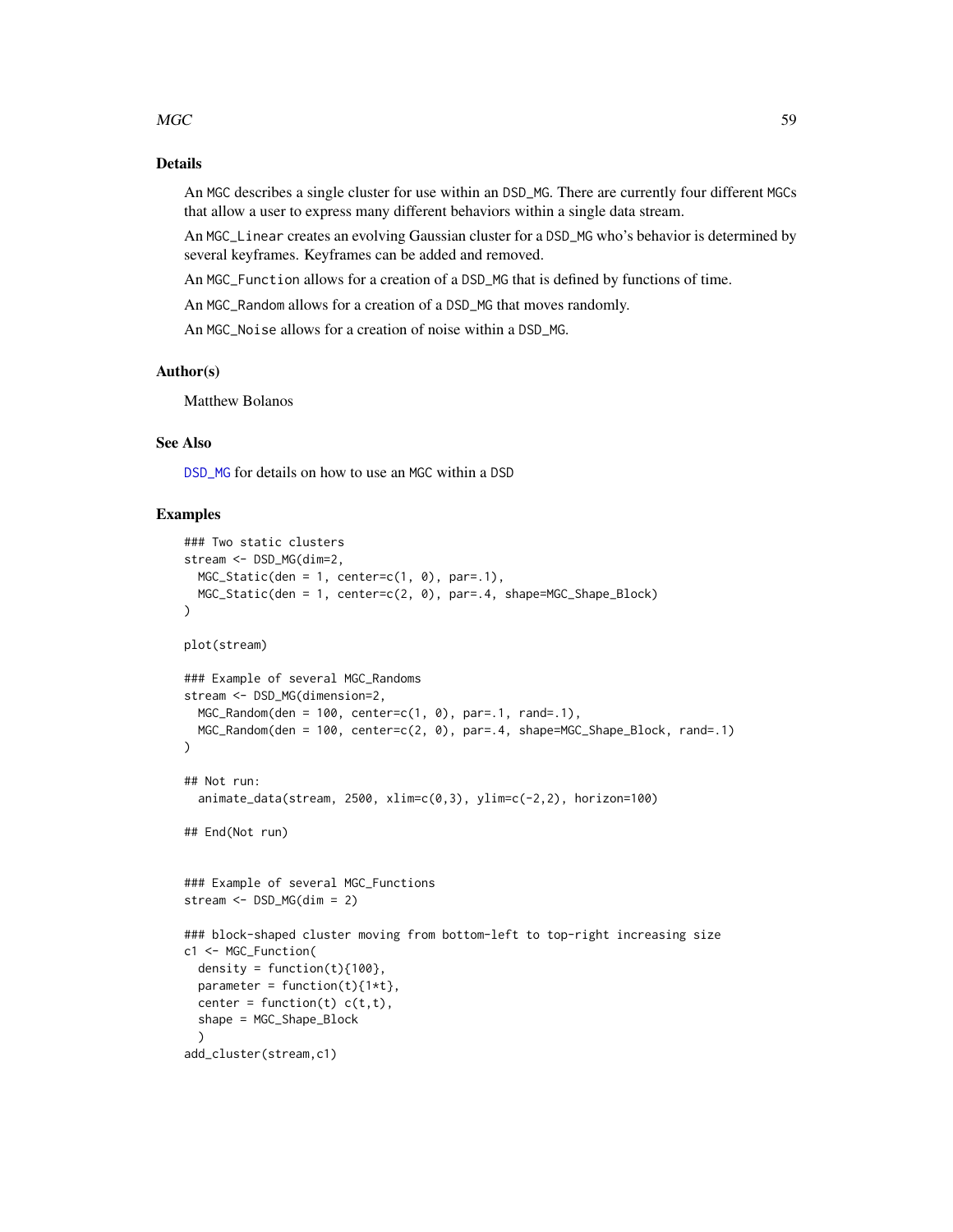## Details

An `MGC` describes a single cluster for use within an `DSD_MG`. There are currently four different `MGC`s that allow a user to express many different behaviors within a single data stream.

An `MGC_Linear` creates an evolving Gaussian cluster for a `DSD_MG` who's behavior is determined by several keyframes. Keyframes can be added and removed.

An `MGC_Function` allows for a creation of a `DSD_MG` that is defined by functions of time.

An `MGC_Random` allows for a creation of a `DSD_MG` that moves randomly.

An `MGC_Noise` allows for a creation of noise within a `DSD_MG`.

## Author(s)

Matthew Bolanos

## See Also

`DSD_MG` for details on how to use an `MGC` within a `DSD`

## Examples

```
### Two static clusters
stream <- DSD_MG(dim=2,
  MGC_Static(den = 1, center=c(1, 0), par=.1),
  MGC_Static(den = 1, center=c(2, 0), par=.4, shape=MGC_Shape_Block)
)

plot(stream)

### Example of several MGC_Randoms
stream <- DSD_MG(dimension=2,
  MGC_Random(den = 100, center=c(1, 0), par=.1, rand=.1),
  MGC_Random(den = 100, center=c(2, 0), par=.4, shape=MGC_Shape_Block, rand=.1)
)

## Not run:
  animate_data(stream, 2500, xlim=c(0,3), ylim=c(-2,2), horizon=100)

## End(Not run)


### Example of several MGC_Functions
stream <- DSD_MG(dim = 2)

### block-shaped cluster moving from bottom-left to top-right increasing size
c1 <- MGC_Function(
  density = function(t){100},
  parameter = function(t){1*t},
  center = function(t) c(t,t),
  shape = MGC_Shape_Block
  )
add_cluster(stream,c1)
```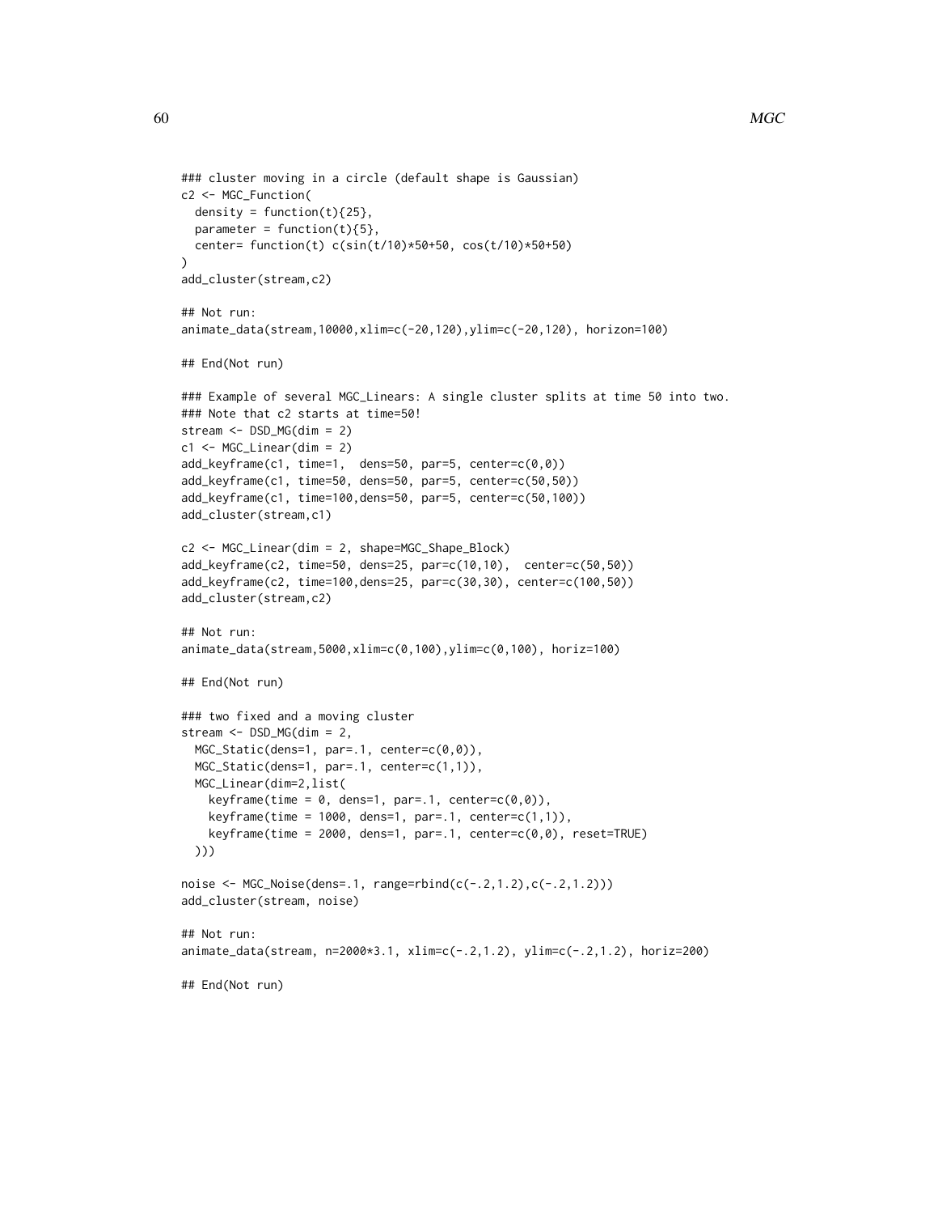```
### cluster moving in a circle (default shape is Gaussian)
c2 <- MGC_Function(
  density = function(t){25},
  parameter = function(t){5},
  center= function(t) c(sin(t/10)*50+50, cos(t/10)*50+50)
)
add_cluster(stream,c2)

## Not run:
animate_data(stream,10000,xlim=c(-20,120),ylim=c(-20,120), horizon=100)

## End(Not run)

### Example of several MGC_Linears: A single cluster splits at time 50 into two.
### Note that c2 starts at time=50!
stream <- DSD_MG(dim = 2)
c1 <- MGC_Linear(dim = 2)
add_keyframe(c1, time=1,  dens=50, par=5, center=c(0,0))
add_keyframe(c1, time=50, dens=50, par=5, center=c(50,50))
add_keyframe(c1, time=100,dens=50, par=5, center=c(50,100))
add_cluster(stream,c1)

c2 <- MGC_Linear(dim = 2, shape=MGC_Shape_Block)
add_keyframe(c2, time=50, dens=25, par=c(10,10),  center=c(50,50))
add_keyframe(c2, time=100,dens=25, par=c(30,30), center=c(100,50))
add_cluster(stream,c2)

## Not run:
animate_data(stream,5000,xlim=c(0,100),ylim=c(0,100), horiz=100)

## End(Not run)

### two fixed and a moving cluster
stream <- DSD_MG(dim = 2,
  MGC_Static(dens=1, par=.1, center=c(0,0)),
  MGC_Static(dens=1, par=.1, center=c(1,1)),
  MGC_Linear(dim=2,list(
    keyframe(time = 0, dens=1, par=.1, center=c(0,0)),
    keyframe(time = 1000, dens=1, par=.1, center=c(1,1)),
    keyframe(time = 2000, dens=1, par=.1, center=c(0,0), reset=TRUE)
  )))

noise <- MGC_Noise(dens=.1, range=rbind(c(-.2,1.2),c(-.2,1.2)))
add_cluster(stream, noise)

## Not run:
animate_data(stream, n=2000*3.1, xlim=c(-.2,1.2), ylim=c(-.2,1.2), horiz=200)

## End(Not run)
```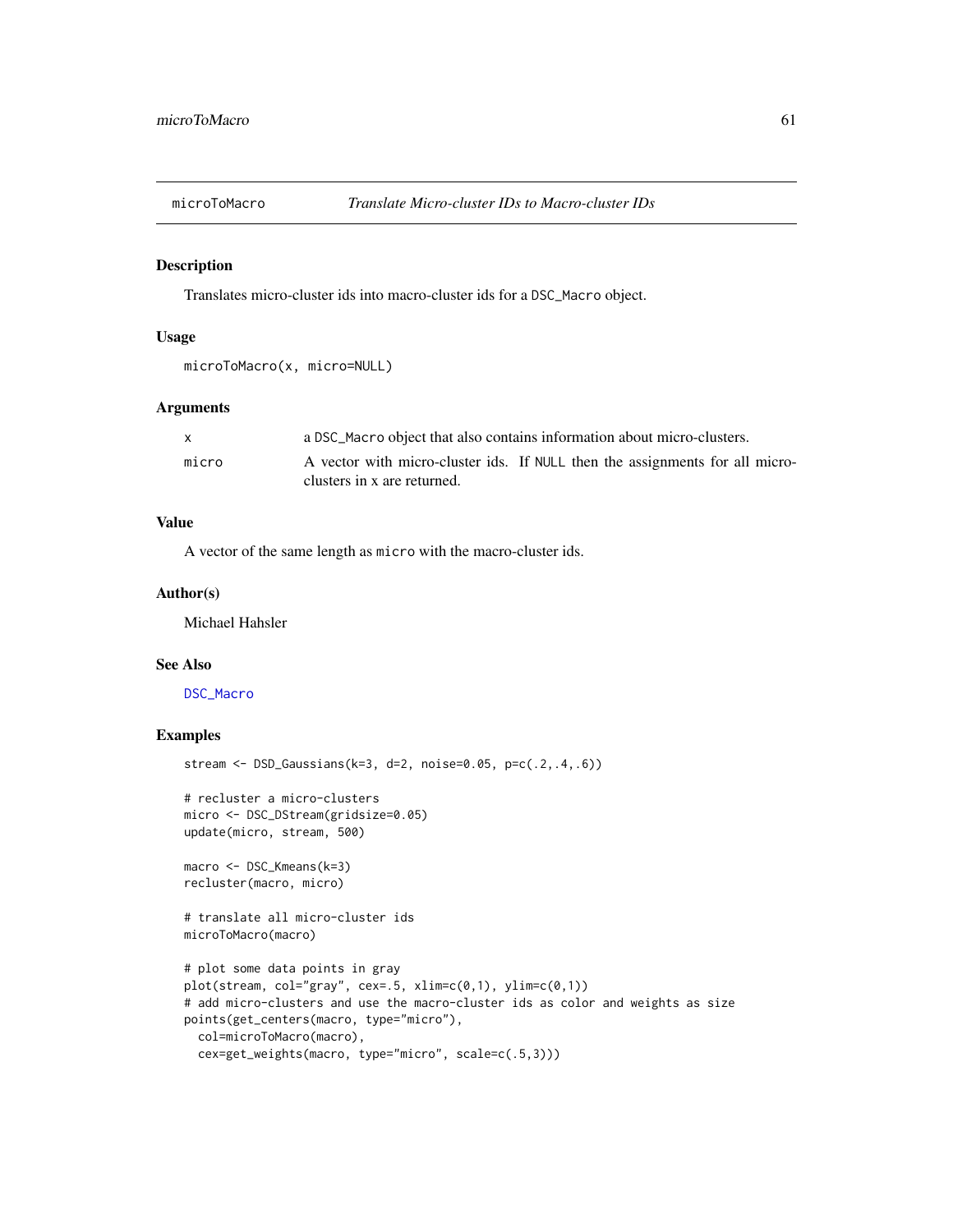# microToMacro — *Translate Micro-cluster IDs to Macro-cluster IDs*

## Description

Translates micro-cluster ids into macro-cluster ids for a `DSC_Macro` object.

## Usage

```
microToMacro(x, micro=NULL)
```

## Arguments

| | |
|---|---|
| `x` | a `DSC_Macro` object that also contains information about micro-clusters. |
| `micro` | A vector with micro-cluster ids. If `NULL` then the assignments for all micro-clusters in x are returned. |

## Value

A vector of the same length as `micro` with the macro-cluster ids.

## Author(s)

Michael Hahsler

## See Also

`DSC_Macro`

## Examples

```
stream <- DSD_Gaussians(k=3, d=2, noise=0.05, p=c(.2,.4,.6))

# recluster a micro-clusters
micro <- DSC_DStream(gridsize=0.05)
update(micro, stream, 500)

macro <- DSC_Kmeans(k=3)
recluster(macro, micro)

# translate all micro-cluster ids
microToMacro(macro)

# plot some data points in gray
plot(stream, col="gray", cex=.5, xlim=c(0,1), ylim=c(0,1))
# add micro-clusters and use the macro-cluster ids as color and weights as size
points(get_centers(macro, type="micro"),
  col=microToMacro(macro),
  cex=get_weights(macro, type="micro", scale=c(.5,3)))
```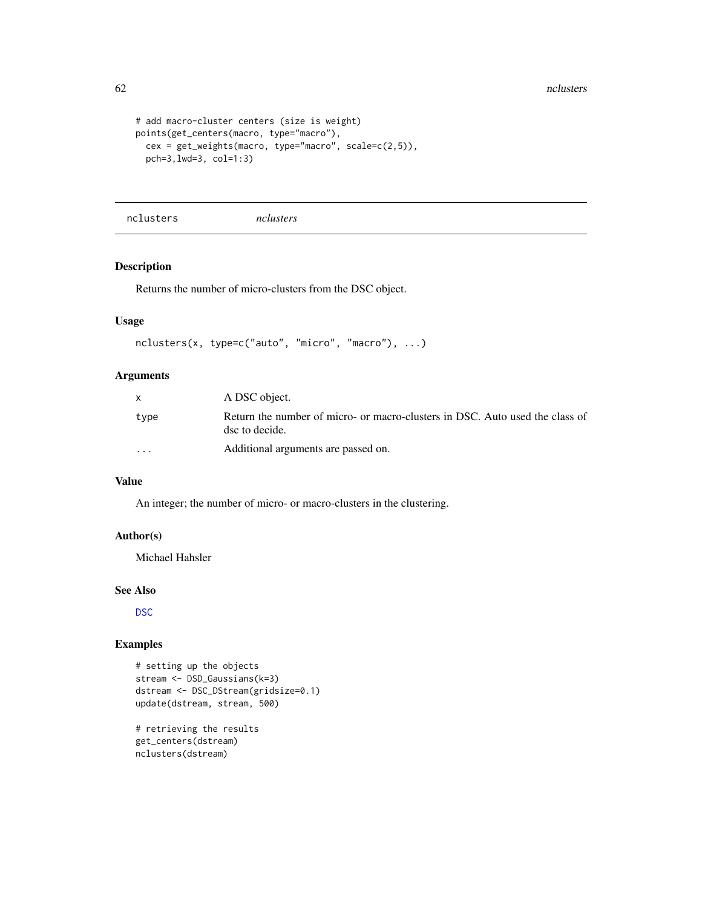```
# add macro-cluster centers (size is weight)
points(get_centers(macro, type="macro"),
  cex = get_weights(macro, type="macro", scale=c(2,5)),
  pch=3,lwd=3, col=1:3)
```

## nclusters — *nclusters*

### Description

Returns the number of micro-clusters from the DSC object.

### Usage

```
nclusters(x, type=c("auto", "micro", "macro"), ...)
```

### Arguments

| | |
|---|---|
| x | A DSC object. |
| type | Return the number of micro- or macro-clusters in DSC. Auto used the class of dsc to decide. |
| ... | Additional arguments are passed on. |

### Value

An integer; the number of micro- or macro-clusters in the clustering.

### Author(s)

Michael Hahsler

### See Also

DSC

### Examples

```
# setting up the objects
stream <- DSD_Gaussians(k=3)
dstream <- DSC_DStream(gridsize=0.1)
update(dstream, stream, 500)

# retrieving the results
get_centers(dstream)
nclusters(dstream)
```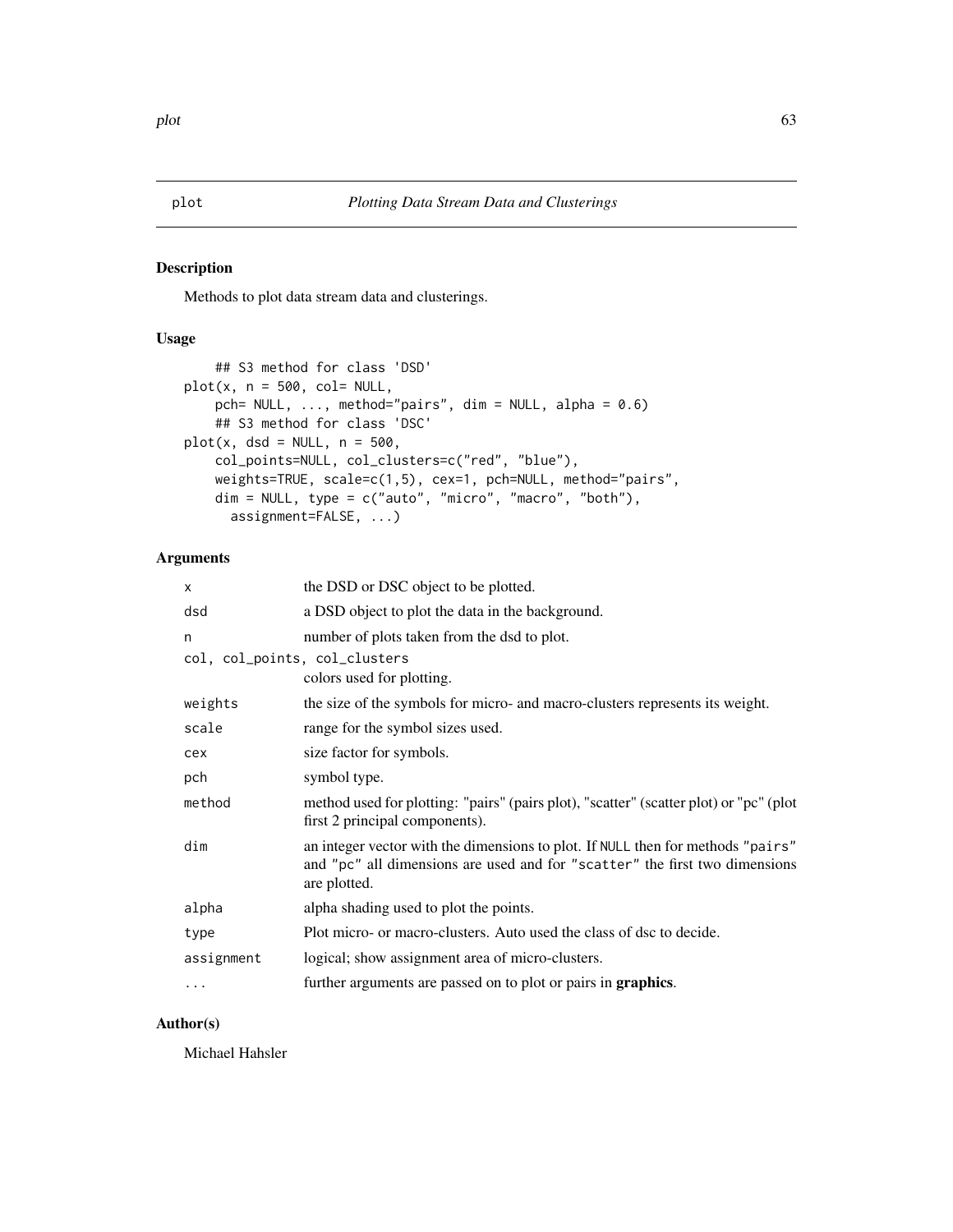plot *Plotting Data Stream Data and Clusterings*

## Description

Methods to plot data stream data and clusterings.

## Usage

```
    ## S3 method for class 'DSD'
plot(x, n = 500, col= NULL,
    pch= NULL, ..., method="pairs", dim = NULL, alpha = 0.6)
    ## S3 method for class 'DSC'
plot(x, dsd = NULL, n = 500,
    col_points=NULL, col_clusters=c("red", "blue"),
    weights=TRUE, scale=c(1,5), cex=1, pch=NULL, method="pairs",
    dim = NULL, type = c("auto", "micro", "macro", "both"),
      assignment=FALSE, ...)
```

## Arguments

| | |
|---|---|
| `x` | the DSD or DSC object to be plotted. |
| `dsd` | a DSD object to plot the data in the background. |
| `n` | number of plots taken from the dsd to plot. |
| `col, col_points, col_clusters` | colors used for plotting. |
| `weights` | the size of the symbols for micro- and macro-clusters represents its weight. |
| `scale` | range for the symbol sizes used. |
| `cex` | size factor for symbols. |
| `pch` | symbol type. |
| `method` | method used for plotting: "pairs" (pairs plot), "scatter" (scatter plot) or "pc" (plot first 2 principal components). |
| `dim` | an integer vector with the dimensions to plot. If `NULL` then for methods `"pairs"` and `"pc"` all dimensions are used and for `"scatter"` the first two dimensions are plotted. |
| `alpha` | alpha shading used to plot the points. |
| `type` | Plot micro- or macro-clusters. Auto used the class of dsc to decide. |
| `assignment` | logical; show assignment area of micro-clusters. |
| `...` | further arguments are passed on to plot or pairs in **graphics**. |

## Author(s)

Michael Hahsler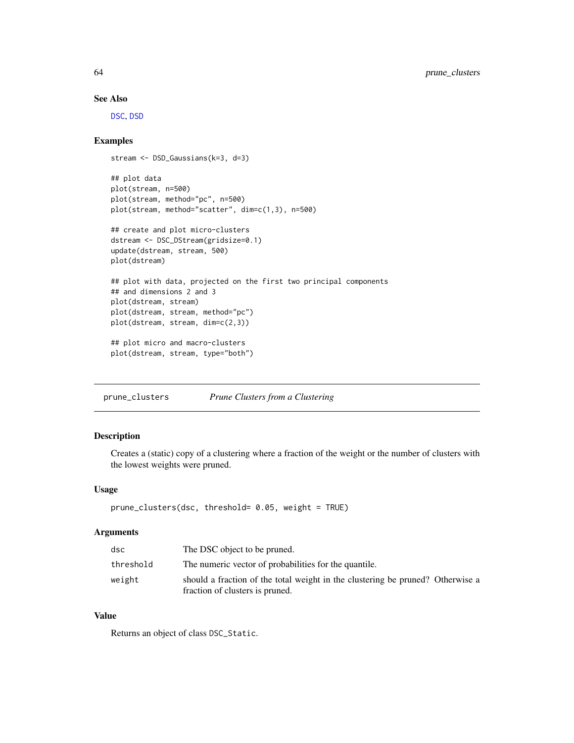## See Also

DSC, DSD

## Examples

```
stream <- DSD_Gaussians(k=3, d=3)

## plot data
plot(stream, n=500)
plot(stream, method="pc", n=500)
plot(stream, method="scatter", dim=c(1,3), n=500)

## create and plot micro-clusters
dstream <- DSC_DStream(gridsize=0.1)
update(dstream, stream, 500)
plot(dstream)

## plot with data, projected on the first two principal components
## and dimensions 2 and 3
plot(dstream, stream)
plot(dstream, stream, method="pc")
plot(dstream, stream, dim=c(2,3))

## plot micro and macro-clusters
plot(dstream, stream, type="both")
```

---

# prune_clusters *Prune Clusters from a Clustering*

## Description

Creates a (static) copy of a clustering where a fraction of the weight or the number of clusters with the lowest weights were pruned.

## Usage

```
prune_clusters(dsc, threshold= 0.05, weight = TRUE)
```

## Arguments

| | |
|---|---|
| dsc | The DSC object to be pruned. |
| threshold | The numeric vector of probabilities for the quantile. |
| weight | should a fraction of the total weight in the clustering be pruned? Otherwise a fraction of clusters is pruned. |

## Value

Returns an object of class DSC_Static.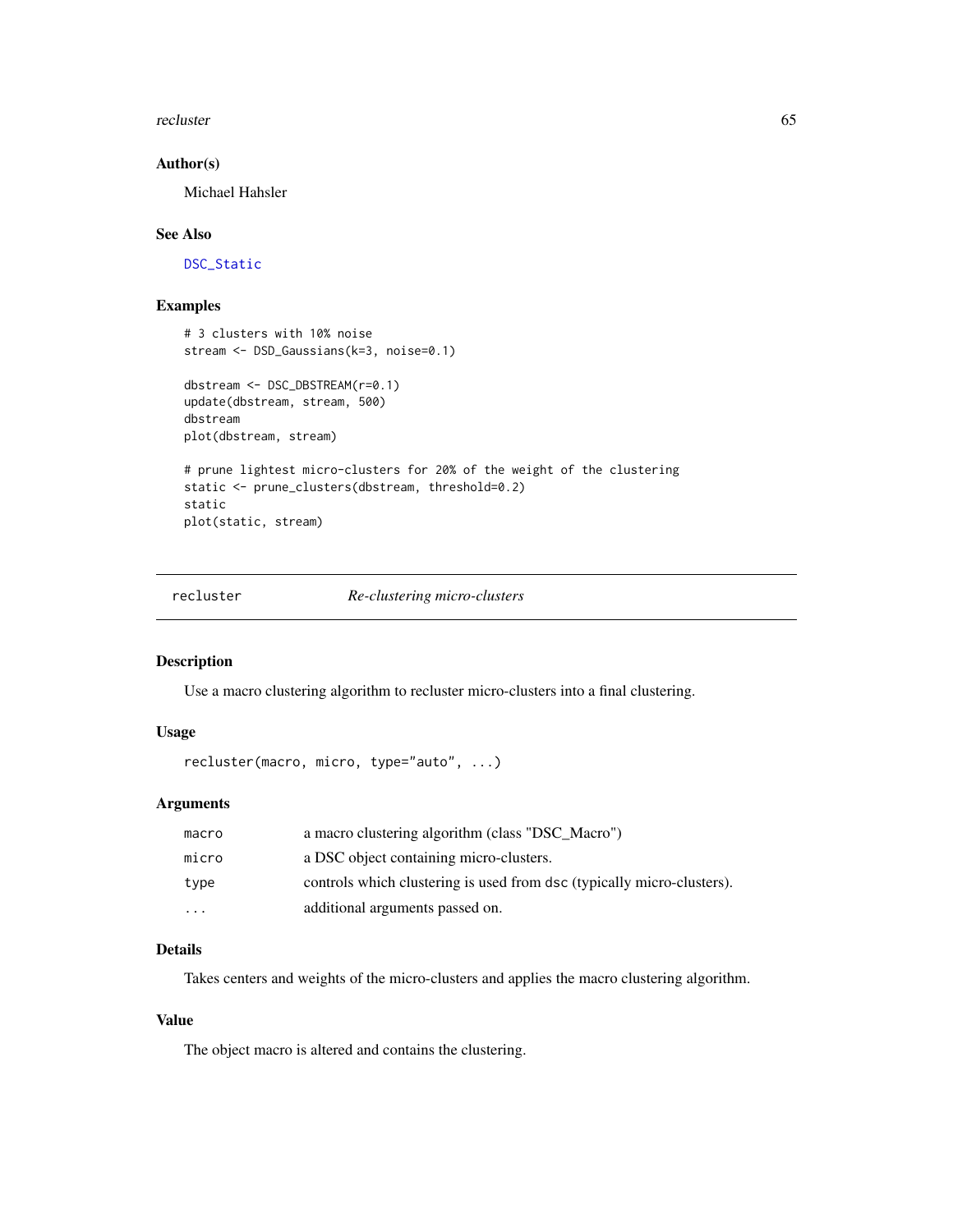## Author(s)

Michael Hahsler

## See Also

DSC_Static

## Examples

```
# 3 clusters with 10% noise
stream <- DSD_Gaussians(k=3, noise=0.1)

dbstream <- DSC_DBSTREAM(r=0.1)
update(dbstream, stream, 500)
dbstream
plot(dbstream, stream)

# prune lightest micro-clusters for 20% of the weight of the clustering
static <- prune_clusters(dbstream, threshold=0.2)
static
plot(static, stream)
```

---

# recluster — *Re-clustering micro-clusters*

---

## Description

Use a macro clustering algorithm to recluster micro-clusters into a final clustering.

## Usage

```
recluster(macro, micro, type="auto", ...)
```

## Arguments

| | |
|---|---|
| macro | a macro clustering algorithm (class "DSC_Macro") |
| micro | a DSC object containing micro-clusters. |
| type | controls which clustering is used from `dsc` (typically micro-clusters). |
| ... | additional arguments passed on. |

## Details

Takes centers and weights of the micro-clusters and applies the macro clustering algorithm.

## Value

The object macro is altered and contains the clustering.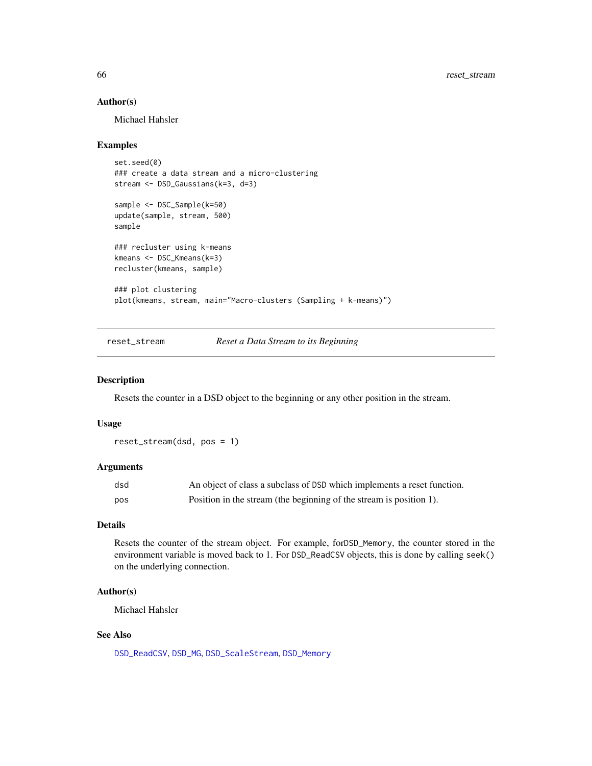### Author(s)

Michael Hahsler

### Examples

```
set.seed(0)
### create a data stream and a micro-clustering
stream <- DSD_Gaussians(k=3, d=3)

sample <- DSC_Sample(k=50)
update(sample, stream, 500)
sample

### recluster using k-means
kmeans <- DSC_Kmeans(k=3)
recluster(kmeans, sample)

### plot clustering
plot(kmeans, stream, main="Macro-clusters (Sampling + k-means)")
```

---

## reset_stream — *Reset a Data Stream to its Beginning*

---

### Description

Resets the counter in a DSD object to the beginning or any other position in the stream.

### Usage

```
reset_stream(dsd, pos = 1)
```

### Arguments

| | |
|---|---|
| `dsd` | An object of class a subclass of `DSD` which implements a reset function. |
| `pos` | Position in the stream (the beginning of the stream is position 1). |

### Details

Resets the counter of the stream object. For example, for`DSD_Memory`, the counter stored in the environment variable is moved back to 1. For `DSD_ReadCSV` objects, this is done by calling `seek()` on the underlying connection.

### Author(s)

Michael Hahsler

### See Also

`DSD_ReadCSV`, `DSD_MG`, `DSD_ScaleStream`, `DSD_Memory`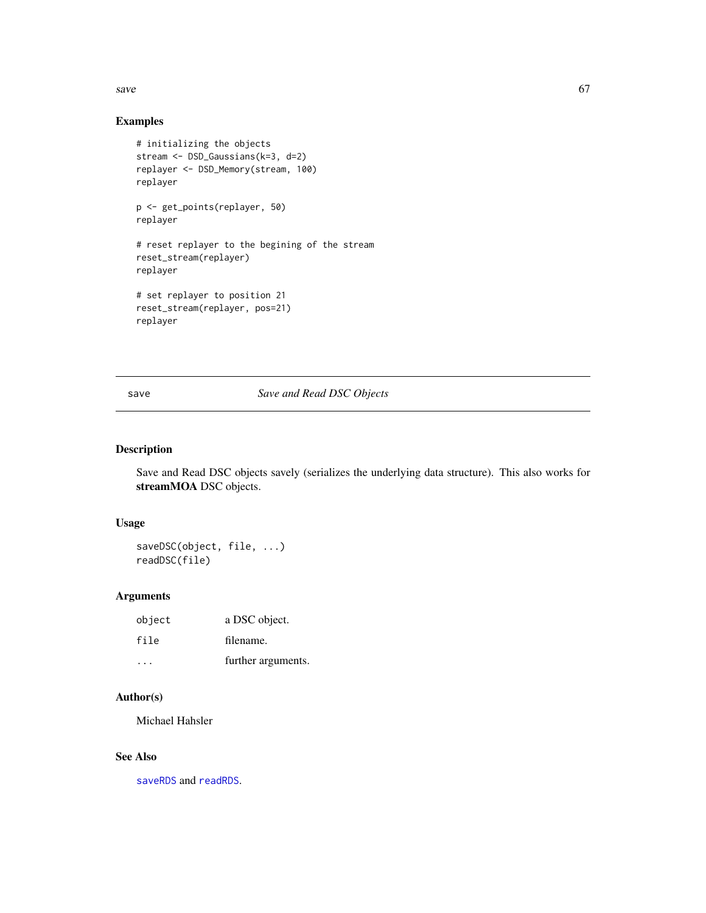## Examples

```
# initializing the objects
stream <- DSD_Gaussians(k=3, d=2)
replayer <- DSD_Memory(stream, 100)
replayer

p <- get_points(replayer, 50)
replayer

# reset replayer to the begining of the stream
reset_stream(replayer)
replayer

# set replayer to position 21
reset_stream(replayer, pos=21)
replayer
```

---

# save *Save and Read DSC Objects*

---

## Description

Save and Read DSC objects savely (serializes the underlying data structure). This also works for **streamMOA** DSC objects.

## Usage

```
saveDSC(object, file, ...)
readDSC(file)
```

## Arguments

| | |
|---|---|
| object | a DSC object. |
| file | filename. |
| ... | further arguments. |

## Author(s)

Michael Hahsler

## See Also

`saveRDS` and `readRDS`.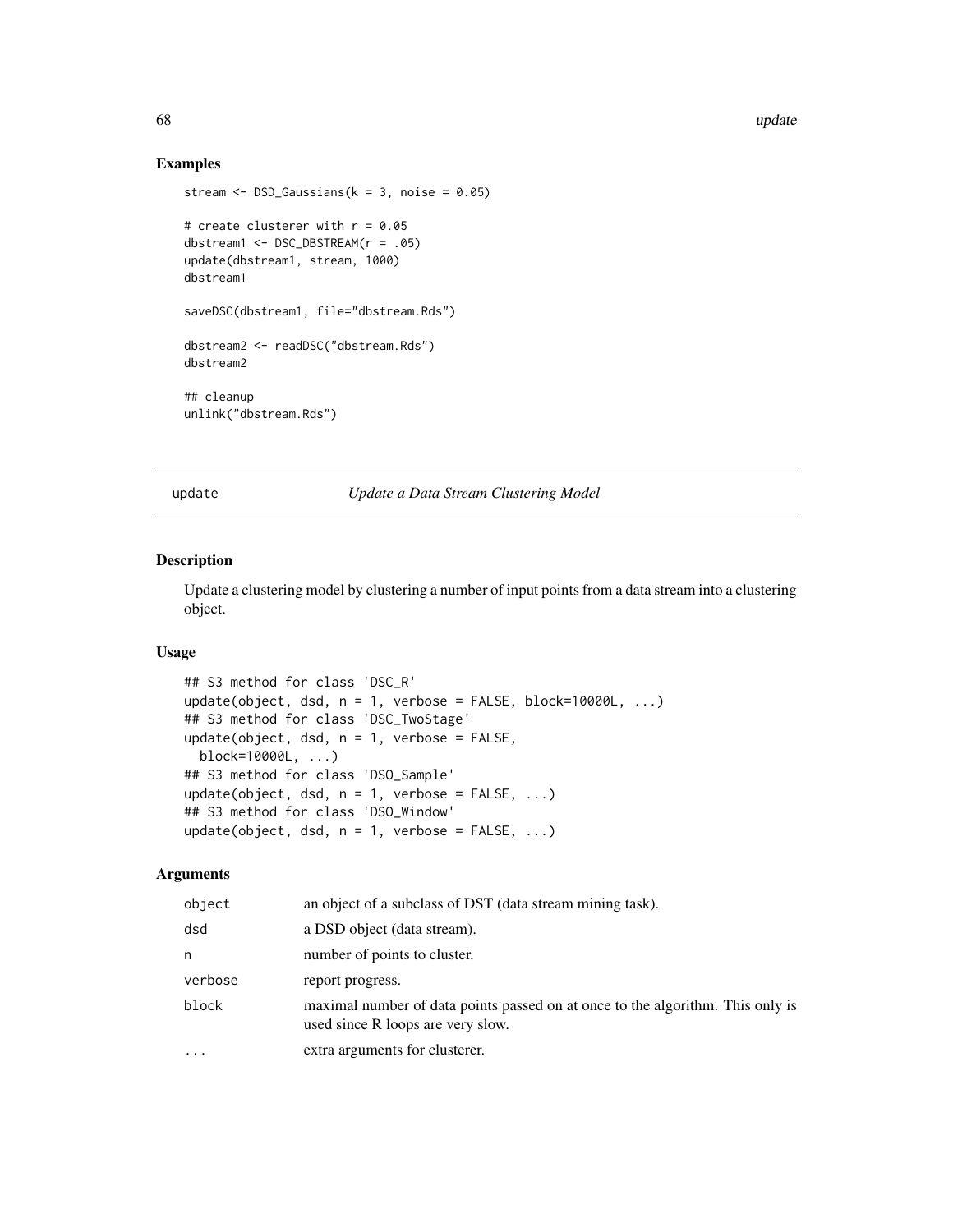## Examples

```
stream <- DSD_Gaussians(k = 3, noise = 0.05)

# create clusterer with r = 0.05
dbstream1 <- DSC_DBSTREAM(r = .05)
update(dbstream1, stream, 1000)
dbstream1

saveDSC(dbstream1, file="dbstream.Rds")

dbstream2 <- readDSC("dbstream.Rds")
dbstream2

## cleanup
unlink("dbstream.Rds")
```

---

# update — *Update a Data Stream Clustering Model*

---

## Description

Update a clustering model by clustering a number of input points from a data stream into a clustering object.

## Usage

```
## S3 method for class 'DSC_R'
update(object, dsd, n = 1, verbose = FALSE, block=10000L, ...)
## S3 method for class 'DSC_TwoStage'
update(object, dsd, n = 1, verbose = FALSE,
  block=10000L, ...)
## S3 method for class 'DSO_Sample'
update(object, dsd, n = 1, verbose = FALSE, ...)
## S3 method for class 'DSO_Window'
update(object, dsd, n = 1, verbose = FALSE, ...)
```

## Arguments

| | |
|---|---|
| `object` | an object of a subclass of DST (data stream mining task). |
| `dsd` | a DSD object (data stream). |
| `n` | number of points to cluster. |
| `verbose` | report progress. |
| `block` | maximal number of data points passed on at once to the algorithm. This only is used since R loops are very slow. |
| `...` | extra arguments for clusterer. |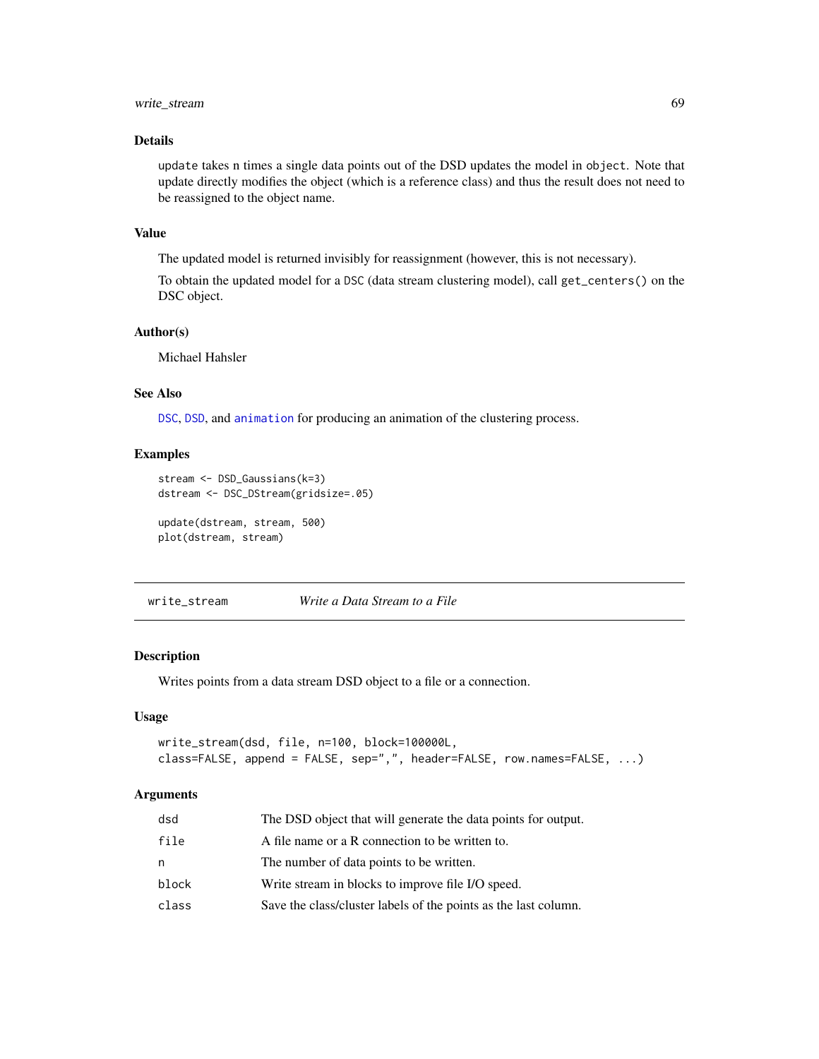## Details

`update` takes n times a single data points out of the DSD updates the model in `object`. Note that update directly modifies the object (which is a reference class) and thus the result does not need to be reassigned to the object name.

## Value

The updated model is returned invisibly for reassignment (however, this is not necessary).

To obtain the updated model for a DSC (data stream clustering model), call `get_centers()` on the DSC object.

## Author(s)

Michael Hahsler

## See Also

DSC, DSD, and animation for producing an animation of the clustering process.

## Examples

```
stream <- DSD_Gaussians(k=3)
dstream <- DSC_DStream(gridsize=.05)

update(dstream, stream, 500)
plot(dstream, stream)
```

---

# write_stream — *Write a Data Stream to a File*

## Description

Writes points from a data stream DSD object to a file or a connection.

## Usage

```
write_stream(dsd, file, n=100, block=100000L,
class=FALSE, append = FALSE, sep=",", header=FALSE, row.names=FALSE, ...)
```

## Arguments

| | |
|---|---|
| `dsd` | The DSD object that will generate the data points for output. |
| `file` | A file name or a R connection to be written to. |
| `n` | The number of data points to be written. |
| `block` | Write stream in blocks to improve file I/O speed. |
| `class` | Save the class/cluster labels of the points as the last column. |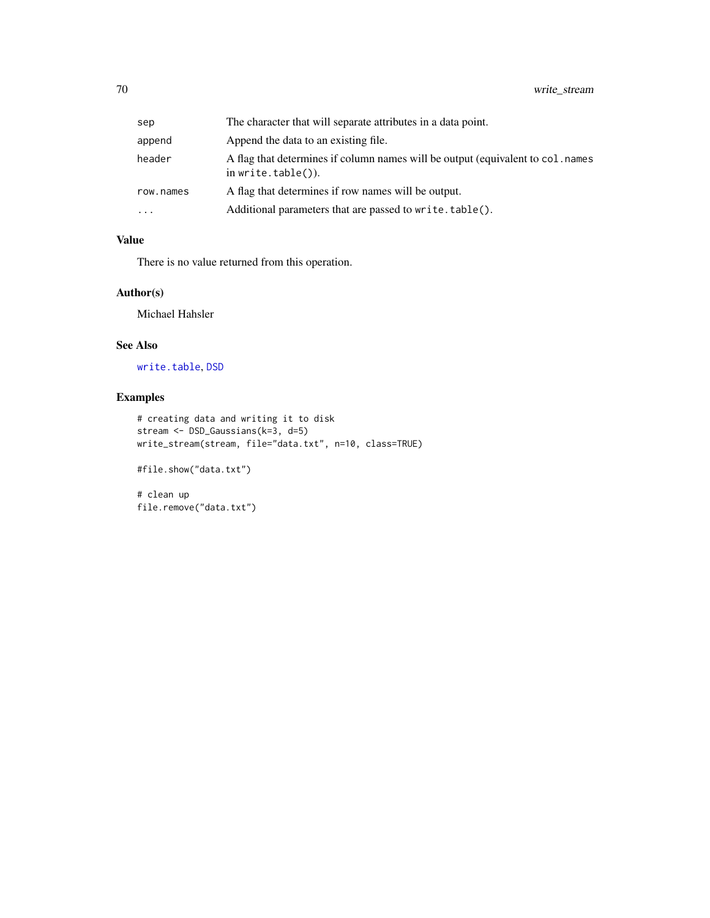| | |
|---|---|
| `sep` | The character that will separate attributes in a data point. |
| `append` | Append the data to an existing file. |
| `header` | A flag that determines if column names will be output (equivalent to `col.names` in `write.table()`). |
| `row.names` | A flag that determines if row names will be output. |
| `...` | Additional parameters that are passed to `write.table()`. |

### Value

There is no value returned from this operation.

### Author(s)

Michael Hahsler

### See Also

`write.table`, `DSD`

### Examples

```
# creating data and writing it to disk
stream <- DSD_Gaussians(k=3, d=5)
write_stream(stream, file="data.txt", n=10, class=TRUE)

#file.show("data.txt")

# clean up
file.remove("data.txt")
```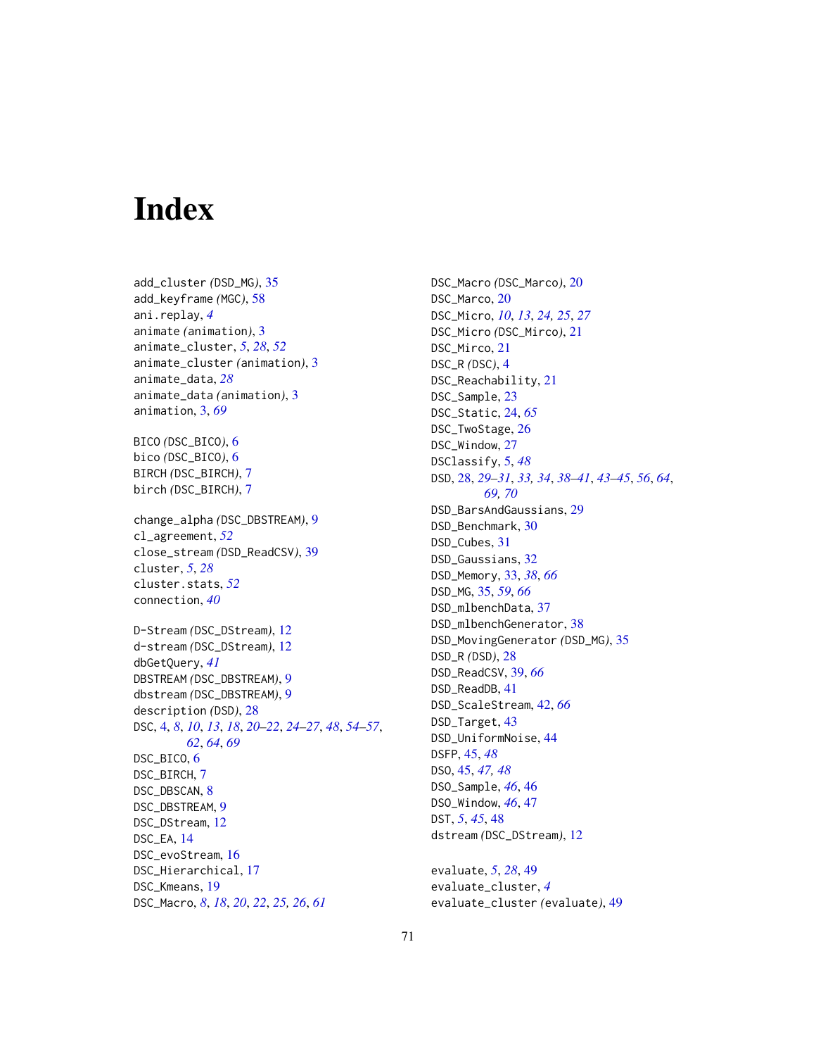# Index

add_cluster *(DSD_MG)*, 35
add_keyframe *(MGC)*, 58
ani.replay, *4*
animate *(animation)*, 3
animate_cluster, *5*, *28*, *52*
animate_cluster *(animation)*, 3
animate_data, *28*
animate_data *(animation)*, 3
animation, 3, *69*

BICO *(DSC_BICO)*, 6
bico *(DSC_BICO)*, 6
BIRCH *(DSC_BIRCH)*, 7
birch *(DSC_BIRCH)*, 7

change_alpha *(DSC_DBSTREAM)*, 9
cl_agreement, *52*
close_stream *(DSD_ReadCSV)*, 39
cluster, *5*, *28*
cluster.stats, *52*
connection, *40*

D-Stream *(DSC_DStream)*, 12
d-stream *(DSC_DStream)*, 12
dbGetQuery, *41*
DBSTREAM *(DSC_DBSTREAM)*, 9
dbstream *(DSC_DBSTREAM)*, 9
description *(DSD)*, 28
DSC, 4, *8*, *10*, *13*, *18*, *20–22*, *24–27*, *48*, *54–57*, *62*, *64*, *69*
DSC_BICO, 6
DSC_BIRCH, 7
DSC_DBSCAN, 8
DSC_DBSTREAM, 9
DSC_DStream, 12
DSC_EA, 14
DSC_evoStream, 16
DSC_Hierarchical, 17
DSC_Kmeans, 19
DSC_Macro, *8*, *18*, *20*, *22*, *25*, *26*, *61*
DSC_Macro *(DSC_Marco)*, 20
DSC_Marco, 20
DSC_Micro, *10*, *13*, *24*, *25*, *27*
DSC_Micro *(DSC_Mirco)*, 21
DSC_Mirco, 21
DSC_R *(DSC)*, 4
DSC_Reachability, 21
DSC_Sample, 23
DSC_Static, 24, *65*
DSC_TwoStage, 26
DSC_Window, 27
DSClassify, 5, *48*
DSD, 28, *29–31*, *33*, *34*, *38–41*, *43–45*, *56*, *64*, *69*, *70*
DSD_BarsAndGaussians, 29
DSD_Benchmark, 30
DSD_Cubes, 31
DSD_Gaussians, 32
DSD_Memory, 33, *38*, *66*
DSD_MG, 35, *59*, *66*
DSD_mlbenchData, 37
DSD_mlbenchGenerator, 38
DSD_MovingGenerator *(DSD_MG)*, 35
DSD_R *(DSD)*, 28
DSD_ReadCSV, 39, *66*
DSD_ReadDB, 41
DSD_ScaleStream, 42, *66*
DSD_Target, 43
DSD_UniformNoise, 44
DSFP, 45, *48*
DSO, 45, *47*, *48*
DSO_Sample, *46*, 46
DSO_Window, *46*, 47
DST, *5*, *45*, 48
dstream *(DSC_DStream)*, 12

evaluate, *5*, *28*, 49
evaluate_cluster, *4*
evaluate_cluster *(evaluate)*, 49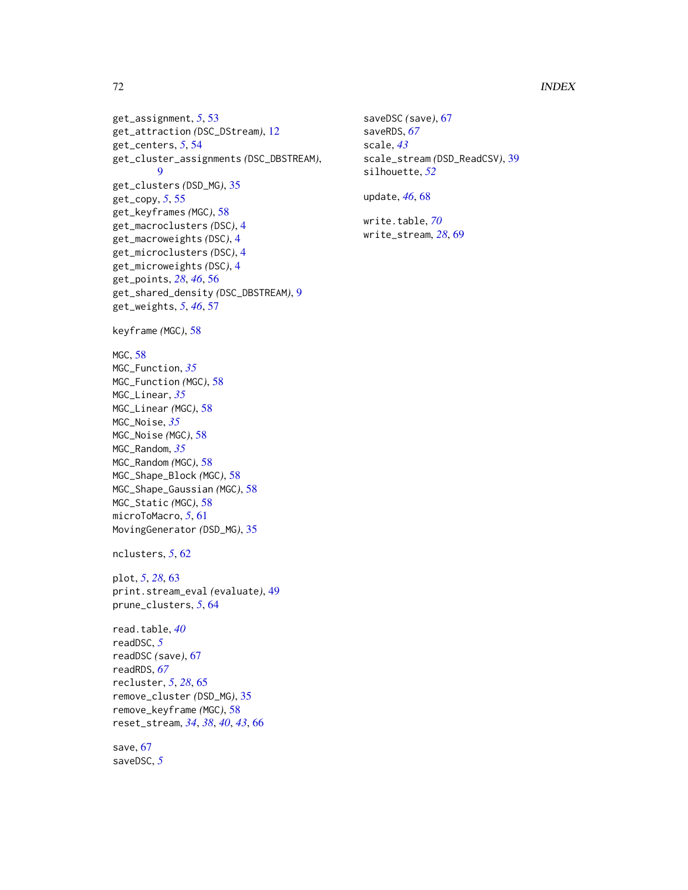get_assignment, *5*, 53
get_attraction *(*DSC_DStream*)*, 12
get_centers, *5*, 54
get_cluster_assignments *(*DSC_DBSTREAM*)*, 9
get_clusters *(*DSD_MG*)*, 35
get_copy, *5*, 55
get_keyframes *(*MGC*)*, 58
get_macroclusters *(*DSC*)*, 4
get_macroweights *(*DSC*)*, 4
get_microclusters *(*DSC*)*, 4
get_microweights *(*DSC*)*, 4
get_points, *28*, *46*, 56
get_shared_density *(*DSC_DBSTREAM*)*, 9
get_weights, *5*, *46*, 57

keyframe *(*MGC*)*, 58

MGC, 58
MGC_Function, *35*
MGC_Function *(*MGC*)*, 58
MGC_Linear, *35*
MGC_Linear *(*MGC*)*, 58
MGC_Noise, *35*
MGC_Noise *(*MGC*)*, 58
MGC_Random, *35*
MGC_Random *(*MGC*)*, 58
MGC_Shape_Block *(*MGC*)*, 58
MGC_Shape_Gaussian *(*MGC*)*, 58
MGC_Static *(*MGC*)*, 58
microToMacro, *5*, 61
MovingGenerator *(*DSD_MG*)*, 35

nclusters, *5*, 62

plot, *5*, *28*, 63
print.stream_eval *(*evaluate*)*, 49
prune_clusters, *5*, 64

read.table, *40*
readDSC, *5*
readDSC *(*save*)*, 67
readRDS, *67*
recluster, *5*, *28*, 65
remove_cluster *(*DSD_MG*)*, 35
remove_keyframe *(*MGC*)*, 58
reset_stream, *34*, *38*, *40*, *43*, 66

save, 67
saveDSC, *5*
saveDSC *(*save*)*, 67
saveRDS, *67*
scale, *43*
scale_stream *(*DSD_ReadCSV*)*, 39
silhouette, *52*

update, *46*, 68

write.table, *70*
write_stream, *28*, 69